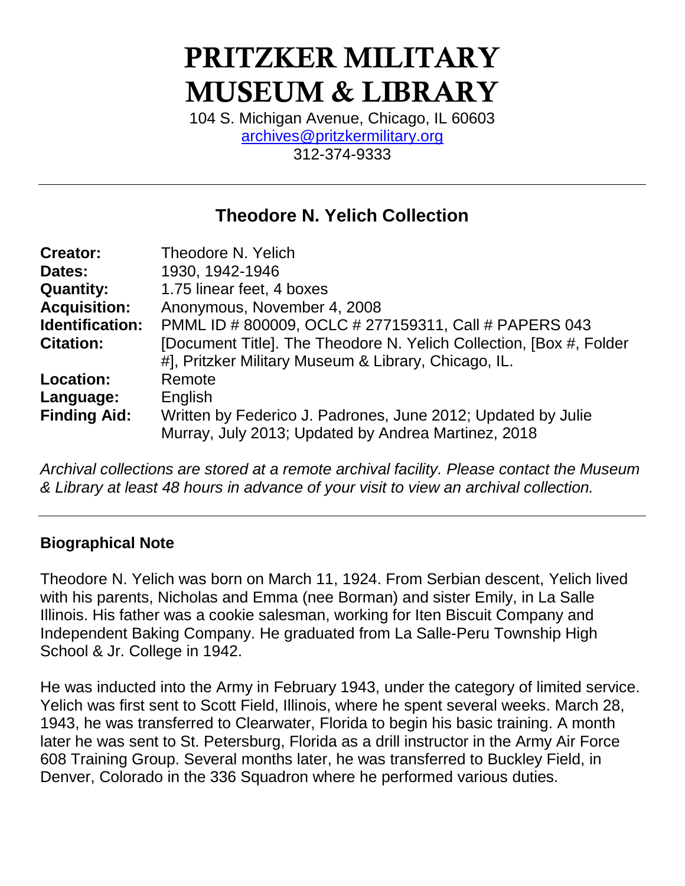# PRITZKER MILITARY MUSEUM & LIBRARY

104 S. Michigan Avenue, Chicago, IL 60603
archives@pritzkermilitary.org
312-374-9333

---

## Theodore N. Yelich Collection

| | |
|---|---|
| **Creator:** | Theodore N. Yelich |
| **Dates:** | 1930, 1942-1946 |
| **Quantity:** | 1.75 linear feet, 4 boxes |
| **Acquisition:** | Anonymous, November 4, 2008 |
| **Identification:** | PMML ID # 800009, OCLC # 277159311, Call # PAPERS 043 |
| **Citation:** | [Document Title]. The Theodore N. Yelich Collection, [Box #, Folder #], Pritzker Military Museum & Library, Chicago, IL. |
| **Location:** | Remote |
| **Language:** | English |
| **Finding Aid:** | Written by Federico J. Padrones, June 2012; Updated by Julie Murray, July 2013; Updated by Andrea Martinez, 2018 |

*Archival collections are stored at a remote archival facility. Please contact the Museum & Library at least 48 hours in advance of your visit to view an archival collection.*

---

### Biographical Note

Theodore N. Yelich was born on March 11, 1924. From Serbian descent, Yelich lived with his parents, Nicholas and Emma (nee Borman) and sister Emily, in La Salle Illinois. His father was a cookie salesman, working for Iten Biscuit Company and Independent Baking Company. He graduated from La Salle-Peru Township High School & Jr. College in 1942.

He was inducted into the Army in February 1943, under the category of limited service. Yelich was first sent to Scott Field, Illinois, where he spent several weeks. March 28, 1943, he was transferred to Clearwater, Florida to begin his basic training. A month later he was sent to St. Petersburg, Florida as a drill instructor in the Army Air Force 608 Training Group. Several months later, he was transferred to Buckley Field, in Denver, Colorado in the 336 Squadron where he performed various duties.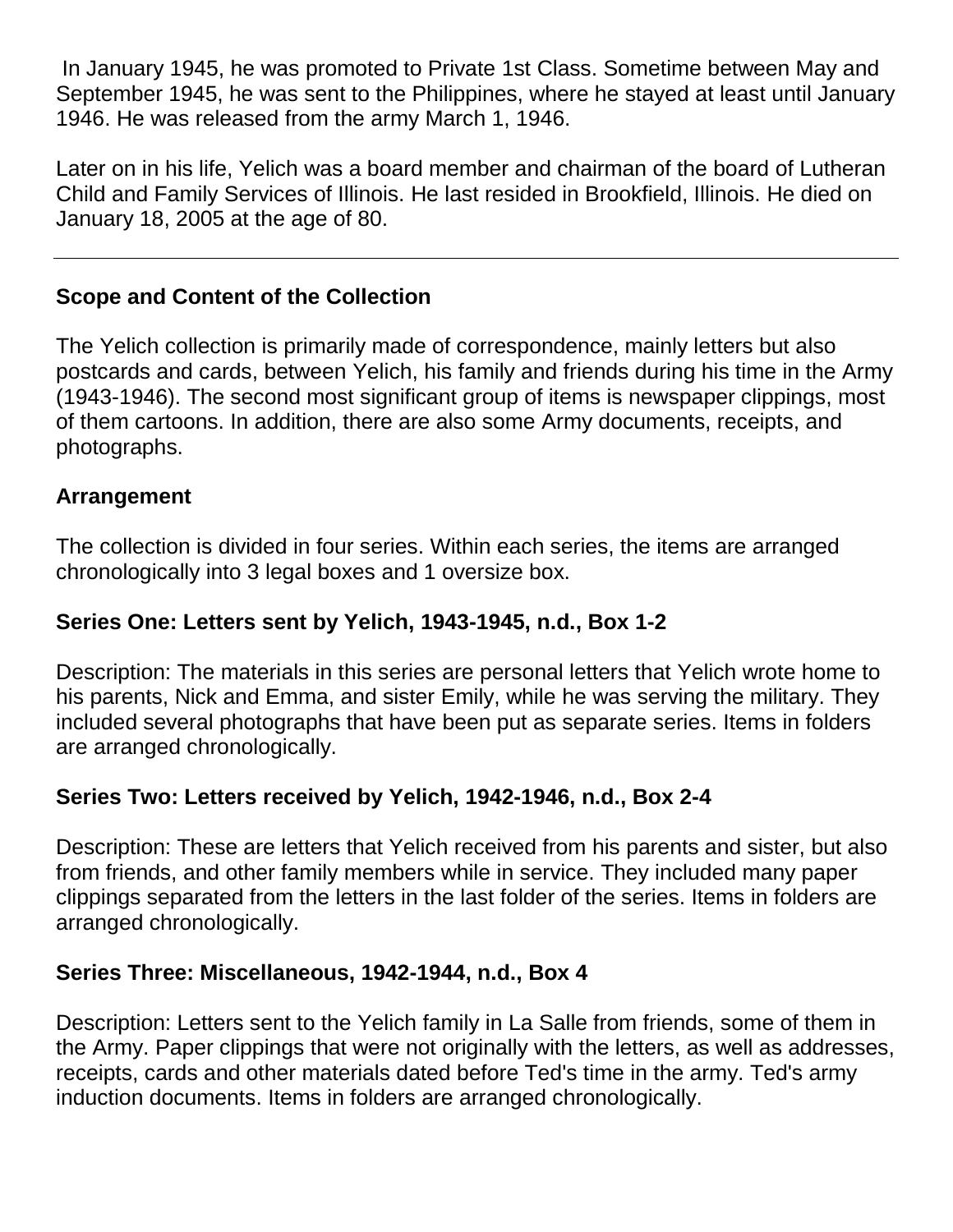In January 1945, he was promoted to Private 1st Class. Sometime between May and September 1945, he was sent to the Philippines, where he stayed at least until January 1946. He was released from the army March 1, 1946.

Later on in his life, Yelich was a board member and chairman of the board of Lutheran Child and Family Services of Illinois. He last resided in Brookfield, Illinois. He died on January 18, 2005 at the age of 80.

---

## Scope and Content of the Collection

The Yelich collection is primarily made of correspondence, mainly letters but also postcards and cards, between Yelich, his family and friends during his time in the Army (1943-1946). The second most significant group of items is newspaper clippings, most of them cartoons. In addition, there are also some Army documents, receipts, and photographs.

## Arrangement

The collection is divided in four series. Within each series, the items are arranged chronologically into 3 legal boxes and 1 oversize box.

### Series One: Letters sent by Yelich, 1943-1945, n.d., Box 1-2

Description: The materials in this series are personal letters that Yelich wrote home to his parents, Nick and Emma, and sister Emily, while he was serving the military. They included several photographs that have been put as separate series. Items in folders are arranged chronologically.

### Series Two: Letters received by Yelich, 1942-1946, n.d., Box 2-4

Description: These are letters that Yelich received from his parents and sister, but also from friends, and other family members while in service. They included many paper clippings separated from the letters in the last folder of the series. Items in folders are arranged chronologically.

### Series Three: Miscellaneous, 1942-1944, n.d., Box 4

Description: Letters sent to the Yelich family in La Salle from friends, some of them in the Army. Paper clippings that were not originally with the letters, as well as addresses, receipts, cards and other materials dated before Ted's time in the army. Ted's army induction documents. Items in folders are arranged chronologically.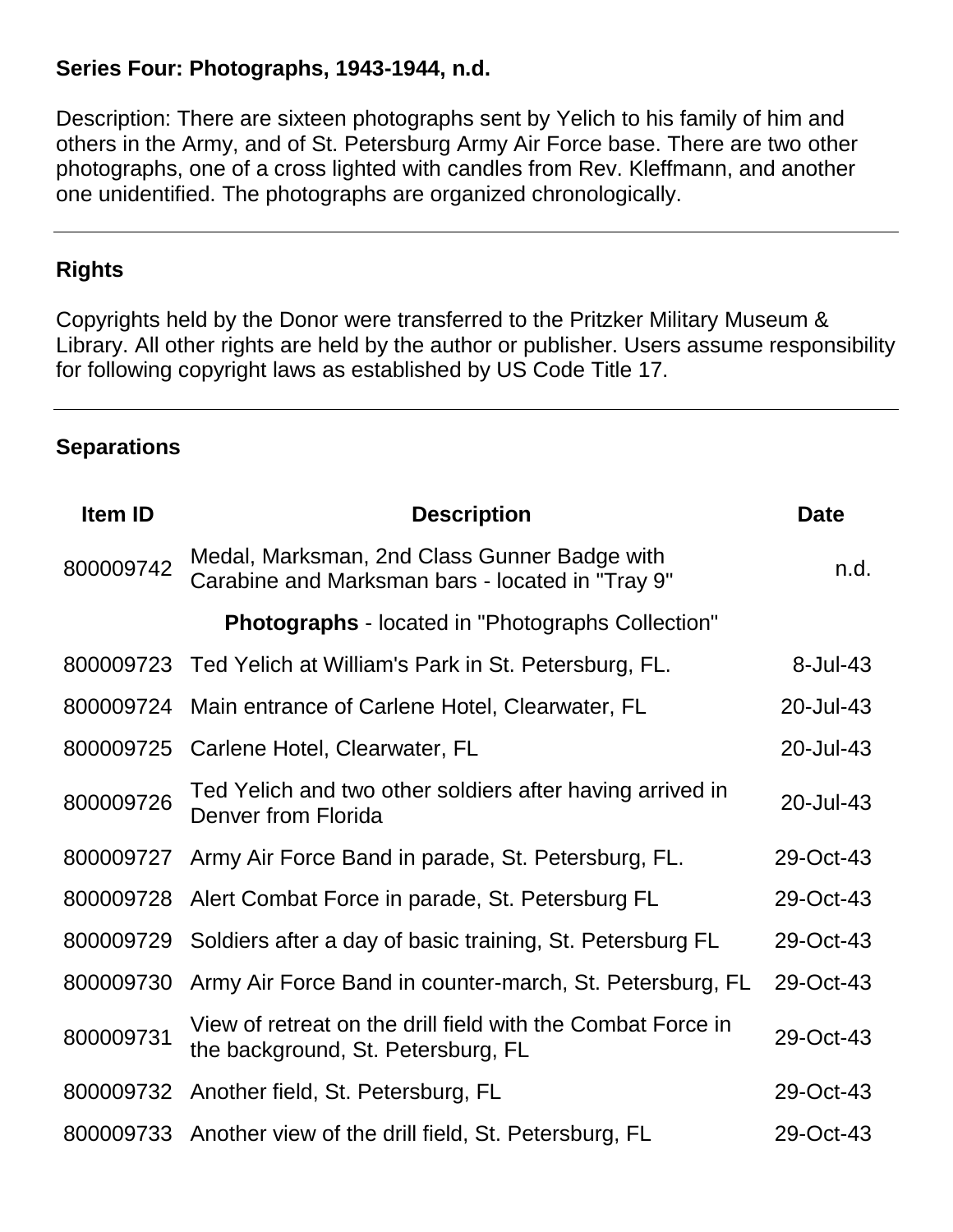### Series Four: Photographs, 1943-1944, n.d.

Description: There are sixteen photographs sent by Yelich to his family of him and others in the Army, and of St. Petersburg Army Air Force base. There are two other photographs, one of a cross lighted with candles from Rev. Kleffmann, and another one unidentified. The photographs are organized chronologically.

---

## Rights

Copyrights held by the Donor were transferred to the Pritzker Military Museum & Library. All other rights are held by the author or publisher. Users assume responsibility for following copyright laws as established by US Code Title 17.

---

## Separations

| Item ID | Description | Date |
|---|---|---|
| 800009742 | Medal, Marksman, 2nd Class Gunner Badge with Carabine and Marksman bars - located in "Tray 9" | n.d. |
| | **Photographs** - located in "Photographs Collection" | |
| 800009723 | Ted Yelich at William's Park in St. Petersburg, FL. | 8-Jul-43 |
| 800009724 | Main entrance of Carlene Hotel, Clearwater, FL | 20-Jul-43 |
| 800009725 | Carlene Hotel, Clearwater, FL | 20-Jul-43 |
| 800009726 | Ted Yelich and two other soldiers after having arrived in Denver from Florida | 20-Jul-43 |
| 800009727 | Army Air Force Band in parade, St. Petersburg, FL. | 29-Oct-43 |
| 800009728 | Alert Combat Force in parade, St. Petersburg FL | 29-Oct-43 |
| 800009729 | Soldiers after a day of basic training, St. Petersburg FL | 29-Oct-43 |
| 800009730 | Army Air Force Band in counter-march, St. Petersburg, FL | 29-Oct-43 |
| 800009731 | View of retreat on the drill field with the Combat Force in the background, St. Petersburg, FL | 29-Oct-43 |
| 800009732 | Another field, St. Petersburg, FL | 29-Oct-43 |
| 800009733 | Another view of the drill field, St. Petersburg, FL | 29-Oct-43 |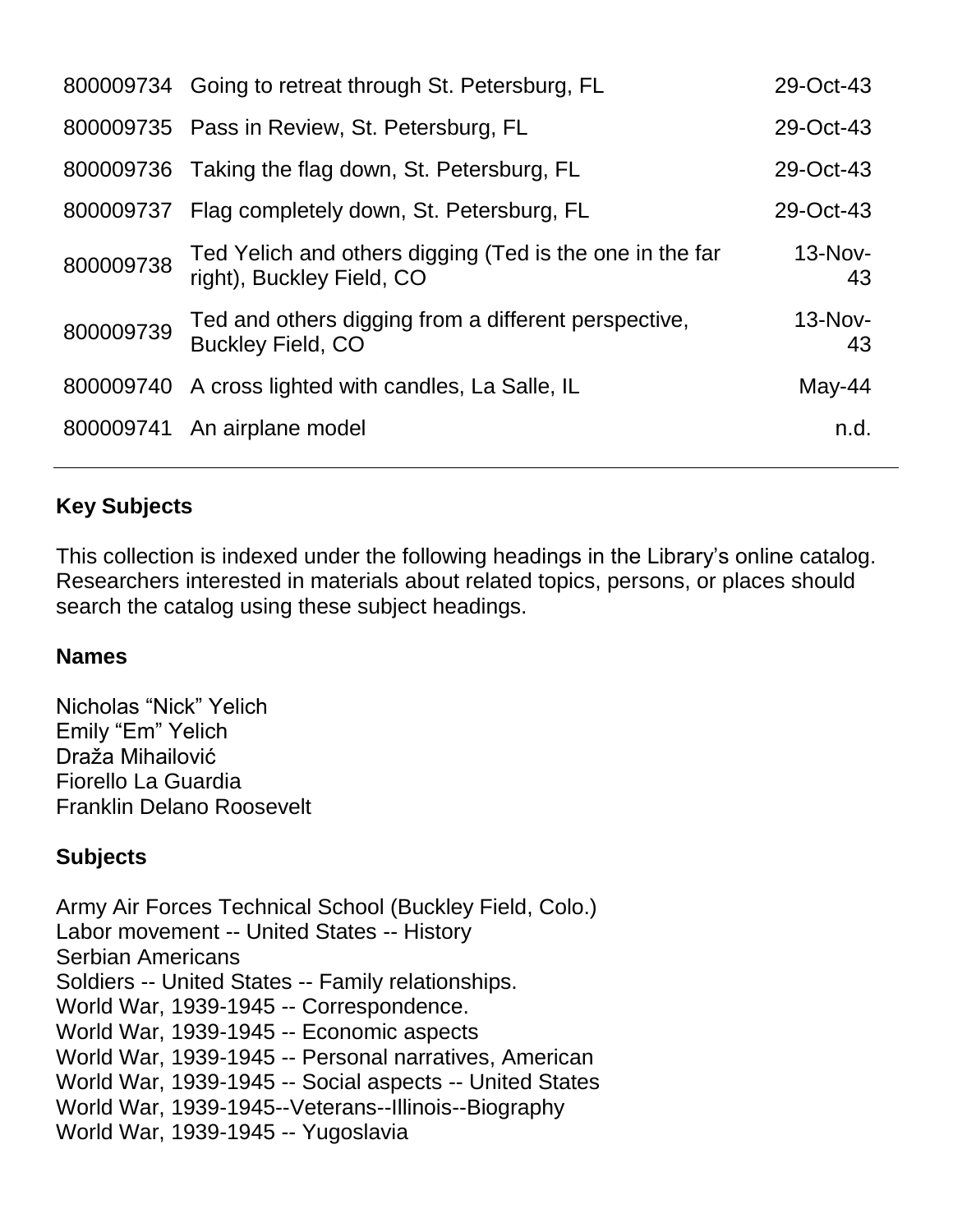| | | |
|---|---|---|
| 800009734 | Going to retreat through St. Petersburg, FL | 29-Oct-43 |
| 800009735 | Pass in Review, St. Petersburg, FL | 29-Oct-43 |
| 800009736 | Taking the flag down, St. Petersburg, FL | 29-Oct-43 |
| 800009737 | Flag completely down, St. Petersburg, FL | 29-Oct-43 |
| 800009738 | Ted Yelich and others digging (Ted is the one in the far right), Buckley Field, CO | 13-Nov-43 |
| 800009739 | Ted and others digging from a different perspective, Buckley Field, CO | 13-Nov-43 |
| 800009740 | A cross lighted with candles, La Salle, IL | May-44 |
| 800009741 | An airplane model | n.d. |

## Key Subjects

This collection is indexed under the following headings in the Library's online catalog. Researchers interested in materials about related topics, persons, or places should search the catalog using these subject headings.

### Names

Nicholas "Nick" Yelich
Emily "Em" Yelich
Draža Mihailović
Fiorello La Guardia
Franklin Delano Roosevelt

### Subjects

Army Air Forces Technical School (Buckley Field, Colo.)
Labor movement -- United States -- History
Serbian Americans
Soldiers -- United States -- Family relationships.
World War, 1939-1945 -- Correspondence.
World War, 1939-1945 -- Economic aspects
World War, 1939-1945 -- Personal narratives, American
World War, 1939-1945 -- Social aspects -- United States
World War, 1939-1945--Veterans--Illinois--Biography
World War, 1939-1945 -- Yugoslavia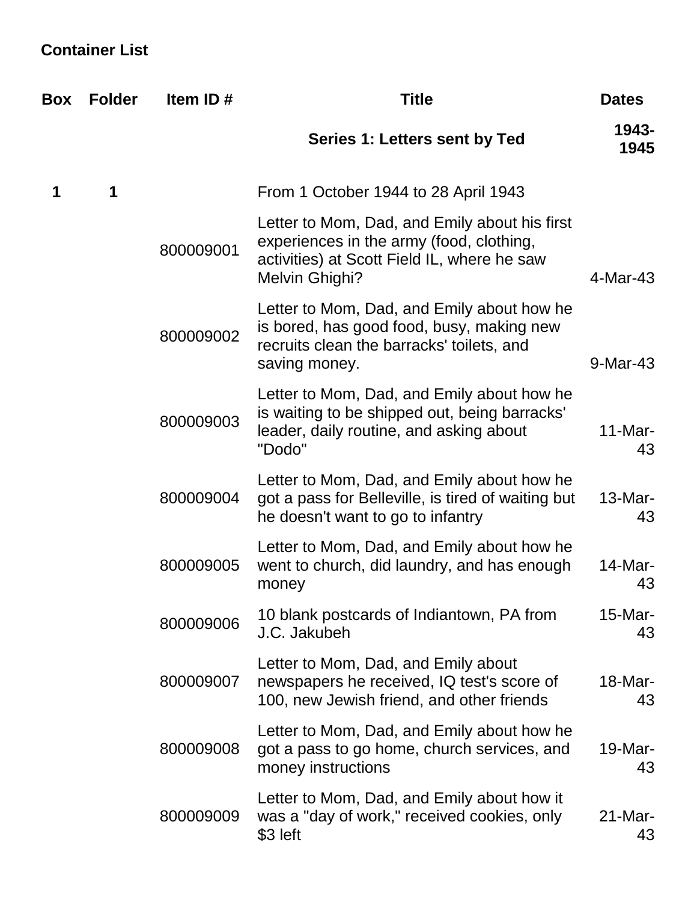**Container List**

| Box | Folder | Item ID # | Title | Dates |
|---|---|---|---|---|
| | | | **Series 1: Letters sent by Ted** | **1943-1945** |
| 1 | 1 | | From 1 October 1944 to 28 April 1943 | |
| | | 800009001 | Letter to Mom, Dad, and Emily about his first experiences in the army (food, clothing, activities) at Scott Field IL, where he saw Melvin Ghighi? | 4-Mar-43 |
| | | 800009002 | Letter to Mom, Dad, and Emily about how he is bored, has good food, busy, making new recruits clean the barracks' toilets, and saving money. | 9-Mar-43 |
| | | 800009003 | Letter to Mom, Dad, and Emily about how he is waiting to be shipped out, being barracks' leader, daily routine, and asking about "Dodo" | 11-Mar-43 |
| | | 800009004 | Letter to Mom, Dad, and Emily about how he got a pass for Belleville, is tired of waiting but he doesn't want to go to infantry | 13-Mar-43 |
| | | 800009005 | Letter to Mom, Dad, and Emily about how he went to church, did laundry, and has enough money | 14-Mar-43 |
| | | 800009006 | 10 blank postcards of Indiantown, PA from J.C. Jakubeh | 15-Mar-43 |
| | | 800009007 | Letter to Mom, Dad, and Emily about newspapers he received, IQ test's score of 100, new Jewish friend, and other friends | 18-Mar-43 |
| | | 800009008 | Letter to Mom, Dad, and Emily about how he got a pass to go home, church services, and money instructions | 19-Mar-43 |
| | | 800009009 | Letter to Mom, Dad, and Emily about how it was a "day of work," received cookies, only $3 left | 21-Mar-43 |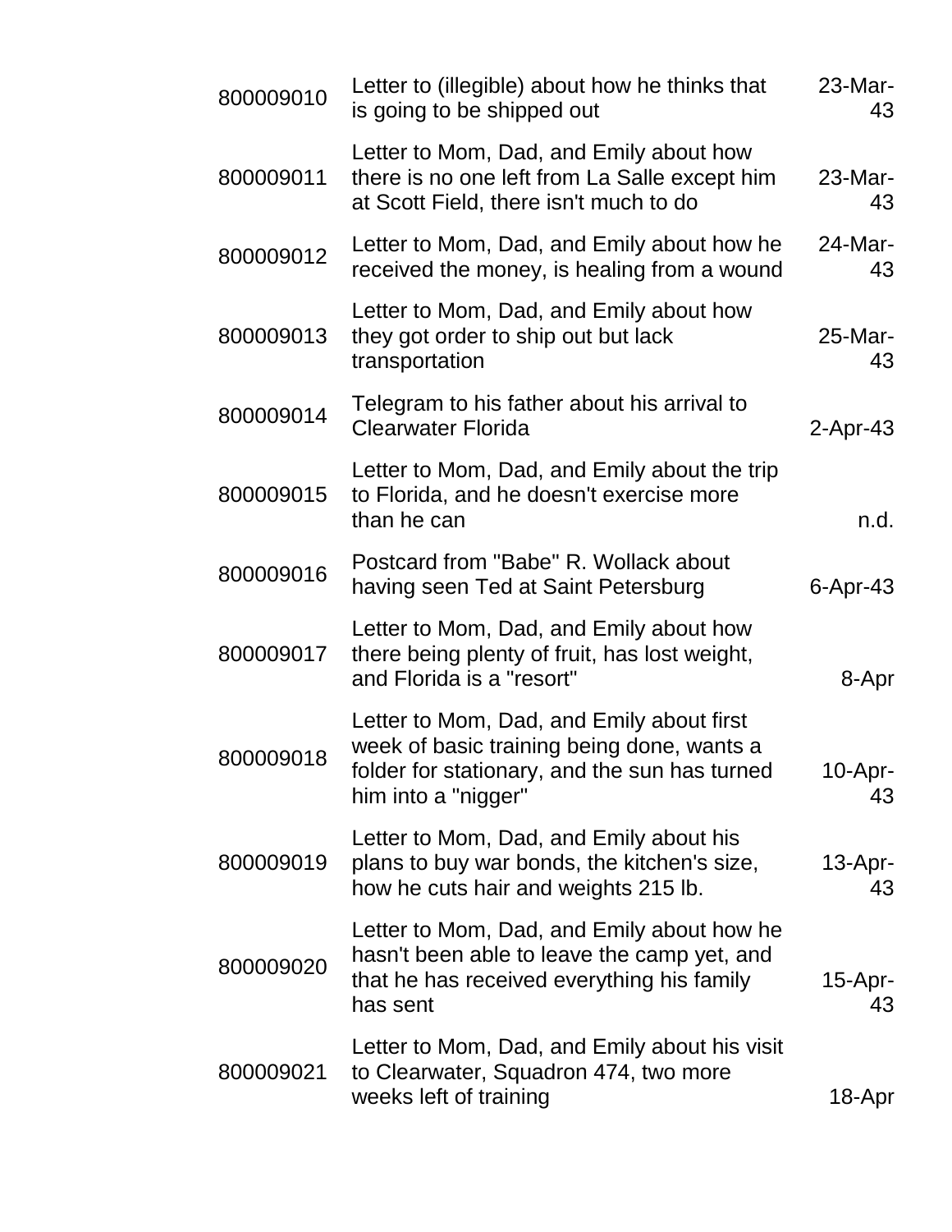| | | |
|---|---|---|
| 800009010 | Letter to (illegible) about how he thinks that is going to be shipped out | 23-Mar-43 |
| 800009011 | Letter to Mom, Dad, and Emily about how there is no one left from La Salle except him at Scott Field, there isn't much to do | 23-Mar-43 |
| 800009012 | Letter to Mom, Dad, and Emily about how he received the money, is healing from a wound | 24-Mar-43 |
| 800009013 | Letter to Mom, Dad, and Emily about how they got order to ship out but lack transportation | 25-Mar-43 |
| 800009014 | Telegram to his father about his arrival to Clearwater Florida | 2-Apr-43 |
| 800009015 | Letter to Mom, Dad, and Emily about the trip to Florida, and he doesn't exercise more than he can | n.d. |
| 800009016 | Postcard from "Babe" R. Wollack about having seen Ted at Saint Petersburg | 6-Apr-43 |
| 800009017 | Letter to Mom, Dad, and Emily about how there being plenty of fruit, has lost weight, and Florida is a "resort" | 8-Apr |
| 800009018 | Letter to Mom, Dad, and Emily about first week of basic training being done, wants a folder for stationary, and the sun has turned him into a "nigger" | 10-Apr-43 |
| 800009019 | Letter to Mom, Dad, and Emily about his plans to buy war bonds, the kitchen's size, how he cuts hair and weights 215 lb. | 13-Apr-43 |
| 800009020 | Letter to Mom, Dad, and Emily about how he hasn't been able to leave the camp yet, and that he has received everything his family has sent | 15-Apr-43 |
| 800009021 | Letter to Mom, Dad, and Emily about his visit to Clearwater, Squadron 474, two more weeks left of training | 18-Apr |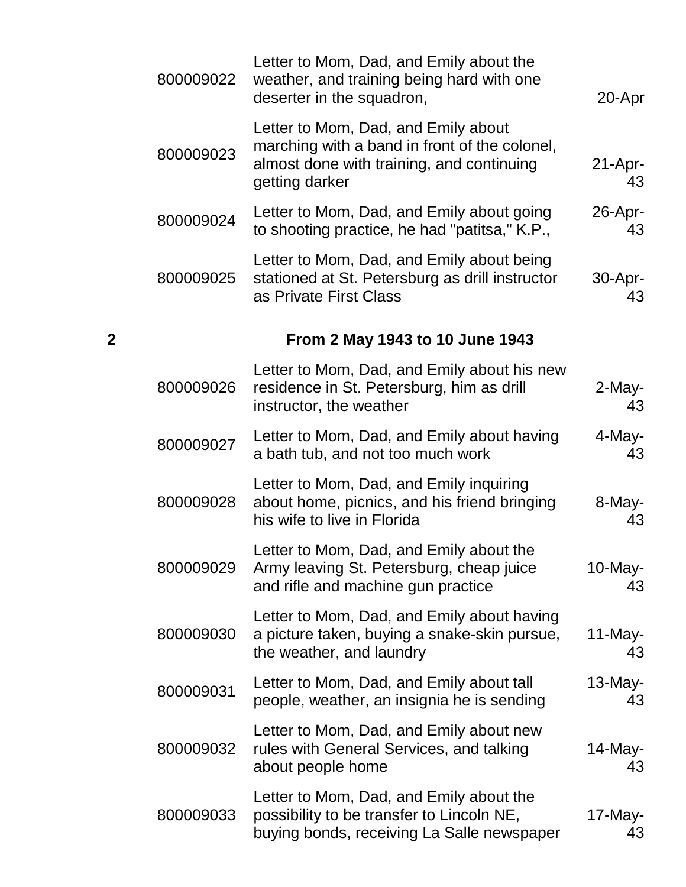| | | | |
|---|---|---|---|
| | 800009022 | Letter to Mom, Dad, and Emily about the weather, and training being hard with one deserter in the squadron, | 20-Apr |
| | 800009023 | Letter to Mom, Dad, and Emily about marching with a band in front of the colonel, almost done with training, and continuing getting darker | 21-Apr-43 |
| | 800009024 | Letter to Mom, Dad, and Emily about going to shooting practice, he had "patitsa," K.P., | 26-Apr-43 |
| | 800009025 | Letter to Mom, Dad, and Emily about being stationed at St. Petersburg as drill instructor as Private First Class | 30-Apr-43 |
| **2** | | **From 2 May 1943 to 10 June 1943** | |
| | 800009026 | Letter to Mom, Dad, and Emily about his new residence in St. Petersburg, him as drill instructor, the weather | 2-May-43 |
| | 800009027 | Letter to Mom, Dad, and Emily about having a bath tub, and not too much work | 4-May-43 |
| | 800009028 | Letter to Mom, Dad, and Emily inquiring about home, picnics, and his friend bringing his wife to live in Florida | 8-May-43 |
| | 800009029 | Letter to Mom, Dad, and Emily about the Army leaving St. Petersburg, cheap juice and rifle and machine gun practice | 10-May-43 |
| | 800009030 | Letter to Mom, Dad, and Emily about having a picture taken, buying a snake-skin pursue, the weather, and laundry | 11-May-43 |
| | 800009031 | Letter to Mom, Dad, and Emily about tall people, weather, an insignia he is sending | 13-May-43 |
| | 800009032 | Letter to Mom, Dad, and Emily about new rules with General Services, and talking about people home | 14-May-43 |
| | 800009033 | Letter to Mom, Dad, and Emily about the possibility to be transfer to Lincoln NE, buying bonds, receiving La Salle newspaper | 17-May-43 |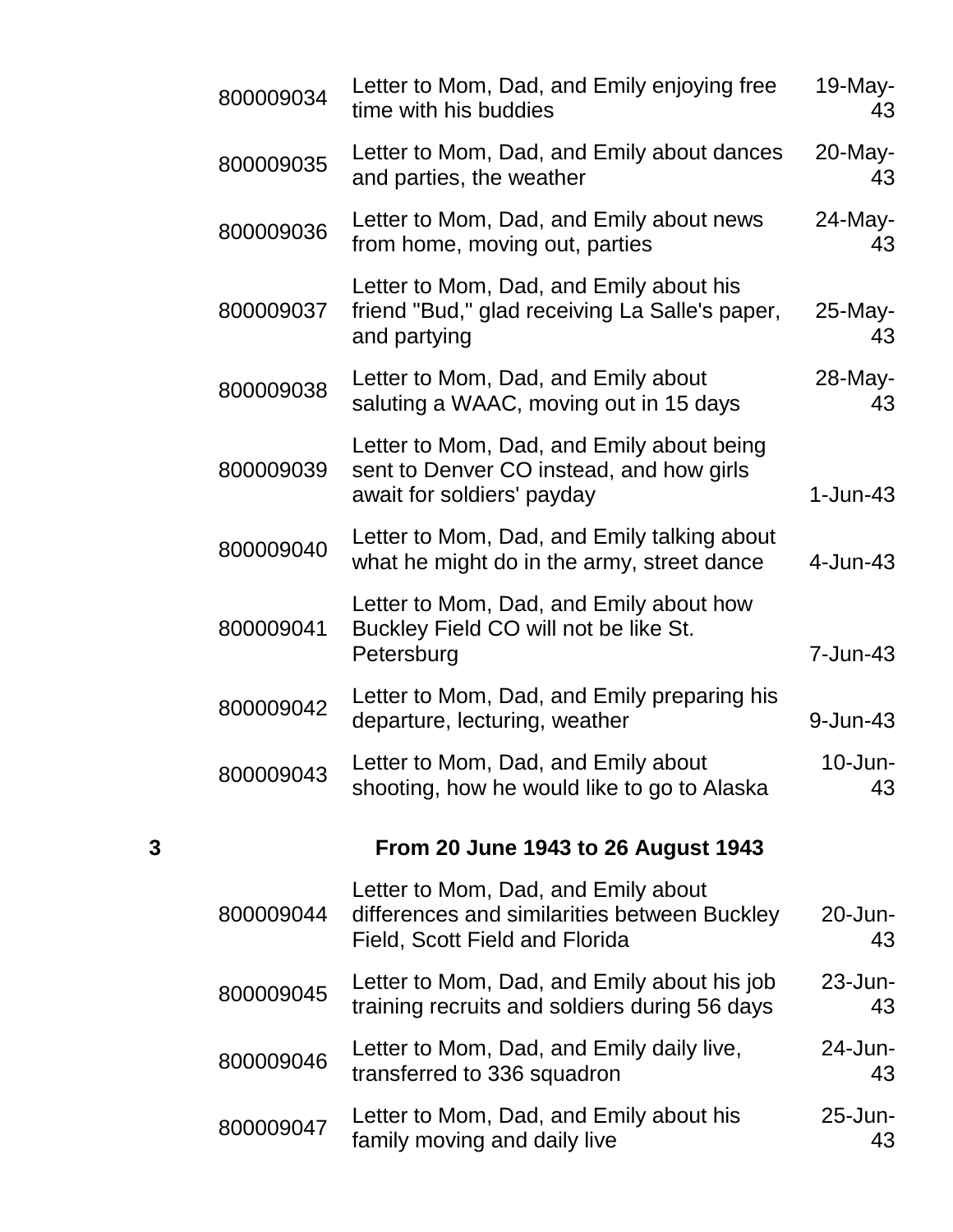| | | | |
|---|---|---|---|
| | 800009034 | Letter to Mom, Dad, and Emily enjoying free time with his buddies | 19-May-43 |
| | 800009035 | Letter to Mom, Dad, and Emily about dances and parties, the weather | 20-May-43 |
| | 800009036 | Letter to Mom, Dad, and Emily about news from home, moving out, parties | 24-May-43 |
| | 800009037 | Letter to Mom, Dad, and Emily about his friend "Bud," glad receiving La Salle's paper, and partying | 25-May-43 |
| | 800009038 | Letter to Mom, Dad, and Emily about saluting a WAAC, moving out in 15 days | 28-May-43 |
| | 800009039 | Letter to Mom, Dad, and Emily about being sent to Denver CO instead, and how girls await for soldiers' payday | 1-Jun-43 |
| | 800009040 | Letter to Mom, Dad, and Emily talking about what he might do in the army, street dance | 4-Jun-43 |
| | 800009041 | Letter to Mom, Dad, and Emily about how Buckley Field CO will not be like St. Petersburg | 7-Jun-43 |
| | 800009042 | Letter to Mom, Dad, and Emily preparing his departure, lecturing, weather | 9-Jun-43 |
| | 800009043 | Letter to Mom, Dad, and Emily about shooting, how he would like to go to Alaska | 10-Jun-43 |
| **3** | | **From 20 June 1943 to 26 August 1943** | |
| | 800009044 | Letter to Mom, Dad, and Emily about differences and similarities between Buckley Field, Scott Field and Florida | 20-Jun-43 |
| | 800009045 | Letter to Mom, Dad, and Emily about his job training recruits and soldiers during 56 days | 23-Jun-43 |
| | 800009046 | Letter to Mom, Dad, and Emily daily live, transferred to 336 squadron | 24-Jun-43 |
| | 800009047 | Letter to Mom, Dad, and Emily about his family moving and daily live | 25-Jun-43 |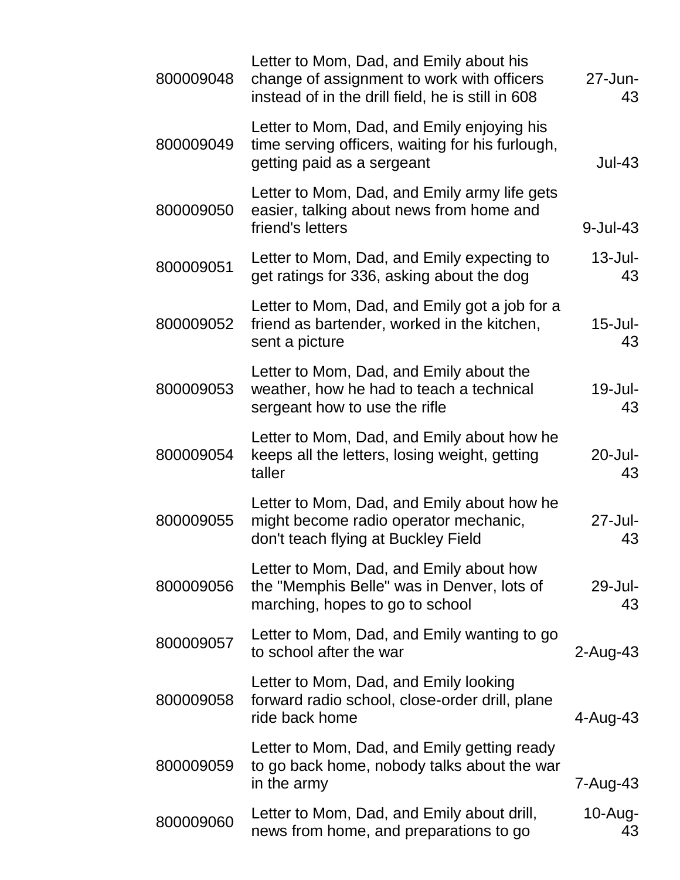| | | |
|---|---|---|
| 800009048 | Letter to Mom, Dad, and Emily about his change of assignment to work with officers instead of in the drill field, he is still in 608 | 27-Jun-43 |
| 800009049 | Letter to Mom, Dad, and Emily enjoying his time serving officers, waiting for his furlough, getting paid as a sergeant | Jul-43 |
| 800009050 | Letter to Mom, Dad, and Emily army life gets easier, talking about news from home and friend's letters | 9-Jul-43 |
| 800009051 | Letter to Mom, Dad, and Emily expecting to get ratings for 336, asking about the dog | 13-Jul-43 |
| 800009052 | Letter to Mom, Dad, and Emily got a job for a friend as bartender, worked in the kitchen, sent a picture | 15-Jul-43 |
| 800009053 | Letter to Mom, Dad, and Emily about the weather, how he had to teach a technical sergeant how to use the rifle | 19-Jul-43 |
| 800009054 | Letter to Mom, Dad, and Emily about how he keeps all the letters, losing weight, getting taller | 20-Jul-43 |
| 800009055 | Letter to Mom, Dad, and Emily about how he might become radio operator mechanic, don't teach flying at Buckley Field | 27-Jul-43 |
| 800009056 | Letter to Mom, Dad, and Emily about how the "Memphis Belle" was in Denver, lots of marching, hopes to go to school | 29-Jul-43 |
| 800009057 | Letter to Mom, Dad, and Emily wanting to go to school after the war | 2-Aug-43 |
| 800009058 | Letter to Mom, Dad, and Emily looking forward radio school, close-order drill, plane ride back home | 4-Aug-43 |
| 800009059 | Letter to Mom, Dad, and Emily getting ready to go back home, nobody talks about the war in the army | 7-Aug-43 |
| 800009060 | Letter to Mom, Dad, and Emily about drill, news from home, and preparations to go | 10-Aug-43 |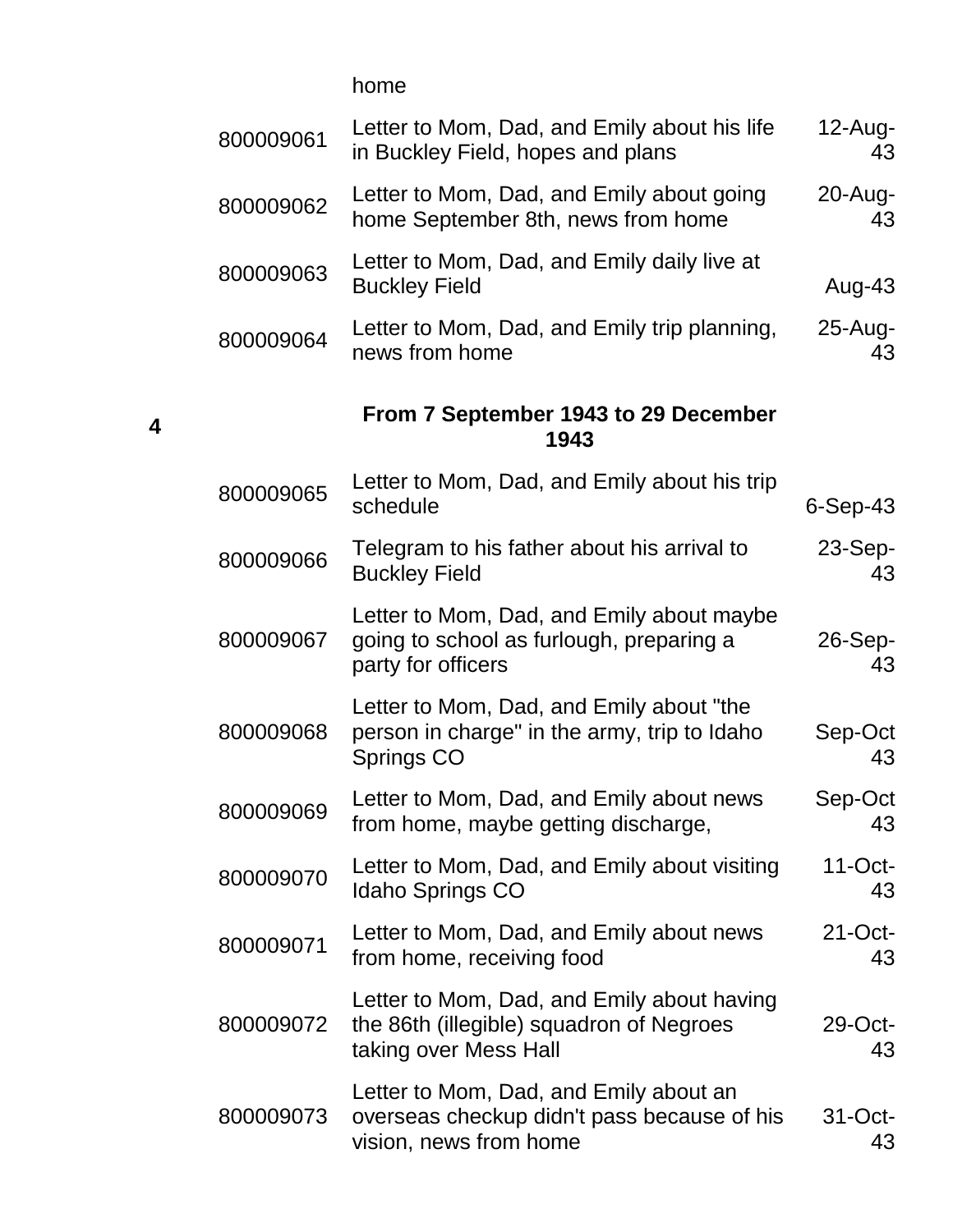|  |  | home |  |
| --- | --- | --- | --- |
|  | 800009061 | Letter to Mom, Dad, and Emily about his life in Buckley Field, hopes and plans | 12-Aug-43 |
|  | 800009062 | Letter to Mom, Dad, and Emily about going home September 8th, news from home | 20-Aug-43 |
|  | 800009063 | Letter to Mom, Dad, and Emily daily live at Buckley Field | Aug-43 |
|  | 800009064 | Letter to Mom, Dad, and Emily trip planning, news from home | 25-Aug-43 |
| **4** |  | **From 7 September 1943 to 29 December 1943** |  |
|  | 800009065 | Letter to Mom, Dad, and Emily about his trip schedule | 6-Sep-43 |
|  | 800009066 | Telegram to his father about his arrival to Buckley Field | 23-Sep-43 |
|  | 800009067 | Letter to Mom, Dad, and Emily about maybe going to school as furlough, preparing a party for officers | 26-Sep-43 |
|  | 800009068 | Letter to Mom, Dad, and Emily about "the person in charge" in the army, trip to Idaho Springs CO | Sep-Oct 43 |
|  | 800009069 | Letter to Mom, Dad, and Emily about news from home, maybe getting discharge, | Sep-Oct 43 |
|  | 800009070 | Letter to Mom, Dad, and Emily about visiting Idaho Springs CO | 11-Oct-43 |
|  | 800009071 | Letter to Mom, Dad, and Emily about news from home, receiving food | 21-Oct-43 |
|  | 800009072 | Letter to Mom, Dad, and Emily about having the 86th (illegible) squadron of Negroes taking over Mess Hall | 29-Oct-43 |
|  | 800009073 | Letter to Mom, Dad, and Emily about an overseas checkup didn't pass because of his vision, news from home | 31-Oct-43 |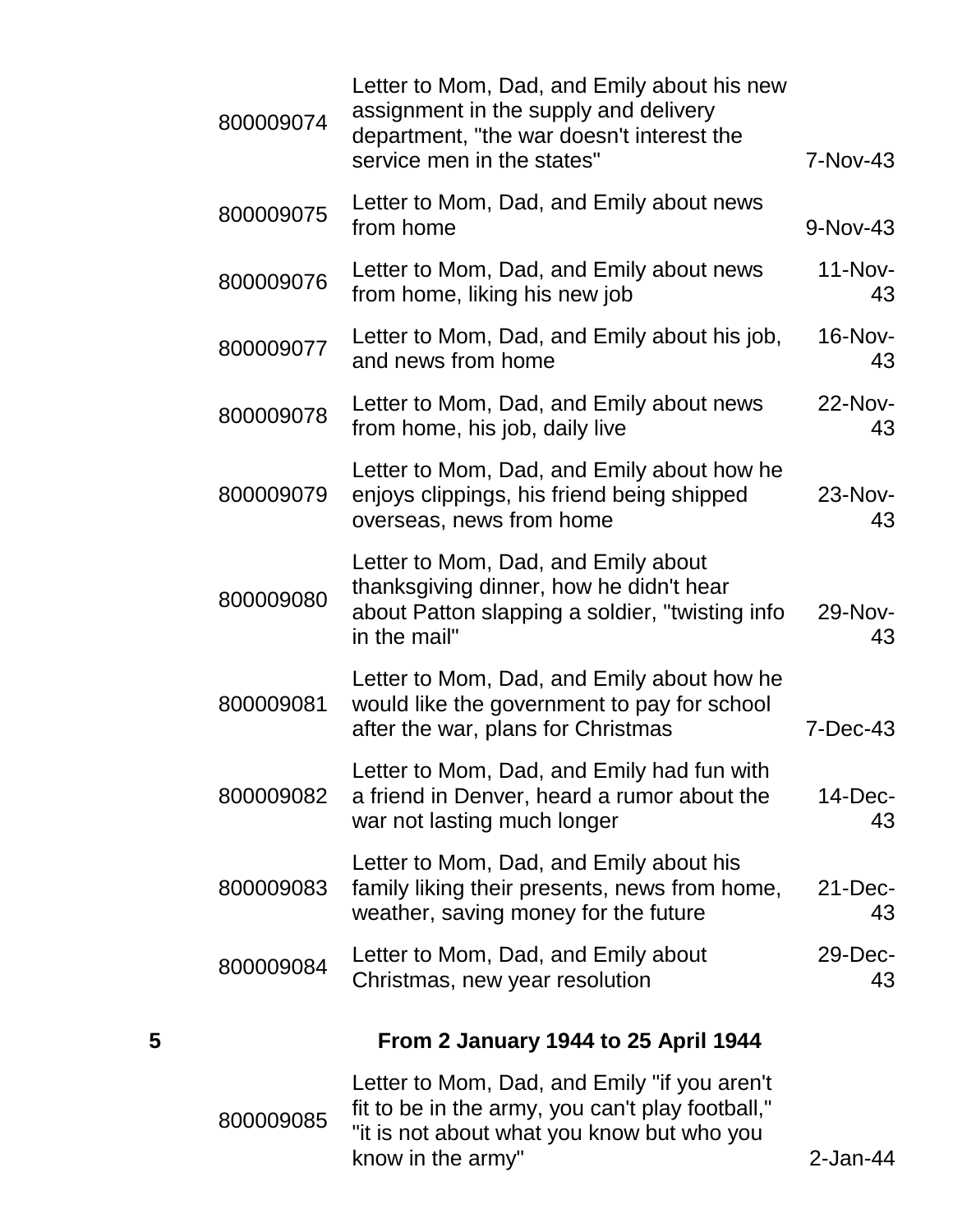| | | | |
|---|---|---|---|
| | 800009074 | Letter to Mom, Dad, and Emily about his new assignment in the supply and delivery department, "the war doesn't interest the service men in the states" | 7-Nov-43 |
| | 800009075 | Letter to Mom, Dad, and Emily about news from home | 9-Nov-43 |
| | 800009076 | Letter to Mom, Dad, and Emily about news from home, liking his new job | 11-Nov-43 |
| | 800009077 | Letter to Mom, Dad, and Emily about his job, and news from home | 16-Nov-43 |
| | 800009078 | Letter to Mom, Dad, and Emily about news from home, his job, daily live | 22-Nov-43 |
| | 800009079 | Letter to Mom, Dad, and Emily about how he enjoys clippings, his friend being shipped overseas, news from home | 23-Nov-43 |
| | 800009080 | Letter to Mom, Dad, and Emily about thanksgiving dinner, how he didn't hear about Patton slapping a soldier, "twisting info in the mail" | 29-Nov-43 |
| | 800009081 | Letter to Mom, Dad, and Emily about how he would like the government to pay for school after the war, plans for Christmas | 7-Dec-43 |
| | 800009082 | Letter to Mom, Dad, and Emily had fun with a friend in Denver, heard a rumor about the war not lasting much longer | 14-Dec-43 |
| | 800009083 | Letter to Mom, Dad, and Emily about his family liking their presents, news from home, weather, saving money for the future | 21-Dec-43 |
| | 800009084 | Letter to Mom, Dad, and Emily about Christmas, new year resolution | 29-Dec-43 |
| **5** | | **From 2 January 1944 to 25 April 1944** | |
| | 800009085 | Letter to Mom, Dad, and Emily "if you aren't fit to be in the army, you can't play football," "it is not about what you know but who you know in the army" | 2-Jan-44 |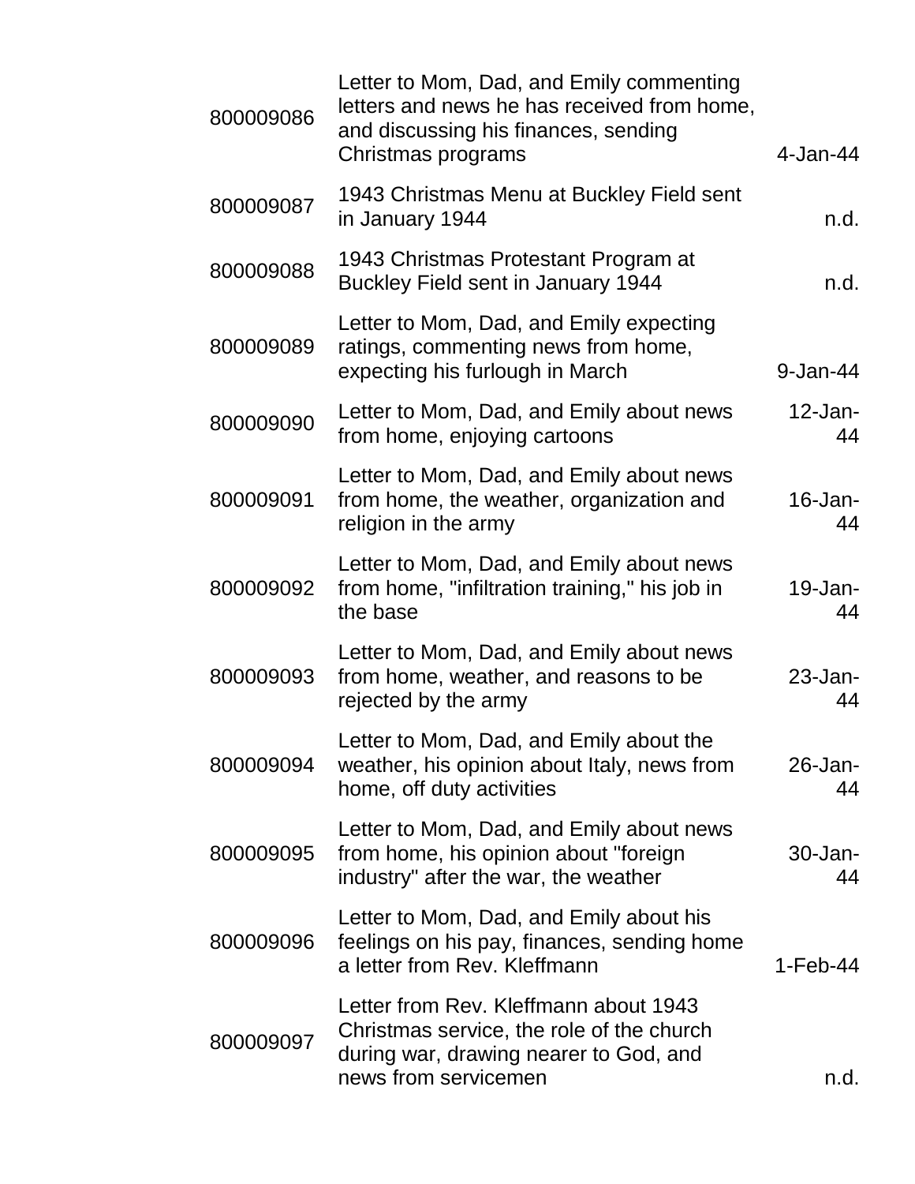| | | |
|---|---|---|
| 800009086 | Letter to Mom, Dad, and Emily commenting letters and news he has received from home, and discussing his finances, sending Christmas programs | 4-Jan-44 |
| 800009087 | 1943 Christmas Menu at Buckley Field sent in January 1944 | n.d. |
| 800009088 | 1943 Christmas Protestant Program at Buckley Field sent in January 1944 | n.d. |
| 800009089 | Letter to Mom, Dad, and Emily expecting ratings, commenting news from home, expecting his furlough in March | 9-Jan-44 |
| 800009090 | Letter to Mom, Dad, and Emily about news from home, enjoying cartoons | 12-Jan-44 |
| 800009091 | Letter to Mom, Dad, and Emily about news from home, the weather, organization and religion in the army | 16-Jan-44 |
| 800009092 | Letter to Mom, Dad, and Emily about news from home, "infiltration training," his job in the base | 19-Jan-44 |
| 800009093 | Letter to Mom, Dad, and Emily about news from home, weather, and reasons to be rejected by the army | 23-Jan-44 |
| 800009094 | Letter to Mom, Dad, and Emily about the weather, his opinion about Italy, news from home, off duty activities | 26-Jan-44 |
| 800009095 | Letter to Mom, Dad, and Emily about news from home, his opinion about "foreign industry" after the war, the weather | 30-Jan-44 |
| 800009096 | Letter to Mom, Dad, and Emily about his feelings on his pay, finances, sending home a letter from Rev. Kleffmann | 1-Feb-44 |
| 800009097 | Letter from Rev. Kleffmann about 1943 Christmas service, the role of the church during war, drawing nearer to God, and news from servicemen | n.d. |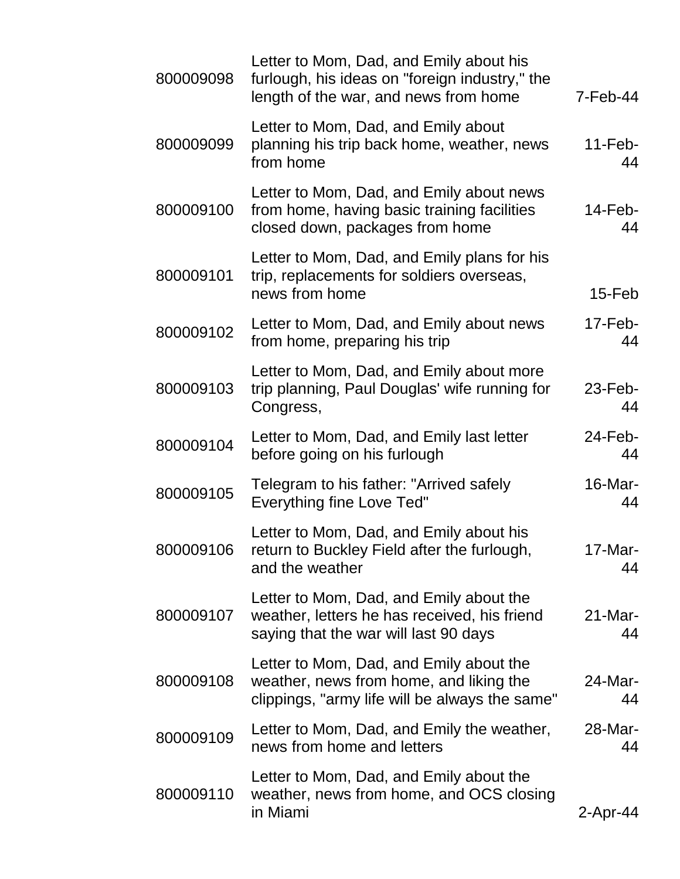| | | |
|---|---|---|
| 800009098 | Letter to Mom, Dad, and Emily about his furlough, his ideas on "foreign industry," the length of the war, and news from home | 7-Feb-44 |
| 800009099 | Letter to Mom, Dad, and Emily about planning his trip back home, weather, news from home | 11-Feb-44 |
| 800009100 | Letter to Mom, Dad, and Emily about news from home, having basic training facilities closed down, packages from home | 14-Feb-44 |
| 800009101 | Letter to Mom, Dad, and Emily plans for his trip, replacements for soldiers overseas, news from home | 15-Feb |
| 800009102 | Letter to Mom, Dad, and Emily about news from home, preparing his trip | 17-Feb-44 |
| 800009103 | Letter to Mom, Dad, and Emily about more trip planning, Paul Douglas' wife running for Congress, | 23-Feb-44 |
| 800009104 | Letter to Mom, Dad, and Emily last letter before going on his furlough | 24-Feb-44 |
| 800009105 | Telegram to his father: "Arrived safely Everything fine Love Ted" | 16-Mar-44 |
| 800009106 | Letter to Mom, Dad, and Emily about his return to Buckley Field after the furlough, and the weather | 17-Mar-44 |
| 800009107 | Letter to Mom, Dad, and Emily about the weather, letters he has received, his friend saying that the war will last 90 days | 21-Mar-44 |
| 800009108 | Letter to Mom, Dad, and Emily about the weather, news from home, and liking the clippings, "army life will be always the same" | 24-Mar-44 |
| 800009109 | Letter to Mom, Dad, and Emily the weather, news from home and letters | 28-Mar-44 |
| 800009110 | Letter to Mom, Dad, and Emily about the weather, news from home, and OCS closing in Miami | 2-Apr-44 |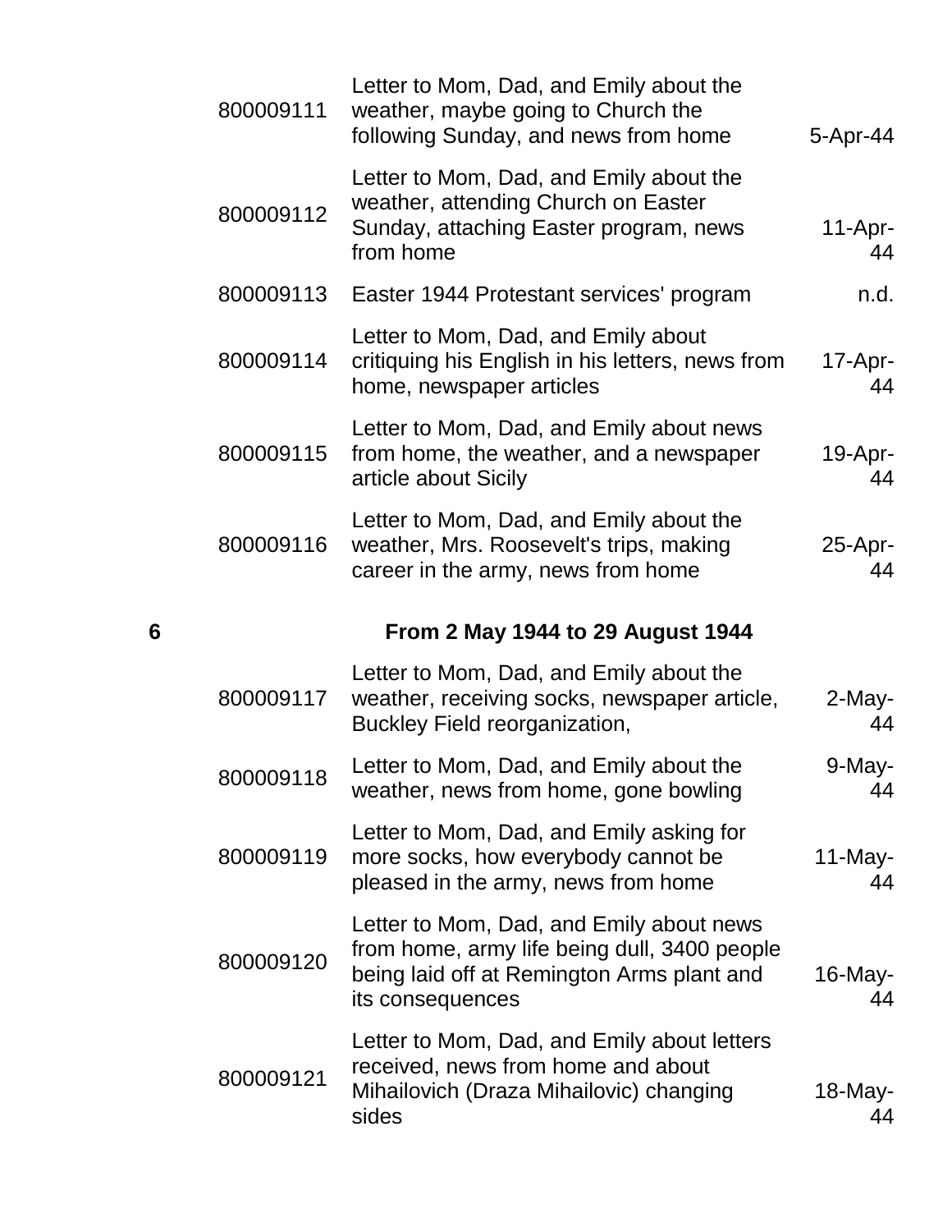| | | | |
|---|---|---|---|
| | 800009111 | Letter to Mom, Dad, and Emily about the weather, maybe going to Church the following Sunday, and news from home | 5-Apr-44 |
| | 800009112 | Letter to Mom, Dad, and Emily about the weather, attending Church on Easter Sunday, attaching Easter program, news from home | 11-Apr-44 |
| | 800009113 | Easter 1944 Protestant services' program | n.d. |
| | 800009114 | Letter to Mom, Dad, and Emily about critiquing his English in his letters, news from home, newspaper articles | 17-Apr-44 |
| | 800009115 | Letter to Mom, Dad, and Emily about news from home, the weather, and a newspaper article about Sicily | 19-Apr-44 |
| | 800009116 | Letter to Mom, Dad, and Emily about the weather, Mrs. Roosevelt's trips, making career in the army, news from home | 25-Apr-44 |
| **6** | | **From 2 May 1944 to 29 August 1944** | |
| | 800009117 | Letter to Mom, Dad, and Emily about the weather, receiving socks, newspaper article, Buckley Field reorganization, | 2-May-44 |
| | 800009118 | Letter to Mom, Dad, and Emily about the weather, news from home, gone bowling | 9-May-44 |
| | 800009119 | Letter to Mom, Dad, and Emily asking for more socks, how everybody cannot be pleased in the army, news from home | 11-May-44 |
| | 800009120 | Letter to Mom, Dad, and Emily about news from home, army life being dull, 3400 people being laid off at Remington Arms plant and its consequences | 16-May-44 |
| | 800009121 | Letter to Mom, Dad, and Emily about letters received, news from home and about Mihailovich (Draza Mihailovic) changing sides | 18-May-44 |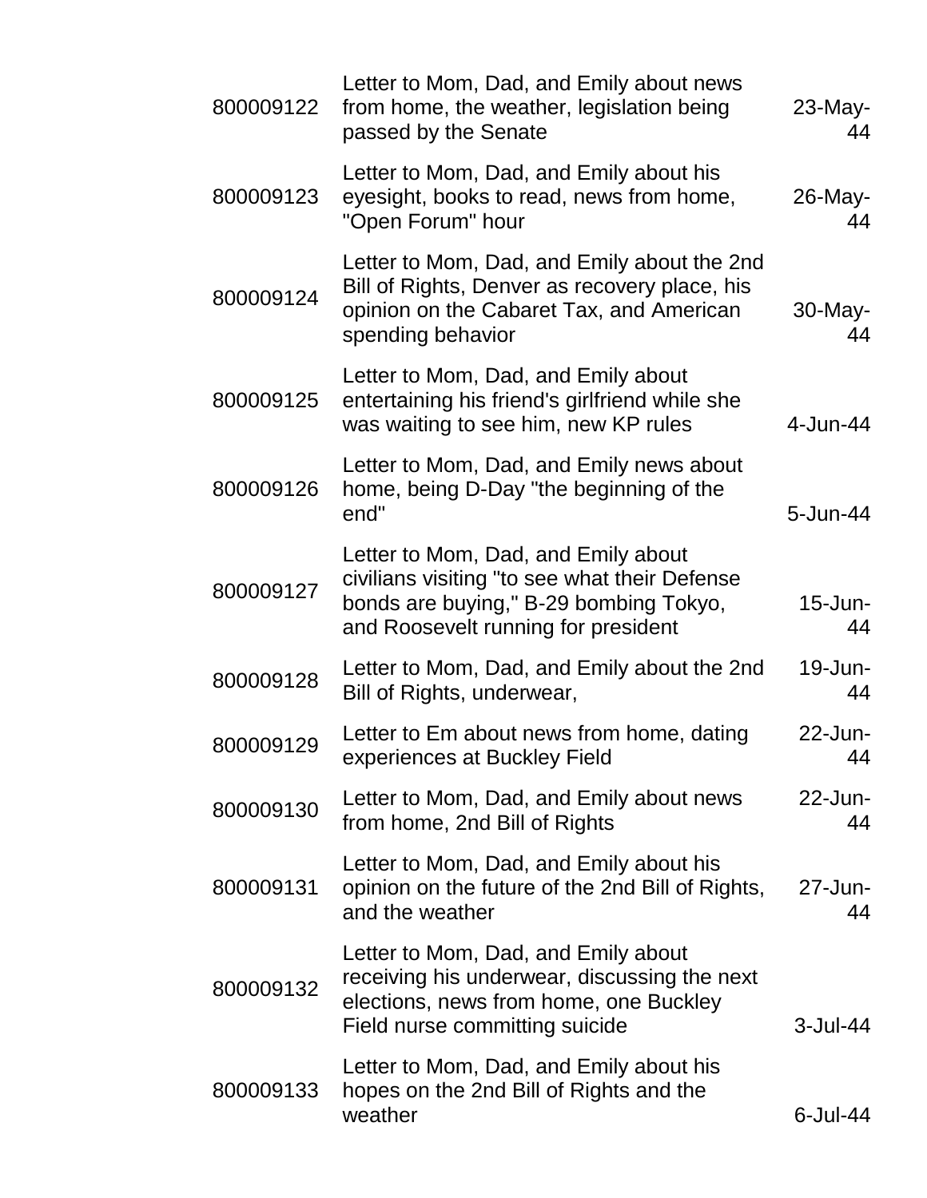| | | |
|---|---|---|
| 800009122 | Letter to Mom, Dad, and Emily about news from home, the weather, legislation being passed by the Senate | 23-May-44 |
| 800009123 | Letter to Mom, Dad, and Emily about his eyesight, books to read, news from home, "Open Forum" hour | 26-May-44 |
| 800009124 | Letter to Mom, Dad, and Emily about the 2nd Bill of Rights, Denver as recovery place, his opinion on the Cabaret Tax, and American spending behavior | 30-May-44 |
| 800009125 | Letter to Mom, Dad, and Emily about entertaining his friend's girlfriend while she was waiting to see him, new KP rules | 4-Jun-44 |
| 800009126 | Letter to Mom, Dad, and Emily news about home, being D-Day "the beginning of the end" | 5-Jun-44 |
| 800009127 | Letter to Mom, Dad, and Emily about civilians visiting "to see what their Defense bonds are buying," B-29 bombing Tokyo, and Roosevelt running for president | 15-Jun-44 |
| 800009128 | Letter to Mom, Dad, and Emily about the 2nd Bill of Rights, underwear, | 19-Jun-44 |
| 800009129 | Letter to Em about news from home, dating experiences at Buckley Field | 22-Jun-44 |
| 800009130 | Letter to Mom, Dad, and Emily about news from home, 2nd Bill of Rights | 22-Jun-44 |
| 800009131 | Letter to Mom, Dad, and Emily about his opinion on the future of the 2nd Bill of Rights, and the weather | 27-Jun-44 |
| 800009132 | Letter to Mom, Dad, and Emily about receiving his underwear, discussing the next elections, news from home, one Buckley Field nurse committing suicide | 3-Jul-44 |
| 800009133 | Letter to Mom, Dad, and Emily about his hopes on the 2nd Bill of Rights and the weather | 6-Jul-44 |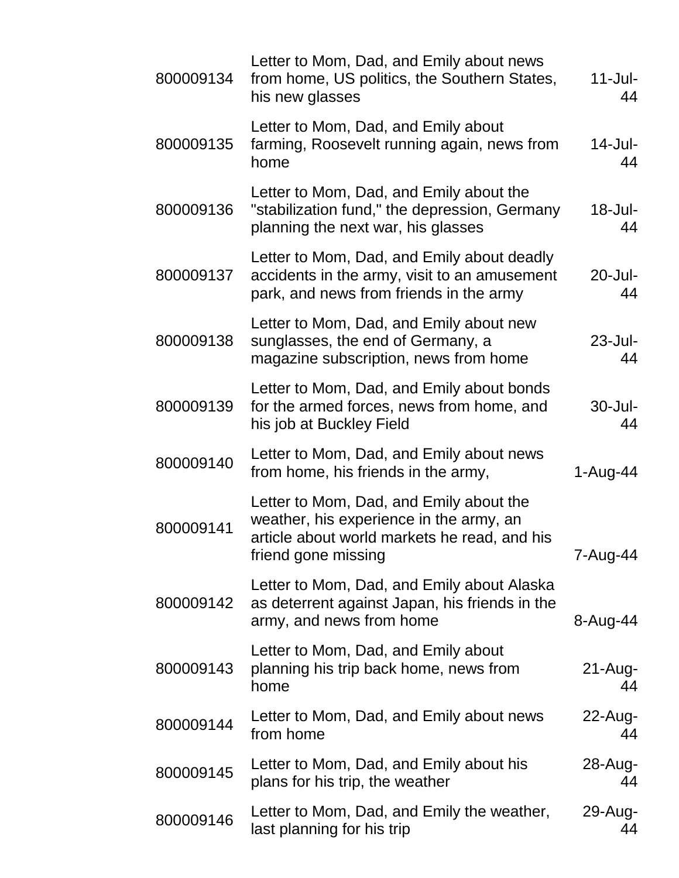| | | |
|---|---|---|
| 800009134 | Letter to Mom, Dad, and Emily about news from home, US politics, the Southern States, his new glasses | 11-Jul-44 |
| 800009135 | Letter to Mom, Dad, and Emily about farming, Roosevelt running again, news from home | 14-Jul-44 |
| 800009136 | Letter to Mom, Dad, and Emily about the "stabilization fund," the depression, Germany planning the next war, his glasses | 18-Jul-44 |
| 800009137 | Letter to Mom, Dad, and Emily about deadly accidents in the army, visit to an amusement park, and news from friends in the army | 20-Jul-44 |
| 800009138 | Letter to Mom, Dad, and Emily about new sunglasses, the end of Germany, a magazine subscription, news from home | 23-Jul-44 |
| 800009139 | Letter to Mom, Dad, and Emily about bonds for the armed forces, news from home, and his job at Buckley Field | 30-Jul-44 |
| 800009140 | Letter to Mom, Dad, and Emily about news from home, his friends in the army, | 1-Aug-44 |
| 800009141 | Letter to Mom, Dad, and Emily about the weather, his experience in the army, an article about world markets he read, and his friend gone missing | 7-Aug-44 |
| 800009142 | Letter to Mom, Dad, and Emily about Alaska as deterrent against Japan, his friends in the army, and news from home | 8-Aug-44 |
| 800009143 | Letter to Mom, Dad, and Emily about planning his trip back home, news from home | 21-Aug-44 |
| 800009144 | Letter to Mom, Dad, and Emily about news from home | 22-Aug-44 |
| 800009145 | Letter to Mom, Dad, and Emily about his plans for his trip, the weather | 28-Aug-44 |
| 800009146 | Letter to Mom, Dad, and Emily the weather, last planning for his trip | 29-Aug-44 |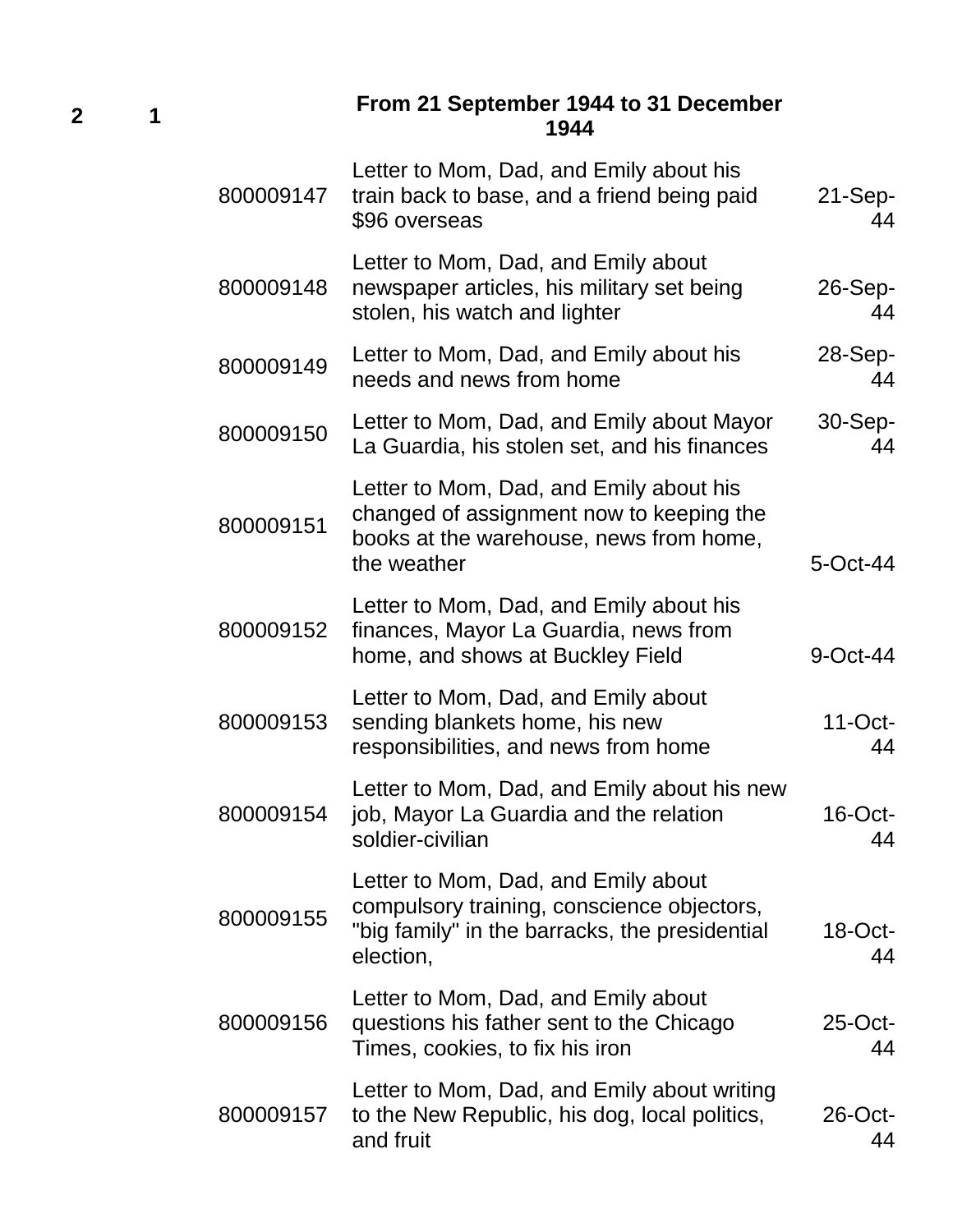| 2 | 1 | | From 21 September 1944 to 31 December 1944 | |
|---|---|---|---|---|
| | | 800009147 | Letter to Mom, Dad, and Emily about his train back to base, and a friend being paid $96 overseas | 21-Sep-44 |
| | | 800009148 | Letter to Mom, Dad, and Emily about newspaper articles, his military set being stolen, his watch and lighter | 26-Sep-44 |
| | | 800009149 | Letter to Mom, Dad, and Emily about his needs and news from home | 28-Sep-44 |
| | | 800009150 | Letter to Mom, Dad, and Emily about Mayor La Guardia, his stolen set, and his finances | 30-Sep-44 |
| | | 800009151 | Letter to Mom, Dad, and Emily about his changed of assignment now to keeping the books at the warehouse, news from home, the weather | 5-Oct-44 |
| | | 800009152 | Letter to Mom, Dad, and Emily about his finances, Mayor La Guardia, news from home, and shows at Buckley Field | 9-Oct-44 |
| | | 800009153 | Letter to Mom, Dad, and Emily about sending blankets home, his new responsibilities, and news from home | 11-Oct-44 |
| | | 800009154 | Letter to Mom, Dad, and Emily about his new job, Mayor La Guardia and the relation soldier-civilian | 16-Oct-44 |
| | | 800009155 | Letter to Mom, Dad, and Emily about compulsory training, conscience objectors, "big family" in the barracks, the presidential election, | 18-Oct-44 |
| | | 800009156 | Letter to Mom, Dad, and Emily about questions his father sent to the Chicago Times, cookies, to fix his iron | 25-Oct-44 |
| | | 800009157 | Letter to Mom, Dad, and Emily about writing to the New Republic, his dog, local politics, and fruit | 26-Oct-44 |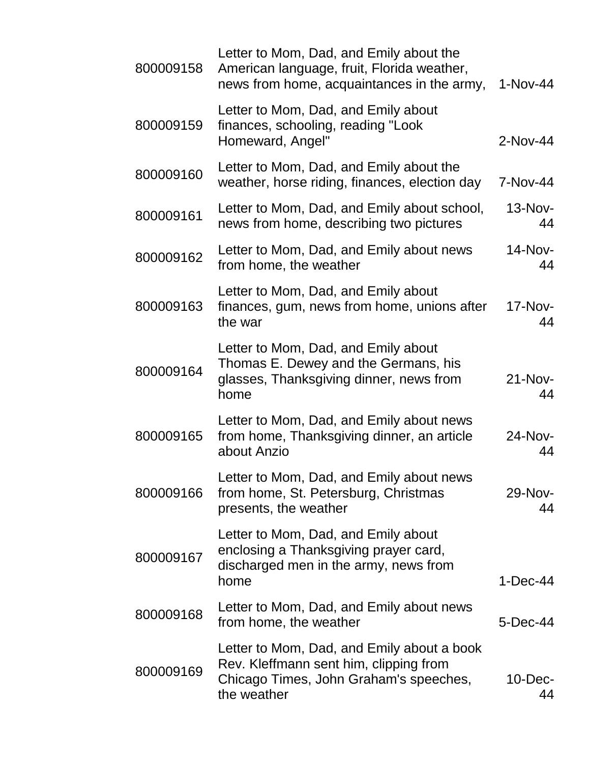| | | |
|---|---|---|
| 800009158 | Letter to Mom, Dad, and Emily about the American language, fruit, Florida weather, news from home, acquaintances in the army, | 1-Nov-44 |
| 800009159 | Letter to Mom, Dad, and Emily about finances, schooling, reading "Look Homeward, Angel" | 2-Nov-44 |
| 800009160 | Letter to Mom, Dad, and Emily about the weather, horse riding, finances, election day | 7-Nov-44 |
| 800009161 | Letter to Mom, Dad, and Emily about school, news from home, describing two pictures | 13-Nov-44 |
| 800009162 | Letter to Mom, Dad, and Emily about news from home, the weather | 14-Nov-44 |
| 800009163 | Letter to Mom, Dad, and Emily about finances, gum, news from home, unions after the war | 17-Nov-44 |
| 800009164 | Letter to Mom, Dad, and Emily about Thomas E. Dewey and the Germans, his glasses, Thanksgiving dinner, news from home | 21-Nov-44 |
| 800009165 | Letter to Mom, Dad, and Emily about news from home, Thanksgiving dinner, an article about Anzio | 24-Nov-44 |
| 800009166 | Letter to Mom, Dad, and Emily about news from home, St. Petersburg, Christmas presents, the weather | 29-Nov-44 |
| 800009167 | Letter to Mom, Dad, and Emily about enclosing a Thanksgiving prayer card, discharged men in the army, news from home | 1-Dec-44 |
| 800009168 | Letter to Mom, Dad, and Emily about news from home, the weather | 5-Dec-44 |
| 800009169 | Letter to Mom, Dad, and Emily about a book Rev. Kleffmann sent him, clipping from Chicago Times, John Graham's speeches, the weather | 10-Dec-44 |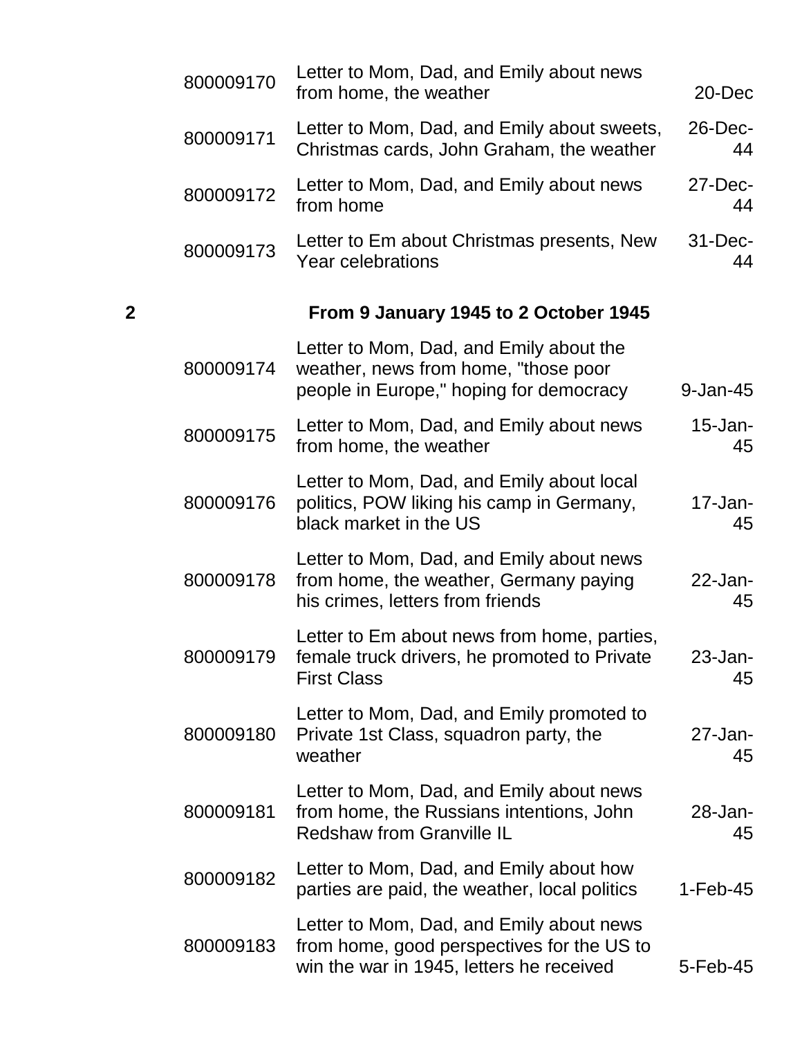| | | | |
|---|---|---|---|
| | 800009170 | Letter to Mom, Dad, and Emily about news from home, the weather | 20-Dec |
| | 800009171 | Letter to Mom, Dad, and Emily about sweets, Christmas cards, John Graham, the weather | 26-Dec-44 |
| | 800009172 | Letter to Mom, Dad, and Emily about news from home | 27-Dec-44 |
| | 800009173 | Letter to Em about Christmas presents, New Year celebrations | 31-Dec-44 |
| **2** | | **From 9 January 1945 to 2 October 1945** | |
| | 800009174 | Letter to Mom, Dad, and Emily about the weather, news from home, "those poor people in Europe," hoping for democracy | 9-Jan-45 |
| | 800009175 | Letter to Mom, Dad, and Emily about news from home, the weather | 15-Jan-45 |
| | 800009176 | Letter to Mom, Dad, and Emily about local politics, POW liking his camp in Germany, black market in the US | 17-Jan-45 |
| | 800009178 | Letter to Mom, Dad, and Emily about news from home, the weather, Germany paying his crimes, letters from friends | 22-Jan-45 |
| | 800009179 | Letter to Em about news from home, parties, female truck drivers, he promoted to Private First Class | 23-Jan-45 |
| | 800009180 | Letter to Mom, Dad, and Emily promoted to Private 1st Class, squadron party, the weather | 27-Jan-45 |
| | 800009181 | Letter to Mom, Dad, and Emily about news from home, the Russians intentions, John Redshaw from Granville IL | 28-Jan-45 |
| | 800009182 | Letter to Mom, Dad, and Emily about how parties are paid, the weather, local politics | 1-Feb-45 |
| | 800009183 | Letter to Mom, Dad, and Emily about news from home, good perspectives for the US to win the war in 1945, letters he received | 5-Feb-45 |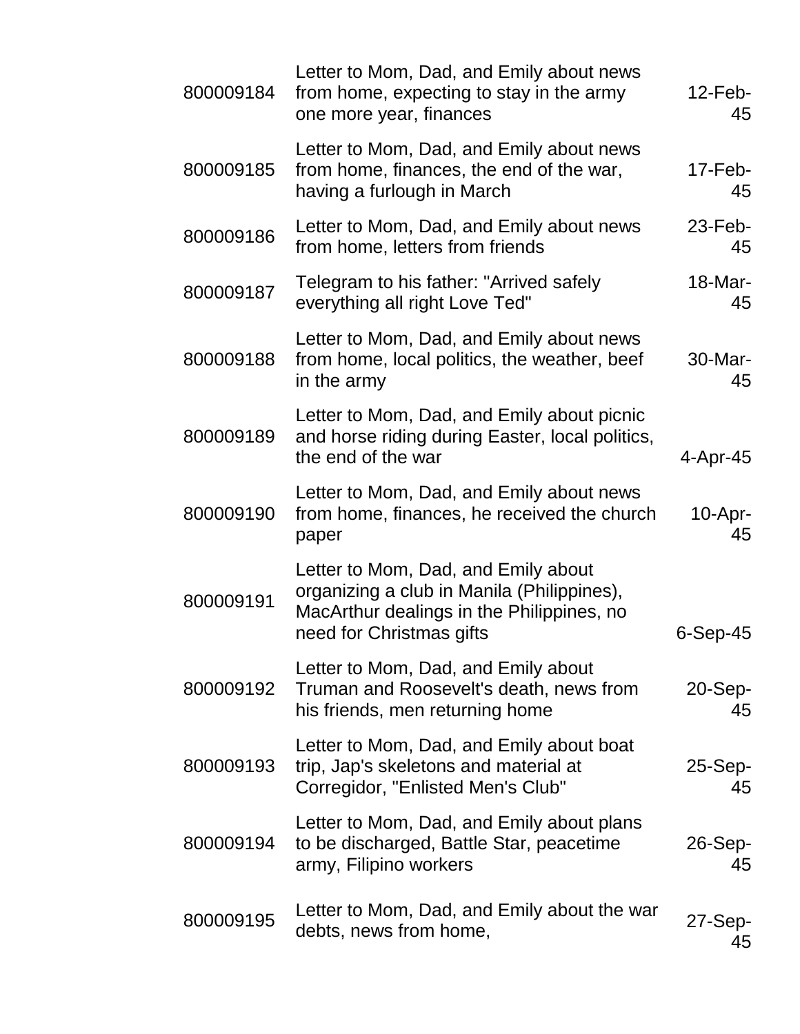| | | |
|---|---|---|
| 800009184 | Letter to Mom, Dad, and Emily about news from home, expecting to stay in the army one more year, finances | 12-Feb-45 |
| 800009185 | Letter to Mom, Dad, and Emily about news from home, finances, the end of the war, having a furlough in March | 17-Feb-45 |
| 800009186 | Letter to Mom, Dad, and Emily about news from home, letters from friends | 23-Feb-45 |
| 800009187 | Telegram to his father: "Arrived safely everything all right Love Ted" | 18-Mar-45 |
| 800009188 | Letter to Mom, Dad, and Emily about news from home, local politics, the weather, beef in the army | 30-Mar-45 |
| 800009189 | Letter to Mom, Dad, and Emily about picnic and horse riding during Easter, local politics, the end of the war | 4-Apr-45 |
| 800009190 | Letter to Mom, Dad, and Emily about news from home, finances, he received the church paper | 10-Apr-45 |
| 800009191 | Letter to Mom, Dad, and Emily about organizing a club in Manila (Philippines), MacArthur dealings in the Philippines, no need for Christmas gifts | 6-Sep-45 |
| 800009192 | Letter to Mom, Dad, and Emily about Truman and Roosevelt's death, news from his friends, men returning home | 20-Sep-45 |
| 800009193 | Letter to Mom, Dad, and Emily about boat trip, Jap's skeletons and material at Corregidor, "Enlisted Men's Club" | 25-Sep-45 |
| 800009194 | Letter to Mom, Dad, and Emily about plans to be discharged, Battle Star, peacetime army, Filipino workers | 26-Sep-45 |
| 800009195 | Letter to Mom, Dad, and Emily about the war debts, news from home, | 27-Sep-45 |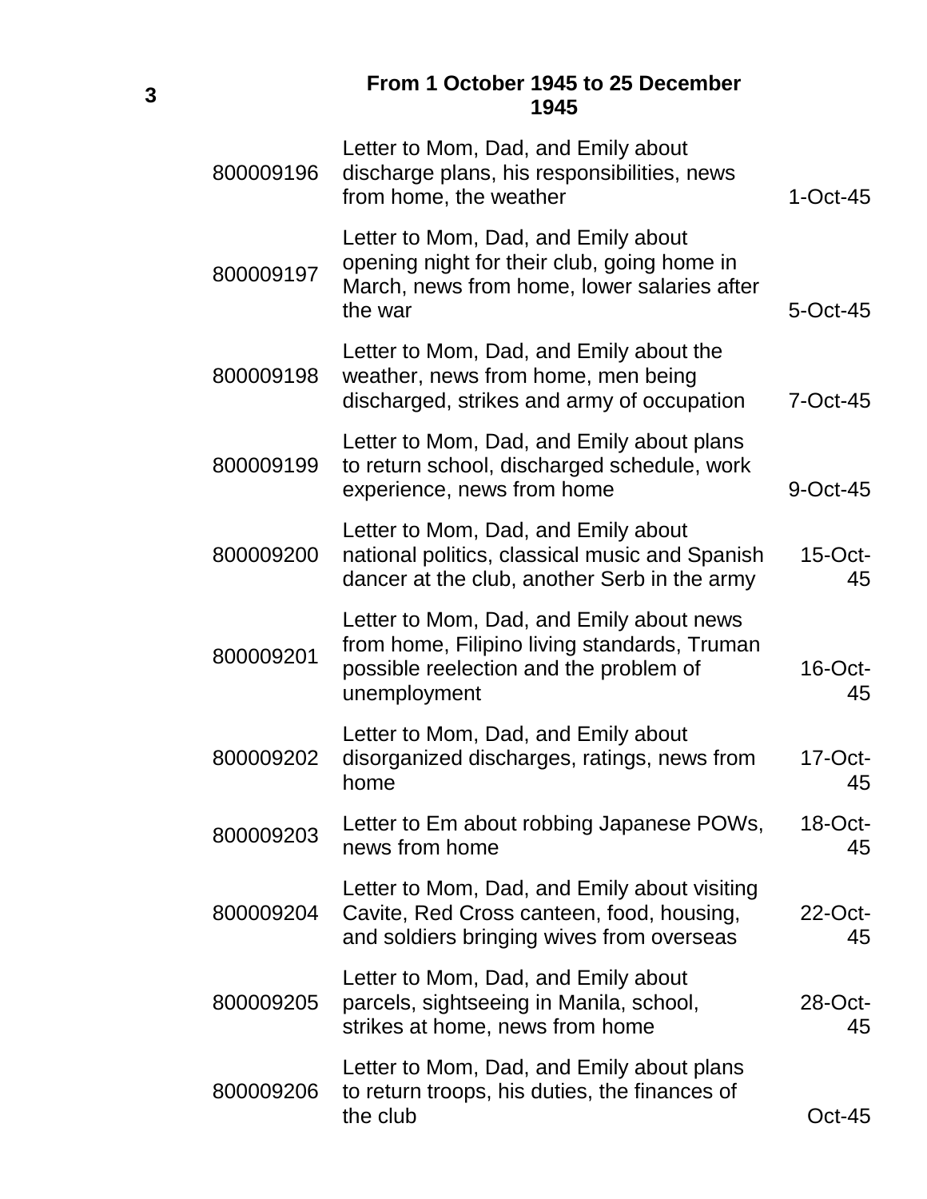**3**

## From 1 October 1945 to 25 December 1945

| | | |
|---|---|---|
| 800009196 | Letter to Mom, Dad, and Emily about discharge plans, his responsibilities, news from home, the weather | 1-Oct-45 |
| 800009197 | Letter to Mom, Dad, and Emily about opening night for their club, going home in March, news from home, lower salaries after the war | 5-Oct-45 |
| 800009198 | Letter to Mom, Dad, and Emily about the weather, news from home, men being discharged, strikes and army of occupation | 7-Oct-45 |
| 800009199 | Letter to Mom, Dad, and Emily about plans to return school, discharged schedule, work experience, news from home | 9-Oct-45 |
| 800009200 | Letter to Mom, Dad, and Emily about national politics, classical music and Spanish dancer at the club, another Serb in the army | 15-Oct-45 |
| 800009201 | Letter to Mom, Dad, and Emily about news from home, Filipino living standards, Truman possible reelection and the problem of unemployment | 16-Oct-45 |
| 800009202 | Letter to Mom, Dad, and Emily about disorganized discharges, ratings, news from home | 17-Oct-45 |
| 800009203 | Letter to Em about robbing Japanese POWs, news from home | 18-Oct-45 |
| 800009204 | Letter to Mom, Dad, and Emily about visiting Cavite, Red Cross canteen, food, housing, and soldiers bringing wives from overseas | 22-Oct-45 |
| 800009205 | Letter to Mom, Dad, and Emily about parcels, sightseeing in Manila, school, strikes at home, news from home | 28-Oct-45 |
| 800009206 | Letter to Mom, Dad, and Emily about plans to return troops, his duties, the finances of the club | Oct-45 |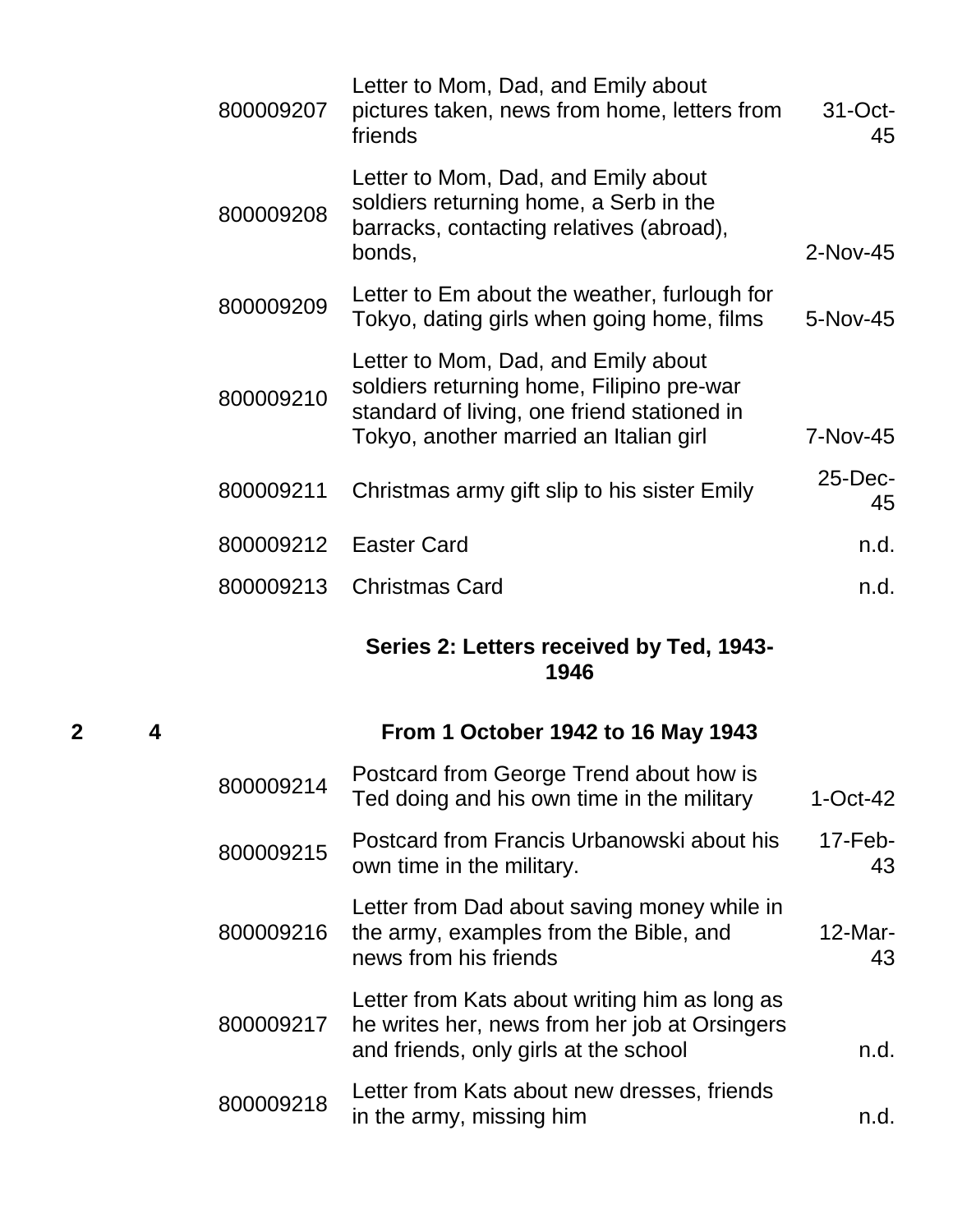| | | | | |
|---|---|---|---|---|
| | | 800009207 | Letter to Mom, Dad, and Emily about pictures taken, news from home, letters from friends | 31-Oct-45 |
| | | 800009208 | Letter to Mom, Dad, and Emily about soldiers returning home, a Serb in the barracks, contacting relatives (abroad), bonds, | 2-Nov-45 |
| | | 800009209 | Letter to Em about the weather, furlough for Tokyo, dating girls when going home, films | 5-Nov-45 |
| | | 800009210 | Letter to Mom, Dad, and Emily about soldiers returning home, Filipino pre-war standard of living, one friend stationed in Tokyo, another married an Italian girl | 7-Nov-45 |
| | | 800009211 | Christmas army gift slip to his sister Emily | 25-Dec-45 |
| | | 800009212 | Easter Card | n.d. |
| | | 800009213 | Christmas Card | n.d. |
| | | | **Series 2: Letters received by Ted, 1943-1946** | |
| **2** | **4** | | **From 1 October 1942 to 16 May 1943** | |
| | | 800009214 | Postcard from George Trend about how is Ted doing and his own time in the military | 1-Oct-42 |
| | | 800009215 | Postcard from Francis Urbanowski about his own time in the military. | 17-Feb-43 |
| | | 800009216 | Letter from Dad about saving money while in the army, examples from the Bible, and news from his friends | 12-Mar-43 |
| | | 800009217 | Letter from Kats about writing him as long as he writes her, news from her job at Orsingers and friends, only girls at the school | n.d. |
| | | 800009218 | Letter from Kats about new dresses, friends in the army, missing him | n.d. |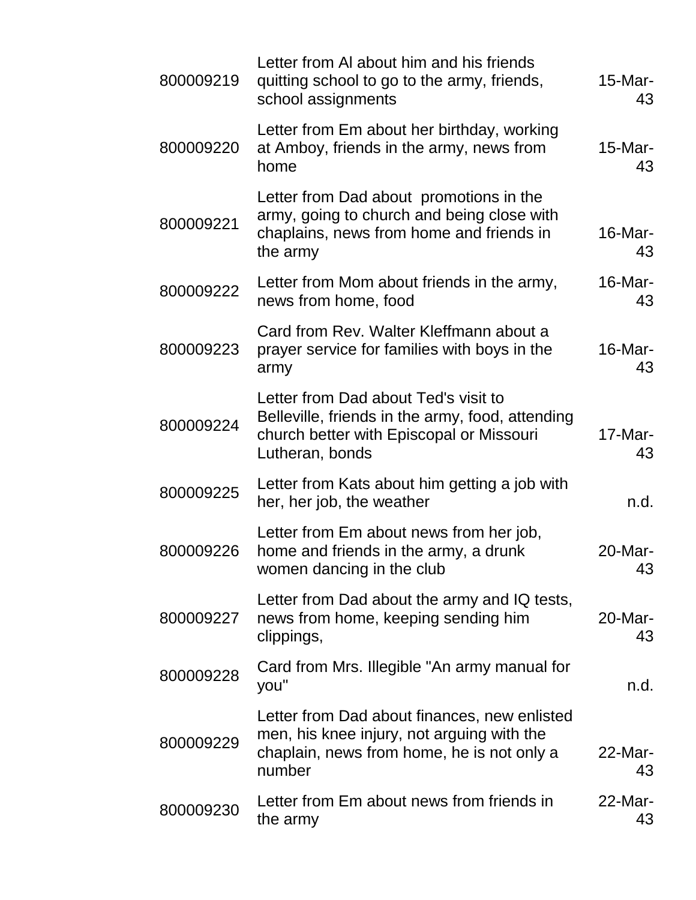| | | |
|---|---|---|
| 800009219 | Letter from Al about him and his friends quitting school to go to the army, friends, school assignments | 15-Mar-43 |
| 800009220 | Letter from Em about her birthday, working at Amboy, friends in the army, news from home | 15-Mar-43 |
| 800009221 | Letter from Dad about promotions in the army, going to church and being close with chaplains, news from home and friends in the army | 16-Mar-43 |
| 800009222 | Letter from Mom about friends in the army, news from home, food | 16-Mar-43 |
| 800009223 | Card from Rev. Walter Kleffmann about a prayer service for families with boys in the army | 16-Mar-43 |
| 800009224 | Letter from Dad about Ted's visit to Belleville, friends in the army, food, attending church better with Episcopal or Missouri Lutheran, bonds | 17-Mar-43 |
| 800009225 | Letter from Kats about him getting a job with her, her job, the weather | n.d. |
| 800009226 | Letter from Em about news from her job, home and friends in the army, a drunk women dancing in the club | 20-Mar-43 |
| 800009227 | Letter from Dad about the army and IQ tests, news from home, keeping sending him clippings, | 20-Mar-43 |
| 800009228 | Card from Mrs. Illegible "An army manual for you" | n.d. |
| 800009229 | Letter from Dad about finances, new enlisted men, his knee injury, not arguing with the chaplain, news from home, he is not only a number | 22-Mar-43 |
| 800009230 | Letter from Em about news from friends in the army | 22-Mar-43 |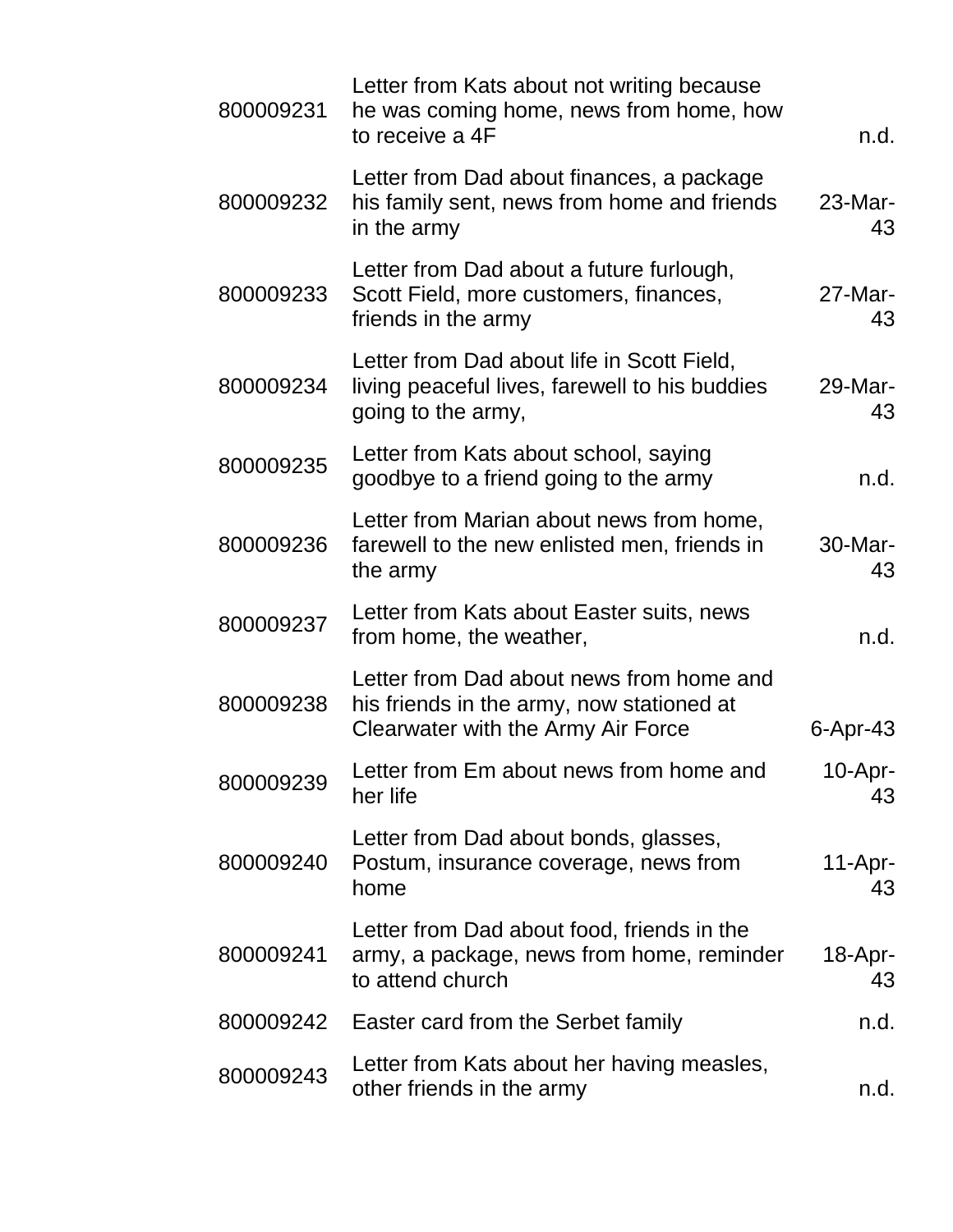| | | |
|---|---|---|
| 800009231 | Letter from Kats about not writing because he was coming home, news from home, how to receive a 4F | n.d. |
| 800009232 | Letter from Dad about finances, a package his family sent, news from home and friends in the army | 23-Mar-43 |
| 800009233 | Letter from Dad about a future furlough, Scott Field, more customers, finances, friends in the army | 27-Mar-43 |
| 800009234 | Letter from Dad about life in Scott Field, living peaceful lives, farewell to his buddies going to the army, | 29-Mar-43 |
| 800009235 | Letter from Kats about school, saying goodbye to a friend going to the army | n.d. |
| 800009236 | Letter from Marian about news from home, farewell to the new enlisted men, friends in the army | 30-Mar-43 |
| 800009237 | Letter from Kats about Easter suits, news from home, the weather, | n.d. |
| 800009238 | Letter from Dad about news from home and his friends in the army, now stationed at Clearwater with the Army Air Force | 6-Apr-43 |
| 800009239 | Letter from Em about news from home and her life | 10-Apr-43 |
| 800009240 | Letter from Dad about bonds, glasses, Postum, insurance coverage, news from home | 11-Apr-43 |
| 800009241 | Letter from Dad about food, friends in the army, a package, news from home, reminder to attend church | 18-Apr-43 |
| 800009242 | Easter card from the Serbet family | n.d. |
| 800009243 | Letter from Kats about her having measles, other friends in the army | n.d. |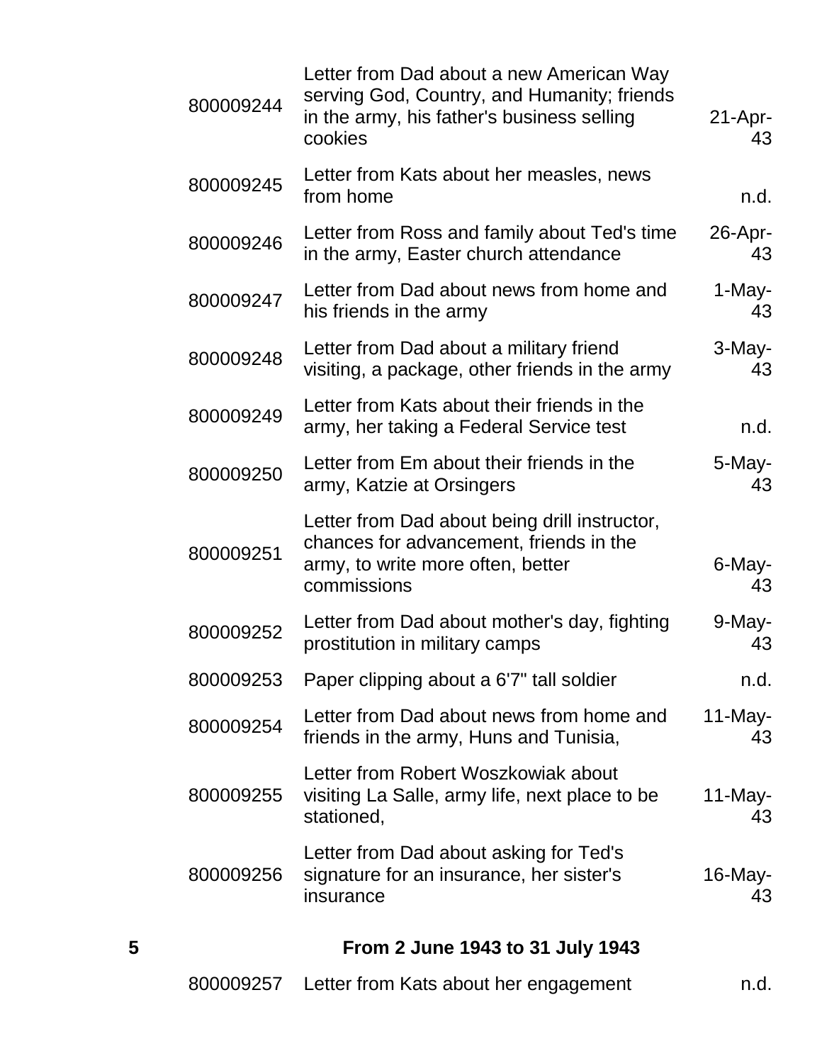| | | | |
|---|---|---|---|
| | 800009244 | Letter from Dad about a new American Way serving God, Country, and Humanity; friends in the army, his father's business selling cookies | 21-Apr-43 |
| | 800009245 | Letter from Kats about her measles, news from home | n.d. |
| | 800009246 | Letter from Ross and family about Ted's time in the army, Easter church attendance | 26-Apr-43 |
| | 800009247 | Letter from Dad about news from home and his friends in the army | 1-May-43 |
| | 800009248 | Letter from Dad about a military friend visiting, a package, other friends in the army | 3-May-43 |
| | 800009249 | Letter from Kats about their friends in the army, her taking a Federal Service test | n.d. |
| | 800009250 | Letter from Em about their friends in the army, Katzie at Orsingers | 5-May-43 |
| | 800009251 | Letter from Dad about being drill instructor, chances for advancement, friends in the army, to write more often, better commissions | 6-May-43 |
| | 800009252 | Letter from Dad about mother's day, fighting prostitution in military camps | 9-May-43 |
| | 800009253 | Paper clipping about a 6'7" tall soldier | n.d. |
| | 800009254 | Letter from Dad about news from home and friends in the army, Huns and Tunisia, | 11-May-43 |
| | 800009255 | Letter from Robert Woszkowiak about visiting La Salle, army life, next place to be stationed, | 11-May-43 |
| | 800009256 | Letter from Dad about asking for Ted's signature for an insurance, her sister's insurance | 16-May-43 |
| **5** | | **From 2 June 1943 to 31 July 1943** | |
| | 800009257 | Letter from Kats about her engagement | n.d. |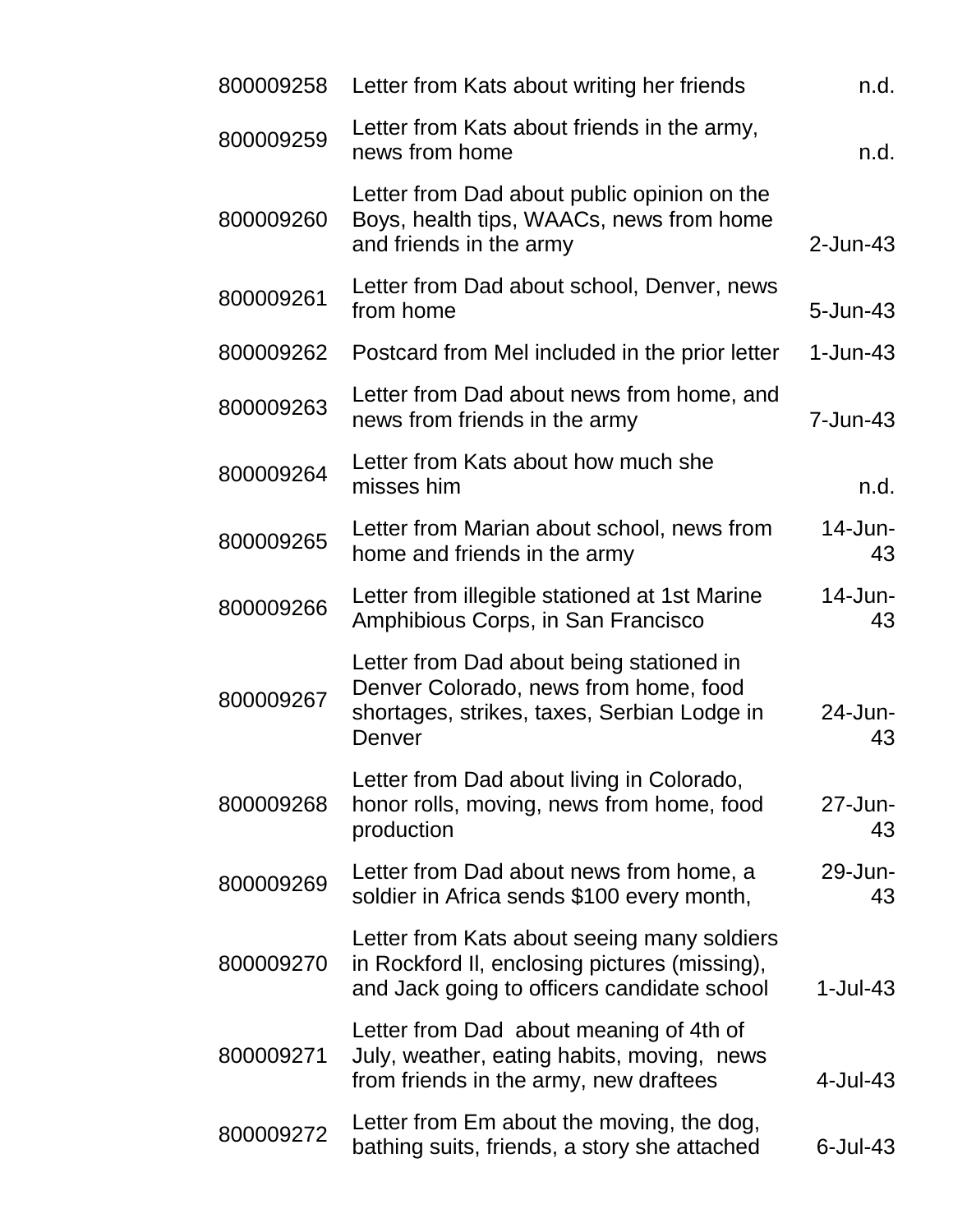| | | |
|---|---|---|
| 800009258 | Letter from Kats about writing her friends | n.d. |
| 800009259 | Letter from Kats about friends in the army, news from home | n.d. |
| 800009260 | Letter from Dad about public opinion on the Boys, health tips, WAACs, news from home and friends in the army | 2-Jun-43 |
| 800009261 | Letter from Dad about school, Denver, news from home | 5-Jun-43 |
| 800009262 | Postcard from Mel included in the prior letter | 1-Jun-43 |
| 800009263 | Letter from Dad about news from home, and news from friends in the army | 7-Jun-43 |
| 800009264 | Letter from Kats about how much she misses him | n.d. |
| 800009265 | Letter from Marian about school, news from home and friends in the army | 14-Jun-43 |
| 800009266 | Letter from illegible stationed at 1st Marine Amphibious Corps, in San Francisco | 14-Jun-43 |
| 800009267 | Letter from Dad about being stationed in Denver Colorado, news from home, food shortages, strikes, taxes, Serbian Lodge in Denver | 24-Jun-43 |
| 800009268 | Letter from Dad about living in Colorado, honor rolls, moving, news from home, food production | 27-Jun-43 |
| 800009269 | Letter from Dad about news from home, a soldier in Africa sends $100 every month, | 29-Jun-43 |
| 800009270 | Letter from Kats about seeing many soldiers in Rockford Il, enclosing pictures (missing), and Jack going to officers candidate school | 1-Jul-43 |
| 800009271 | Letter from Dad about meaning of 4th of July, weather, eating habits, moving, news from friends in the army, new draftees | 4-Jul-43 |
| 800009272 | Letter from Em about the moving, the dog, bathing suits, friends, a story she attached | 6-Jul-43 |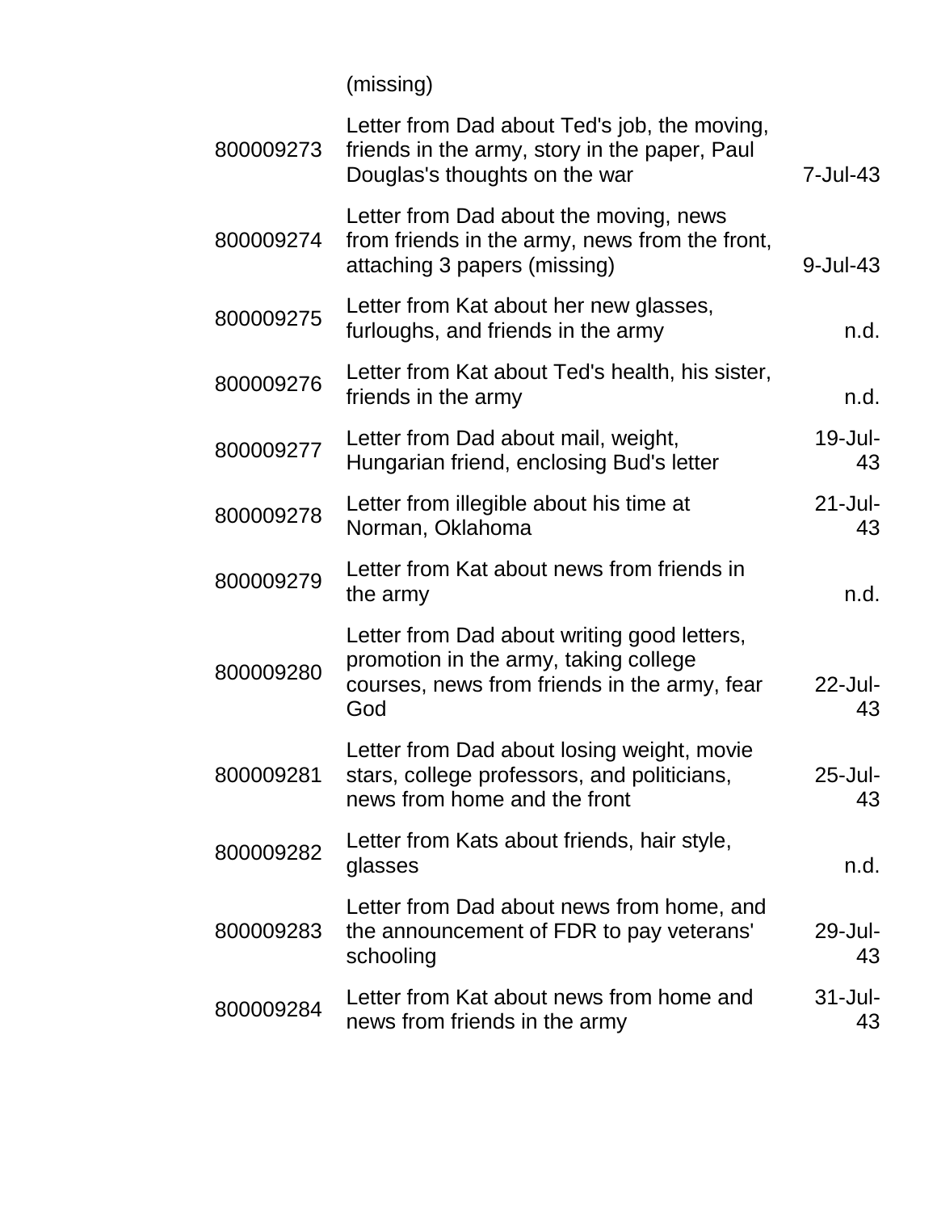| | (missing) | |
|---|---|---|
| 800009273 | Letter from Dad about Ted's job, the moving, friends in the army, story in the paper, Paul Douglas's thoughts on the war | 7-Jul-43 |
| 800009274 | Letter from Dad about the moving, news from friends in the army, news from the front, attaching 3 papers (missing) | 9-Jul-43 |
| 800009275 | Letter from Kat about her new glasses, furloughs, and friends in the army | n.d. |
| 800009276 | Letter from Kat about Ted's health, his sister, friends in the army | n.d. |
| 800009277 | Letter from Dad about mail, weight, Hungarian friend, enclosing Bud's letter | 19-Jul-43 |
| 800009278 | Letter from illegible about his time at Norman, Oklahoma | 21-Jul-43 |
| 800009279 | Letter from Kat about news from friends in the army | n.d. |
| 800009280 | Letter from Dad about writing good letters, promotion in the army, taking college courses, news from friends in the army, fear God | 22-Jul-43 |
| 800009281 | Letter from Dad about losing weight, movie stars, college professors, and politicians, news from home and the front | 25-Jul-43 |
| 800009282 | Letter from Kats about friends, hair style, glasses | n.d. |
| 800009283 | Letter from Dad about news from home, and the announcement of FDR to pay veterans' schooling | 29-Jul-43 |
| 800009284 | Letter from Kat about news from home and news from friends in the army | 31-Jul-43 |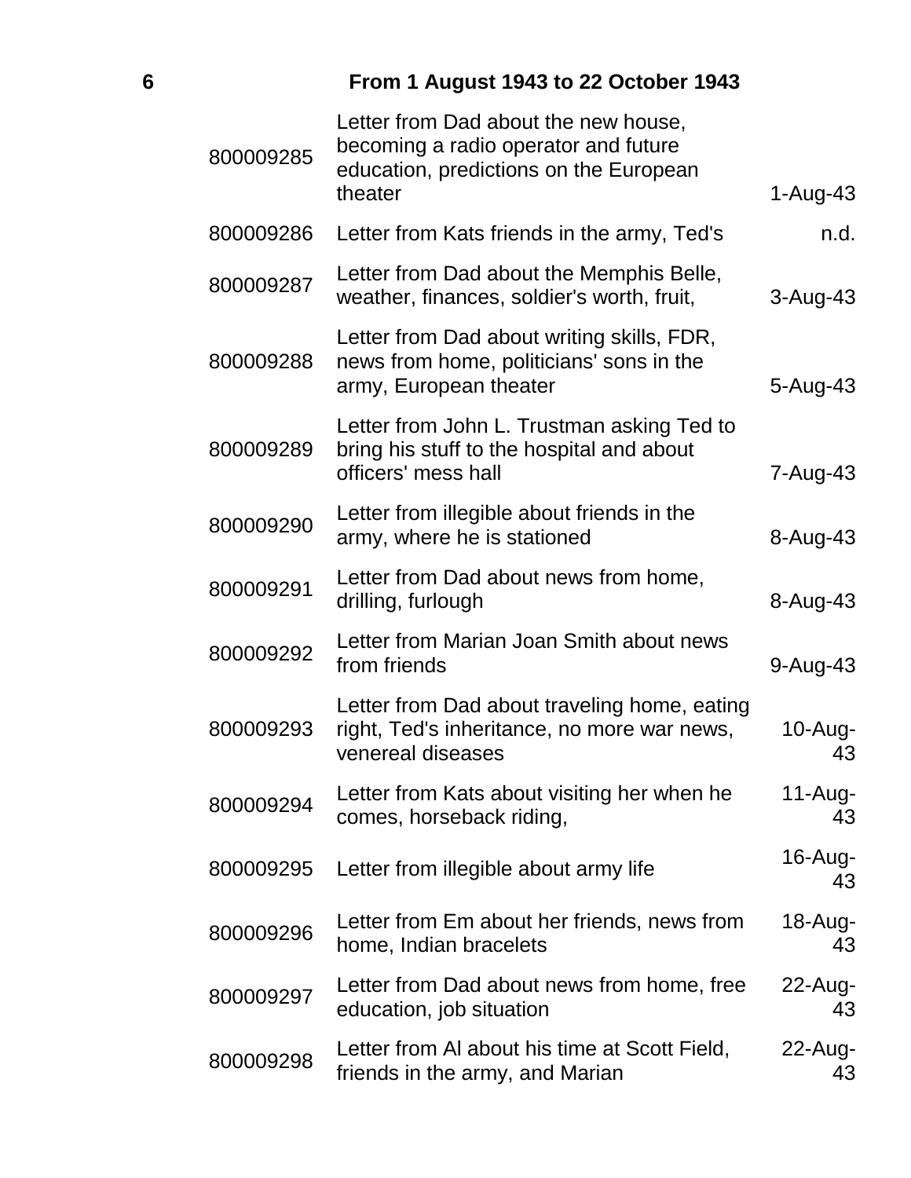| 6 | From 1 August 1943 to 22 October 1943 | |
|---|---|---|
| 800009285 | Letter from Dad about the new house, becoming a radio operator and future education, predictions on the European theater | 1-Aug-43 |
| 800009286 | Letter from Kats friends in the army, Ted's | n.d. |
| 800009287 | Letter from Dad about the Memphis Belle, weather, finances, soldier's worth, fruit, | 3-Aug-43 |
| 800009288 | Letter from Dad about writing skills, FDR, news from home, politicians' sons in the army, European theater | 5-Aug-43 |
| 800009289 | Letter from John L. Trustman asking Ted to bring his stuff to the hospital and about officers' mess hall | 7-Aug-43 |
| 800009290 | Letter from illegible about friends in the army, where he is stationed | 8-Aug-43 |
| 800009291 | Letter from Dad about news from home, drilling, furlough | 8-Aug-43 |
| 800009292 | Letter from Marian Joan Smith about news from friends | 9-Aug-43 |
| 800009293 | Letter from Dad about traveling home, eating right, Ted's inheritance, no more war news, venereal diseases | 10-Aug-43 |
| 800009294 | Letter from Kats about visiting her when he comes, horseback riding, | 11-Aug-43 |
| 800009295 | Letter from illegible about army life | 16-Aug-43 |
| 800009296 | Letter from Em about her friends, news from home, Indian bracelets | 18-Aug-43 |
| 800009297 | Letter from Dad about news from home, free education, job situation | 22-Aug-43 |
| 800009298 | Letter from Al about his time at Scott Field, friends in the army, and Marian | 22-Aug-43 |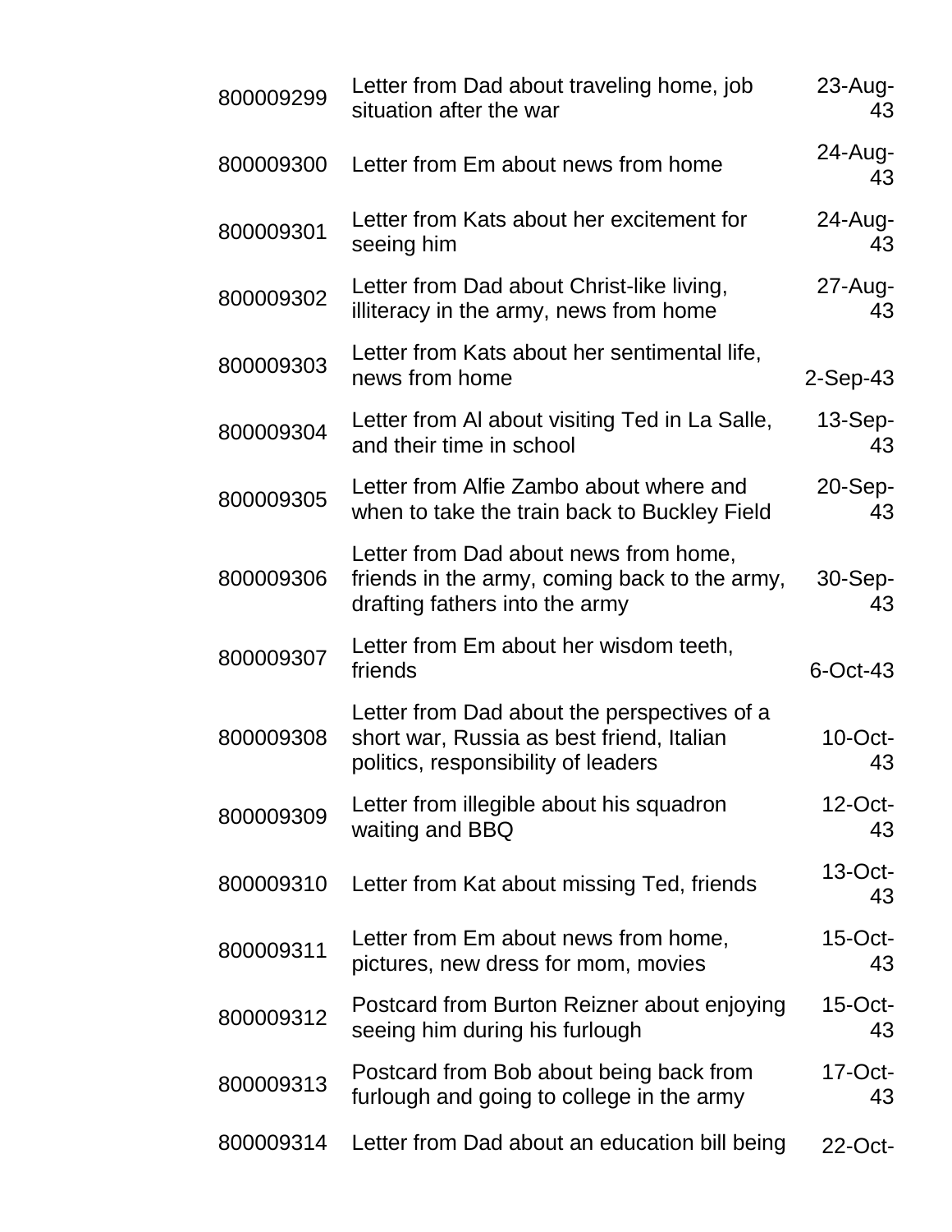| | | |
|---|---|---|
| 800009299 | Letter from Dad about traveling home, job situation after the war | 23-Aug-43 |
| 800009300 | Letter from Em about news from home | 24-Aug-43 |
| 800009301 | Letter from Kats about her excitement for seeing him | 24-Aug-43 |
| 800009302 | Letter from Dad about Christ-like living, illiteracy in the army, news from home | 27-Aug-43 |
| 800009303 | Letter from Kats about her sentimental life, news from home | 2-Sep-43 |
| 800009304 | Letter from Al about visiting Ted in La Salle, and their time in school | 13-Sep-43 |
| 800009305 | Letter from Alfie Zambo about where and when to take the train back to Buckley Field | 20-Sep-43 |
| 800009306 | Letter from Dad about news from home, friends in the army, coming back to the army, drafting fathers into the army | 30-Sep-43 |
| 800009307 | Letter from Em about her wisdom teeth, friends | 6-Oct-43 |
| 800009308 | Letter from Dad about the perspectives of a short war, Russia as best friend, Italian politics, responsibility of leaders | 10-Oct-43 |
| 800009309 | Letter from illegible about his squadron waiting and BBQ | 12-Oct-43 |
| 800009310 | Letter from Kat about missing Ted, friends | 13-Oct-43 |
| 800009311 | Letter from Em about news from home, pictures, new dress for mom, movies | 15-Oct-43 |
| 800009312 | Postcard from Burton Reizner about enjoying seeing him during his furlough | 15-Oct-43 |
| 800009313 | Postcard from Bob about being back from furlough and going to college in the army | 17-Oct-43 |
| 800009314 | Letter from Dad about an education bill being | 22-Oct- |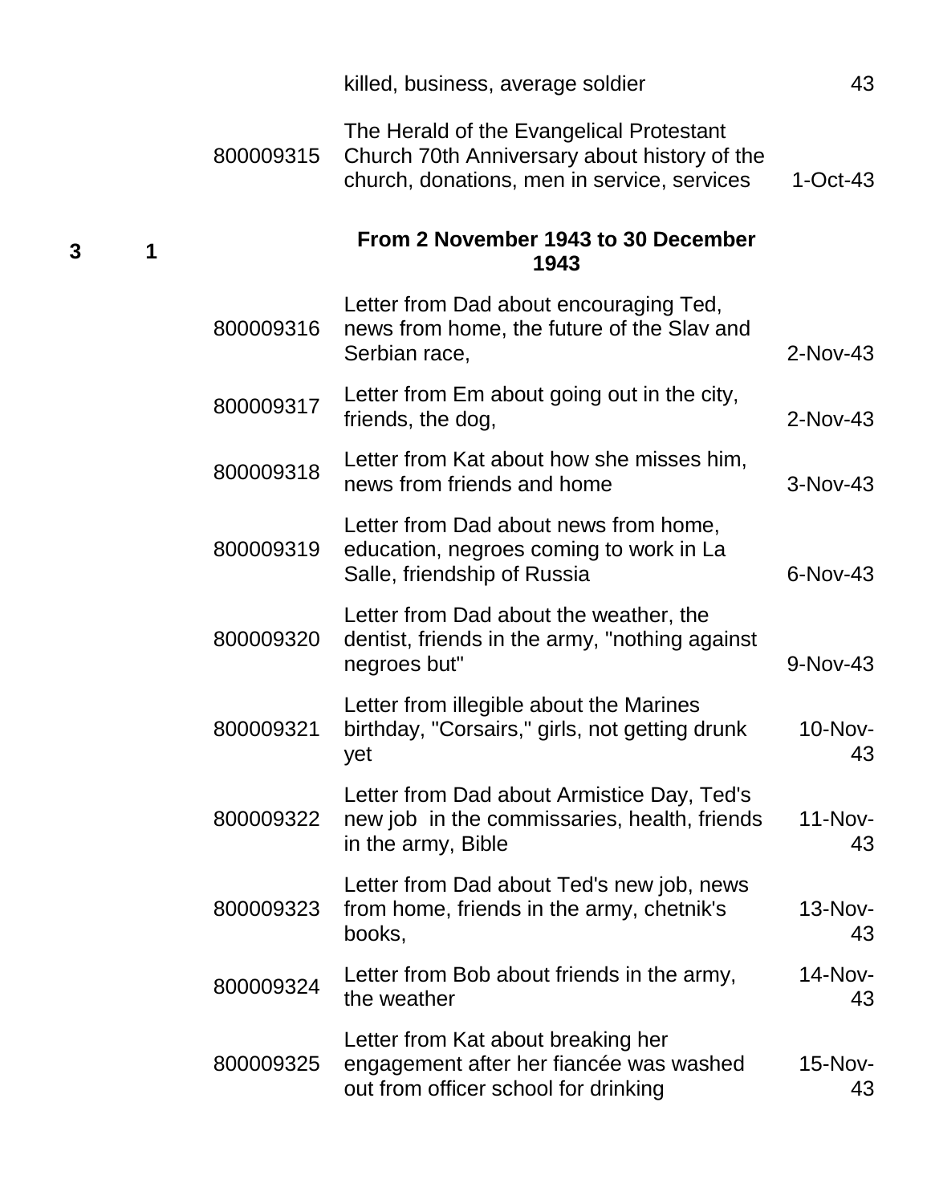| | | | | |
|---|---|---|---|---|
| | | | killed, business, average soldier | 43 |
| | | 800009315 | The Herald of the Evangelical Protestant Church 70th Anniversary about history of the church, donations, men in service, services | 1-Oct-43 |
| **3** | **1** | | **From 2 November 1943 to 30 December 1943** | |
| | | 800009316 | Letter from Dad about encouraging Ted, news from home, the future of the Slav and Serbian race, | 2-Nov-43 |
| | | 800009317 | Letter from Em about going out in the city, friends, the dog, | 2-Nov-43 |
| | | 800009318 | Letter from Kat about how she misses him, news from friends and home | 3-Nov-43 |
| | | 800009319 | Letter from Dad about news from home, education, negroes coming to work in La Salle, friendship of Russia | 6-Nov-43 |
| | | 800009320 | Letter from Dad about the weather, the dentist, friends in the army, "nothing against negroes but" | 9-Nov-43 |
| | | 800009321 | Letter from illegible about the Marines birthday, "Corsairs," girls, not getting drunk yet | 10-Nov-43 |
| | | 800009322 | Letter from Dad about Armistice Day, Ted's new job in the commissaries, health, friends in the army, Bible | 11-Nov-43 |
| | | 800009323 | Letter from Dad about Ted's new job, news from home, friends in the army, chetnik's books, | 13-Nov-43 |
| | | 800009324 | Letter from Bob about friends in the army, the weather | 14-Nov-43 |
| | | 800009325 | Letter from Kat about breaking her engagement after her fiancée was washed out from officer school for drinking | 15-Nov-43 |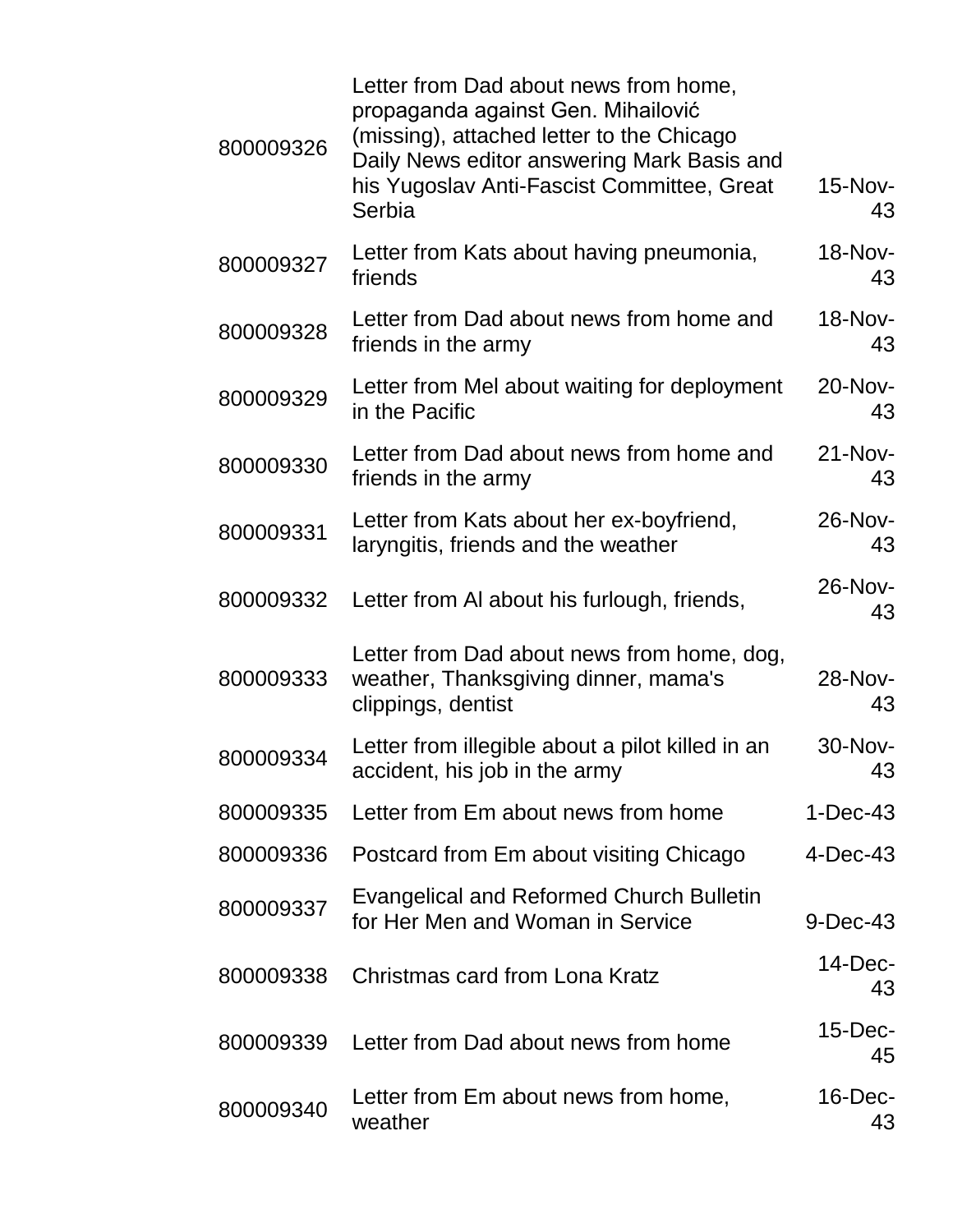| | | |
|---|---|---|
| 800009326 | Letter from Dad about news from home, propaganda against Gen. Mihailović (missing), attached letter to the Chicago Daily News editor answering Mark Basis and his Yugoslav Anti-Fascist Committee, Great Serbia | 15-Nov-43 |
| 800009327 | Letter from Kats about having pneumonia, friends | 18-Nov-43 |
| 800009328 | Letter from Dad about news from home and friends in the army | 18-Nov-43 |
| 800009329 | Letter from Mel about waiting for deployment in the Pacific | 20-Nov-43 |
| 800009330 | Letter from Dad about news from home and friends in the army | 21-Nov-43 |
| 800009331 | Letter from Kats about her ex-boyfriend, laryngitis, friends and the weather | 26-Nov-43 |
| 800009332 | Letter from Al about his furlough, friends, | 26-Nov-43 |
| 800009333 | Letter from Dad about news from home, dog, weather, Thanksgiving dinner, mama's clippings, dentist | 28-Nov-43 |
| 800009334 | Letter from illegible about a pilot killed in an accident, his job in the army | 30-Nov-43 |
| 800009335 | Letter from Em about news from home | 1-Dec-43 |
| 800009336 | Postcard from Em about visiting Chicago | 4-Dec-43 |
| 800009337 | Evangelical and Reformed Church Bulletin for Her Men and Woman in Service | 9-Dec-43 |
| 800009338 | Christmas card from Lona Kratz | 14-Dec-43 |
| 800009339 | Letter from Dad about news from home | 15-Dec-45 |
| 800009340 | Letter from Em about news from home, weather | 16-Dec-43 |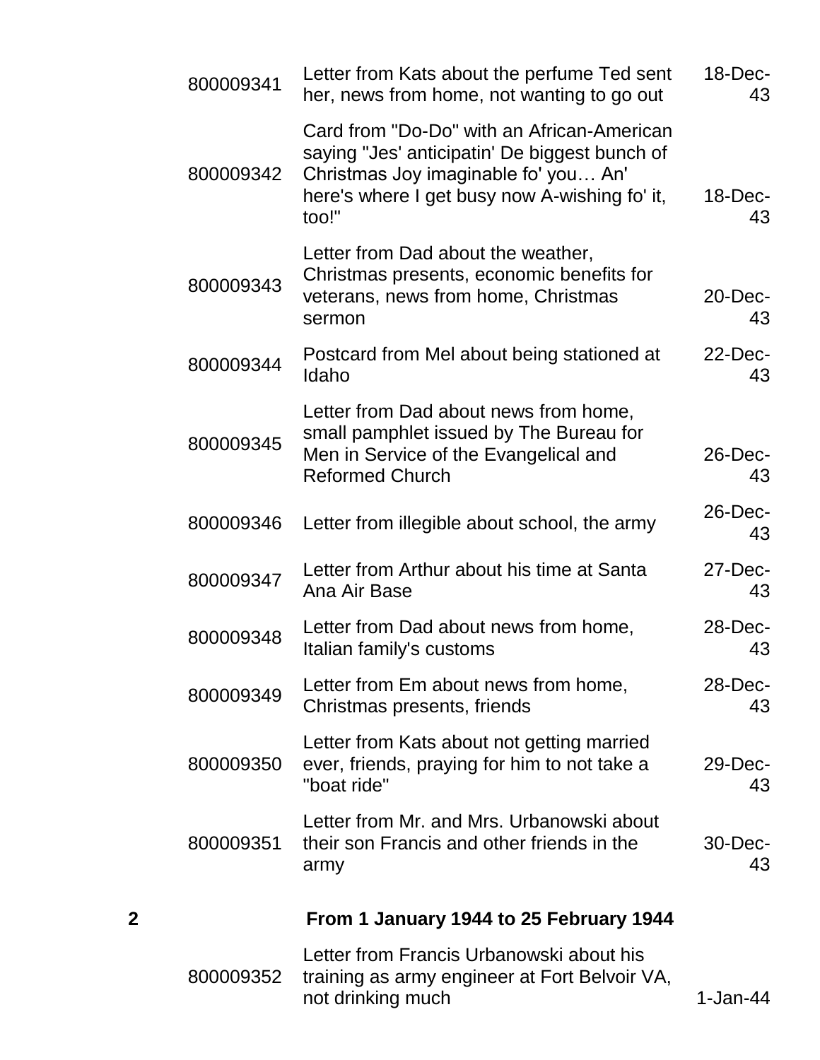| | | | |
|---|---|---|---|
| | 800009341 | Letter from Kats about the perfume Ted sent her, news from home, not wanting to go out | 18-Dec-43 |
| | 800009342 | Card from "Do-Do" with an African-American saying "Jes' anticipatin' De biggest bunch of Christmas Joy imaginable fo' you… An' here's where I get busy now A-wishing fo' it, too!" | 18-Dec-43 |
| | 800009343 | Letter from Dad about the weather, Christmas presents, economic benefits for veterans, news from home, Christmas sermon | 20-Dec-43 |
| | 800009344 | Postcard from Mel about being stationed at Idaho | 22-Dec-43 |
| | 800009345 | Letter from Dad about news from home, small pamphlet issued by The Bureau for Men in Service of the Evangelical and Reformed Church | 26-Dec-43 |
| | 800009346 | Letter from illegible about school, the army | 26-Dec-43 |
| | 800009347 | Letter from Arthur about his time at Santa Ana Air Base | 27-Dec-43 |
| | 800009348 | Letter from Dad about news from home, Italian family's customs | 28-Dec-43 |
| | 800009349 | Letter from Em about news from home, Christmas presents, friends | 28-Dec-43 |
| | 800009350 | Letter from Kats about not getting married ever, friends, praying for him to not take a "boat ride" | 29-Dec-43 |
| | 800009351 | Letter from Mr. and Mrs. Urbanowski about their son Francis and other friends in the army | 30-Dec-43 |
| **2** | | **From 1 January 1944 to 25 February 1944** | |
| | 800009352 | Letter from Francis Urbanowski about his training as army engineer at Fort Belvoir VA, not drinking much | 1-Jan-44 |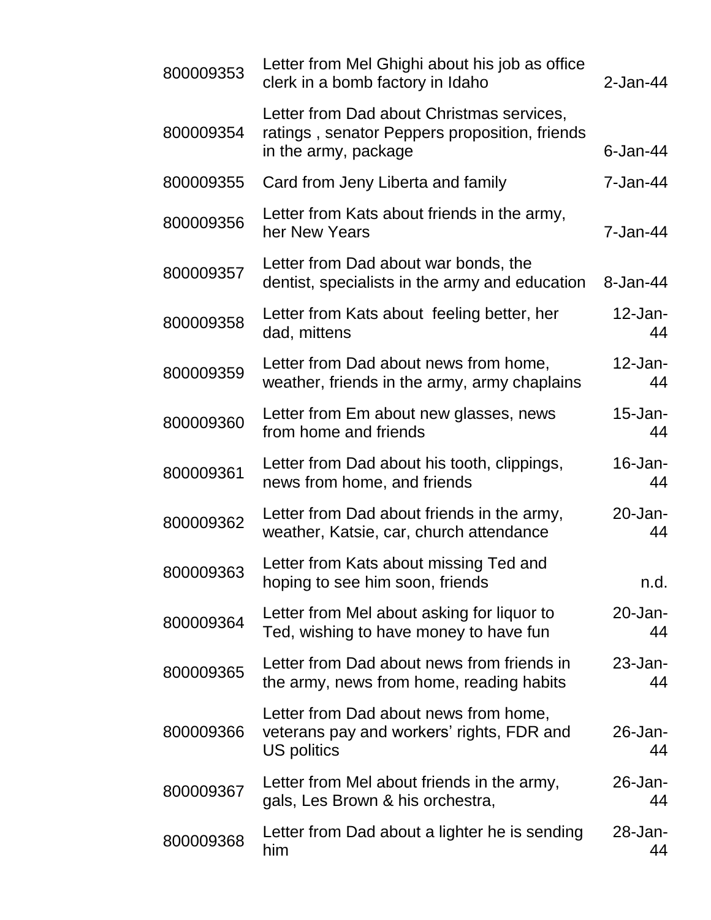| | | |
|---|---|---|
| 800009353 | Letter from Mel Ghighi about his job as office clerk in a bomb factory in Idaho | 2-Jan-44 |
| 800009354 | Letter from Dad about Christmas services, ratings , senator Peppers proposition, friends in the army, package | 6-Jan-44 |
| 800009355 | Card from Jeny Liberta and family | 7-Jan-44 |
| 800009356 | Letter from Kats about friends in the army, her New Years | 7-Jan-44 |
| 800009357 | Letter from Dad about war bonds, the dentist, specialists in the army and education | 8-Jan-44 |
| 800009358 | Letter from Kats about feeling better, her dad, mittens | 12-Jan-44 |
| 800009359 | Letter from Dad about news from home, weather, friends in the army, army chaplains | 12-Jan-44 |
| 800009360 | Letter from Em about new glasses, news from home and friends | 15-Jan-44 |
| 800009361 | Letter from Dad about his tooth, clippings, news from home, and friends | 16-Jan-44 |
| 800009362 | Letter from Dad about friends in the army, weather, Katsie, car, church attendance | 20-Jan-44 |
| 800009363 | Letter from Kats about missing Ted and hoping to see him soon, friends | n.d. |
| 800009364 | Letter from Mel about asking for liquor to Ted, wishing to have money to have fun | 20-Jan-44 |
| 800009365 | Letter from Dad about news from friends in the army, news from home, reading habits | 23-Jan-44 |
| 800009366 | Letter from Dad about news from home, veterans pay and workers' rights, FDR and US politics | 26-Jan-44 |
| 800009367 | Letter from Mel about friends in the army, gals, Les Brown & his orchestra, | 26-Jan-44 |
| 800009368 | Letter from Dad about a lighter he is sending him | 28-Jan-44 |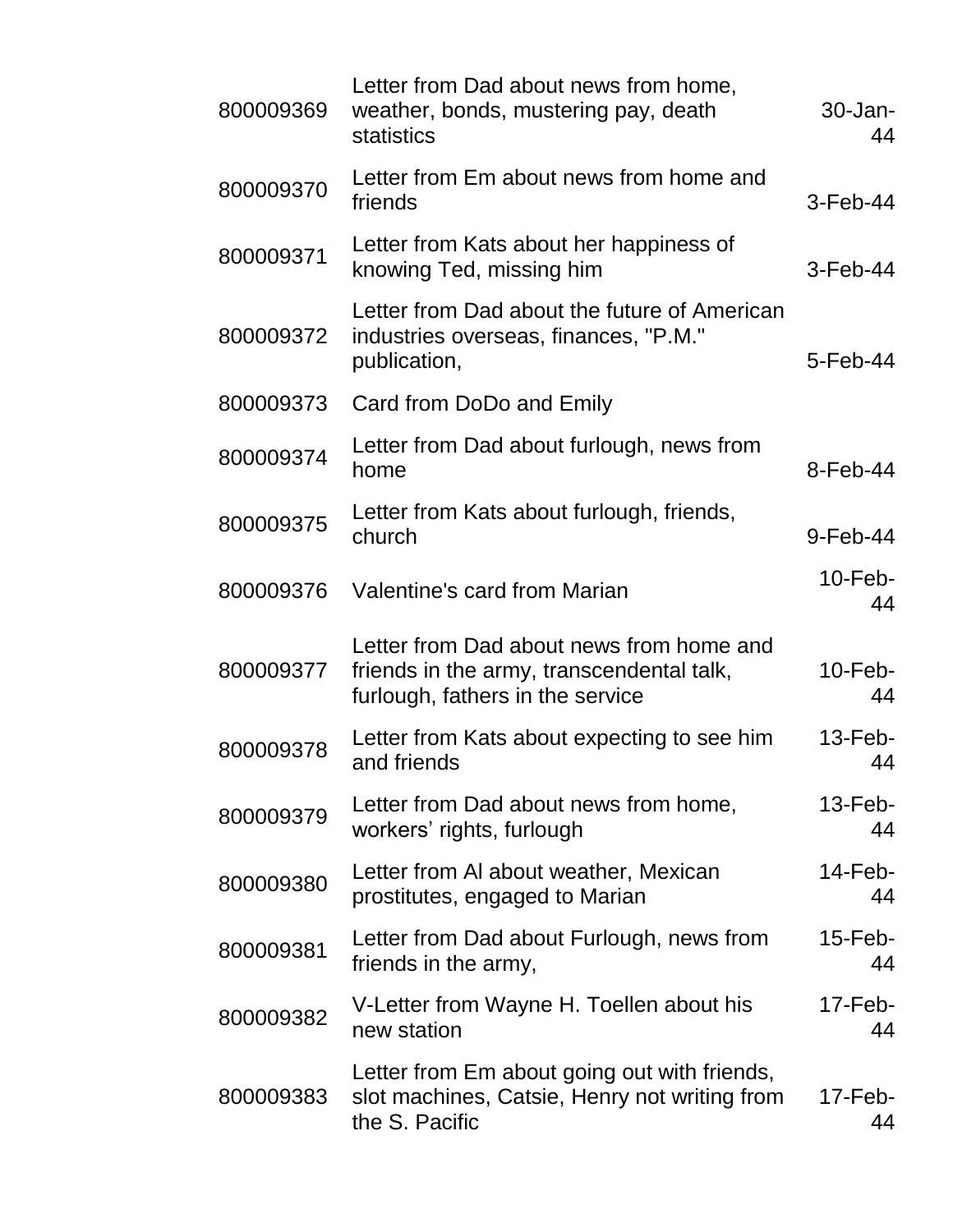| | | |
|---|---|---|
| 800009369 | Letter from Dad about news from home, weather, bonds, mustering pay, death statistics | 30-Jan-44 |
| 800009370 | Letter from Em about news from home and friends | 3-Feb-44 |
| 800009371 | Letter from Kats about her happiness of knowing Ted, missing him | 3-Feb-44 |
| 800009372 | Letter from Dad about the future of American industries overseas, finances, "P.M." publication, | 5-Feb-44 |
| 800009373 | Card from DoDo and Emily | |
| 800009374 | Letter from Dad about furlough, news from home | 8-Feb-44 |
| 800009375 | Letter from Kats about furlough, friends, church | 9-Feb-44 |
| 800009376 | Valentine's card from Marian | 10-Feb-44 |
| 800009377 | Letter from Dad about news from home and friends in the army, transcendental talk, furlough, fathers in the service | 10-Feb-44 |
| 800009378 | Letter from Kats about expecting to see him and friends | 13-Feb-44 |
| 800009379 | Letter from Dad about news from home, workers' rights, furlough | 13-Feb-44 |
| 800009380 | Letter from Al about weather, Mexican prostitutes, engaged to Marian | 14-Feb-44 |
| 800009381 | Letter from Dad about Furlough, news from friends in the army, | 15-Feb-44 |
| 800009382 | V-Letter from Wayne H. Toellen about his new station | 17-Feb-44 |
| 800009383 | Letter from Em about going out with friends, slot machines, Catsie, Henry not writing from the S. Pacific | 17-Feb-44 |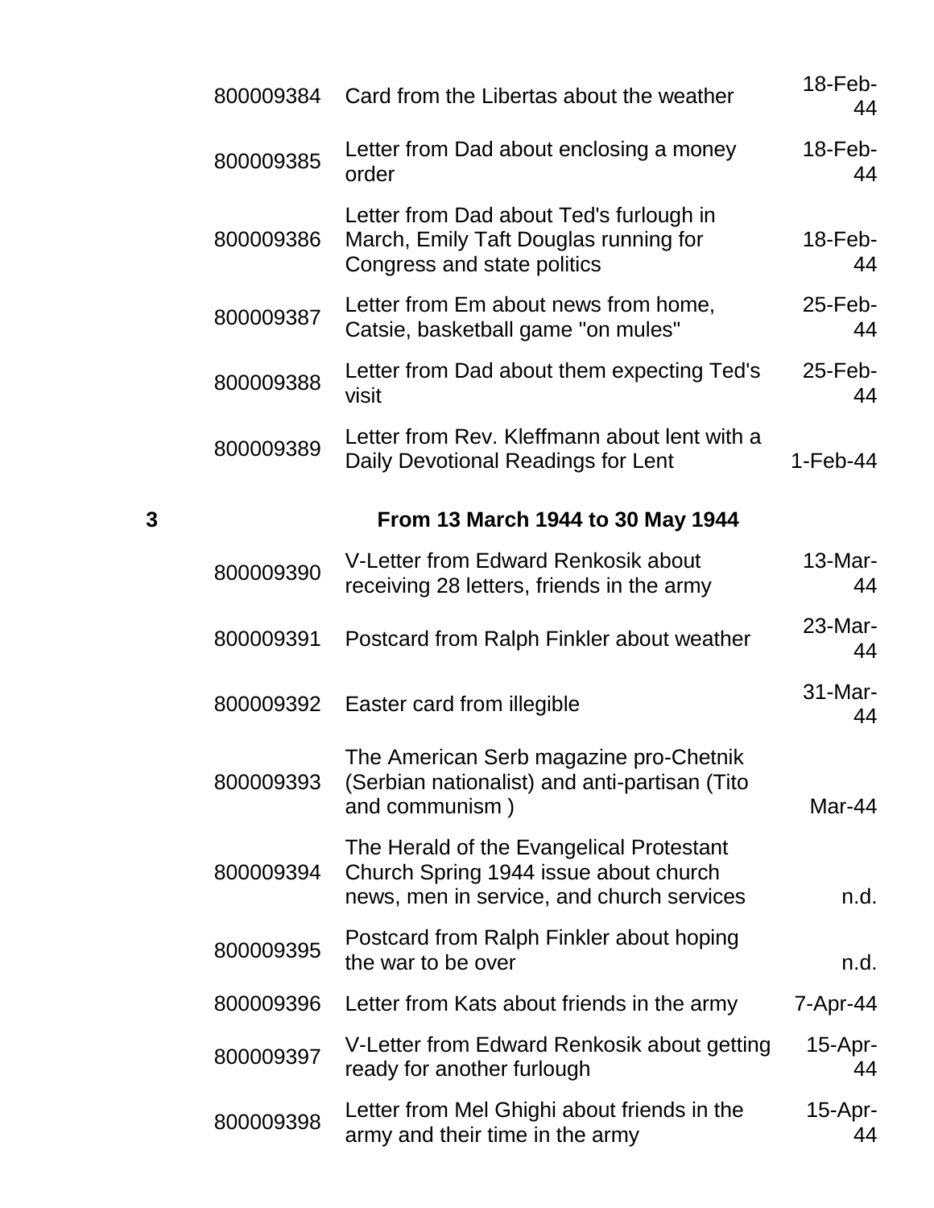| | | | |
|---|---|---|---|
| | 800009384 | Card from the Libertas about the weather | 18-Feb-44 |
| | 800009385 | Letter from Dad about enclosing a money order | 18-Feb-44 |
| | 800009386 | Letter from Dad about Ted's furlough in March, Emily Taft Douglas running for Congress and state politics | 18-Feb-44 |
| | 800009387 | Letter from Em about news from home, Catsie, basketball game "on mules" | 25-Feb-44 |
| | 800009388 | Letter from Dad about them expecting Ted's visit | 25-Feb-44 |
| | 800009389 | Letter from Rev. Kleffmann about lent with a Daily Devotional Readings for Lent | 1-Feb-44 |
| **3** | | **From 13 March 1944 to 30 May 1944** | |
| | 800009390 | V-Letter from Edward Renkosik about receiving 28 letters, friends in the army | 13-Mar-44 |
| | 800009391 | Postcard from Ralph Finkler about weather | 23-Mar-44 |
| | 800009392 | Easter card from illegible | 31-Mar-44 |
| | 800009393 | The American Serb magazine pro-Chetnik (Serbian nationalist) and anti-partisan (Tito and communism ) | Mar-44 |
| | 800009394 | The Herald of the Evangelical Protestant Church Spring 1944 issue about church news, men in service, and church services | n.d. |
| | 800009395 | Postcard from Ralph Finkler about hoping the war to be over | n.d. |
| | 800009396 | Letter from Kats about friends in the army | 7-Apr-44 |
| | 800009397 | V-Letter from Edward Renkosik about getting ready for another furlough | 15-Apr-44 |
| | 800009398 | Letter from Mel Ghighi about friends in the army and their time in the army | 15-Apr-44 |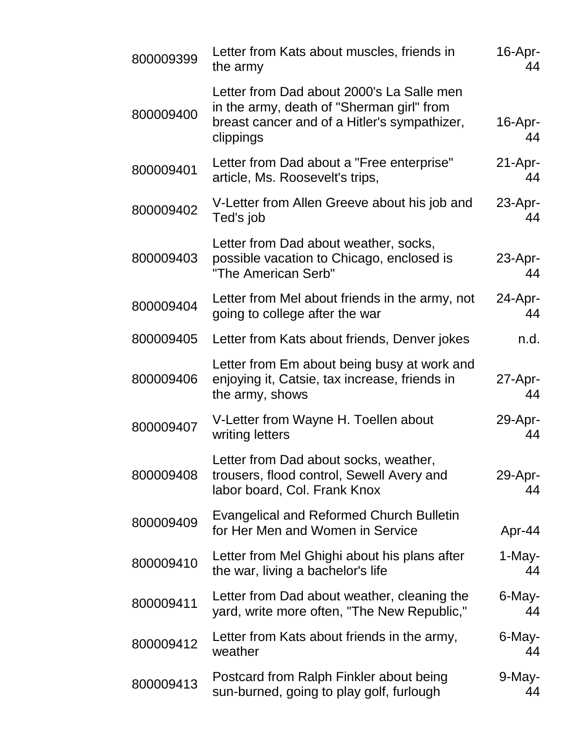| | | |
|---|---|---|
| 800009399 | Letter from Kats about muscles, friends in the army | 16-Apr-44 |
| 800009400 | Letter from Dad about 2000's La Salle men in the army, death of "Sherman girl" from breast cancer and of a Hitler's sympathizer, clippings | 16-Apr-44 |
| 800009401 | Letter from Dad about a "Free enterprise" article, Ms. Roosevelt's trips, | 21-Apr-44 |
| 800009402 | V-Letter from Allen Greeve about his job and Ted's job | 23-Apr-44 |
| 800009403 | Letter from Dad about weather, socks, possible vacation to Chicago, enclosed is "The American Serb" | 23-Apr-44 |
| 800009404 | Letter from Mel about friends in the army, not going to college after the war | 24-Apr-44 |
| 800009405 | Letter from Kats about friends, Denver jokes | n.d. |
| 800009406 | Letter from Em about being busy at work and enjoying it, Catsie, tax increase, friends in the army, shows | 27-Apr-44 |
| 800009407 | V-Letter from Wayne H. Toellen about writing letters | 29-Apr-44 |
| 800009408 | Letter from Dad about socks, weather, trousers, flood control, Sewell Avery and labor board, Col. Frank Knox | 29-Apr-44 |
| 800009409 | Evangelical and Reformed Church Bulletin for Her Men and Women in Service | Apr-44 |
| 800009410 | Letter from Mel Ghighi about his plans after the war, living a bachelor's life | 1-May-44 |
| 800009411 | Letter from Dad about weather, cleaning the yard, write more often, "The New Republic," | 6-May-44 |
| 800009412 | Letter from Kats about friends in the army, weather | 6-May-44 |
| 800009413 | Postcard from Ralph Finkler about being sun-burned, going to play golf, furlough | 9-May-44 |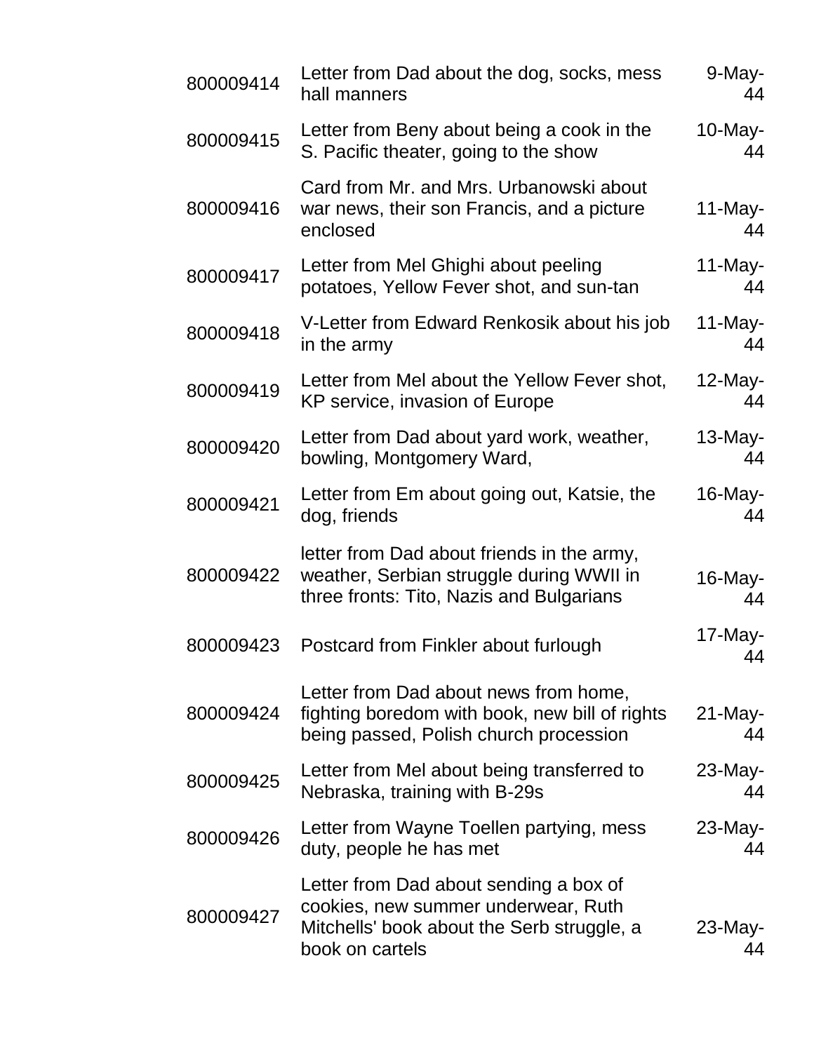| | | |
|---|---|---|
| 800009414 | Letter from Dad about the dog, socks, mess hall manners | 9-May-44 |
| 800009415 | Letter from Beny about being a cook in the S. Pacific theater, going to the show | 10-May-44 |
| 800009416 | Card from Mr. and Mrs. Urbanowski about war news, their son Francis, and a picture enclosed | 11-May-44 |
| 800009417 | Letter from Mel Ghighi about peeling potatoes, Yellow Fever shot, and sun-tan | 11-May-44 |
| 800009418 | V-Letter from Edward Renkosik about his job in the army | 11-May-44 |
| 800009419 | Letter from Mel about the Yellow Fever shot, KP service, invasion of Europe | 12-May-44 |
| 800009420 | Letter from Dad about yard work, weather, bowling, Montgomery Ward, | 13-May-44 |
| 800009421 | Letter from Em about going out, Katsie, the dog, friends | 16-May-44 |
| 800009422 | letter from Dad about friends in the army, weather, Serbian struggle during WWII in three fronts: Tito, Nazis and Bulgarians | 16-May-44 |
| 800009423 | Postcard from Finkler about furlough | 17-May-44 |
| 800009424 | Letter from Dad about news from home, fighting boredom with book, new bill of rights being passed, Polish church procession | 21-May-44 |
| 800009425 | Letter from Mel about being transferred to Nebraska, training with B-29s | 23-May-44 |
| 800009426 | Letter from Wayne Toellen partying, mess duty, people he has met | 23-May-44 |
| 800009427 | Letter from Dad about sending a box of cookies, new summer underwear, Ruth Mitchells' book about the Serb struggle, a book on cartels | 23-May-44 |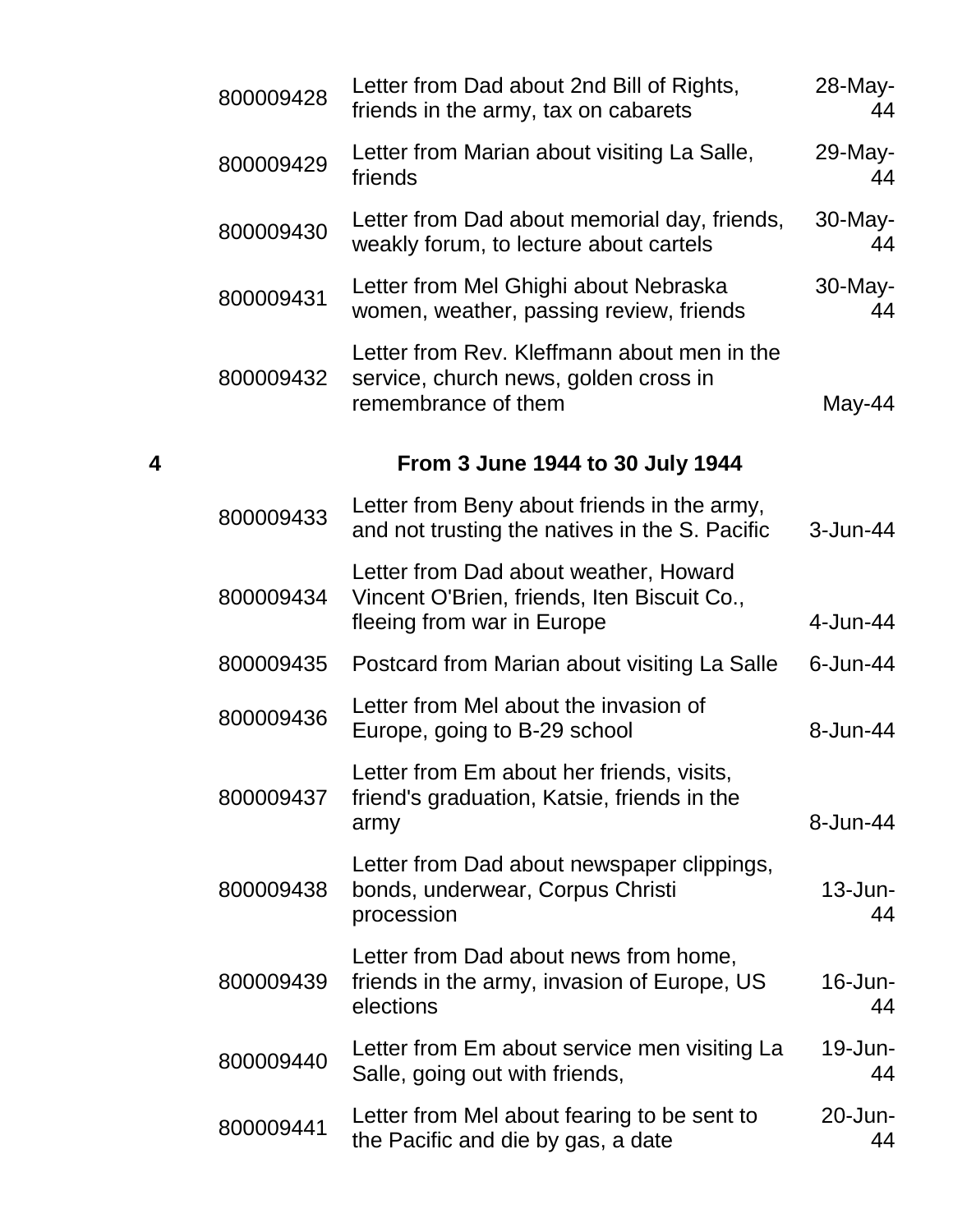| | | | |
|---|---|---|---|
| | 800009428 | Letter from Dad about 2nd Bill of Rights, friends in the army, tax on cabarets | 28-May-44 |
| | 800009429 | Letter from Marian about visiting La Salle, friends | 29-May-44 |
| | 800009430 | Letter from Dad about memorial day, friends, weakly forum, to lecture about cartels | 30-May-44 |
| | 800009431 | Letter from Mel Ghighi about Nebraska women, weather, passing review, friends | 30-May-44 |
| | 800009432 | Letter from Rev. Kleffmann about men in the service, church news, golden cross in remembrance of them | May-44 |
| **4** | | **From 3 June 1944 to 30 July 1944** | |
| | 800009433 | Letter from Beny about friends in the army, and not trusting the natives in the S. Pacific | 3-Jun-44 |
| | 800009434 | Letter from Dad about weather, Howard Vincent O'Brien, friends, Iten Biscuit Co., fleeing from war in Europe | 4-Jun-44 |
| | 800009435 | Postcard from Marian about visiting La Salle | 6-Jun-44 |
| | 800009436 | Letter from Mel about the invasion of Europe, going to B-29 school | 8-Jun-44 |
| | 800009437 | Letter from Em about her friends, visits, friend's graduation, Katsie, friends in the army | 8-Jun-44 |
| | 800009438 | Letter from Dad about newspaper clippings, bonds, underwear, Corpus Christi procession | 13-Jun-44 |
| | 800009439 | Letter from Dad about news from home, friends in the army, invasion of Europe, US elections | 16-Jun-44 |
| | 800009440 | Letter from Em about service men visiting La Salle, going out with friends, | 19-Jun-44 |
| | 800009441 | Letter from Mel about fearing to be sent to the Pacific and die by gas, a date | 20-Jun-44 |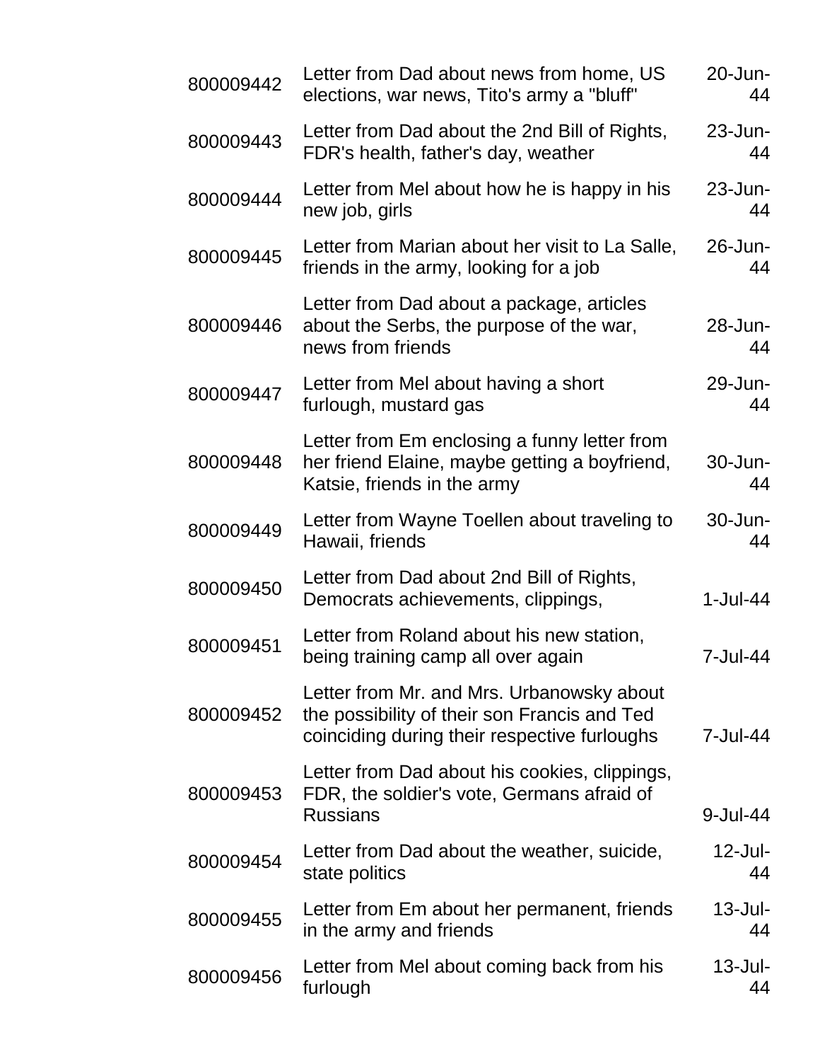| | | |
|---|---|---|
| 800009442 | Letter from Dad about news from home, US elections, war news, Tito's army a "bluff" | 20-Jun-44 |
| 800009443 | Letter from Dad about the 2nd Bill of Rights, FDR's health, father's day, weather | 23-Jun-44 |
| 800009444 | Letter from Mel about how he is happy in his new job, girls | 23-Jun-44 |
| 800009445 | Letter from Marian about her visit to La Salle, friends in the army, looking for a job | 26-Jun-44 |
| 800009446 | Letter from Dad about a package, articles about the Serbs, the purpose of the war, news from friends | 28-Jun-44 |
| 800009447 | Letter from Mel about having a short furlough, mustard gas | 29-Jun-44 |
| 800009448 | Letter from Em enclosing a funny letter from her friend Elaine, maybe getting a boyfriend, Katsie, friends in the army | 30-Jun-44 |
| 800009449 | Letter from Wayne Toellen about traveling to Hawaii, friends | 30-Jun-44 |
| 800009450 | Letter from Dad about 2nd Bill of Rights, Democrats achievements, clippings, | 1-Jul-44 |
| 800009451 | Letter from Roland about his new station, being training camp all over again | 7-Jul-44 |
| 800009452 | Letter from Mr. and Mrs. Urbanowsky about the possibility of their son Francis and Ted coinciding during their respective furloughs | 7-Jul-44 |
| 800009453 | Letter from Dad about his cookies, clippings, FDR, the soldier's vote, Germans afraid of Russians | 9-Jul-44 |
| 800009454 | Letter from Dad about the weather, suicide, state politics | 12-Jul-44 |
| 800009455 | Letter from Em about her permanent, friends in the army and friends | 13-Jul-44 |
| 800009456 | Letter from Mel about coming back from his furlough | 13-Jul-44 |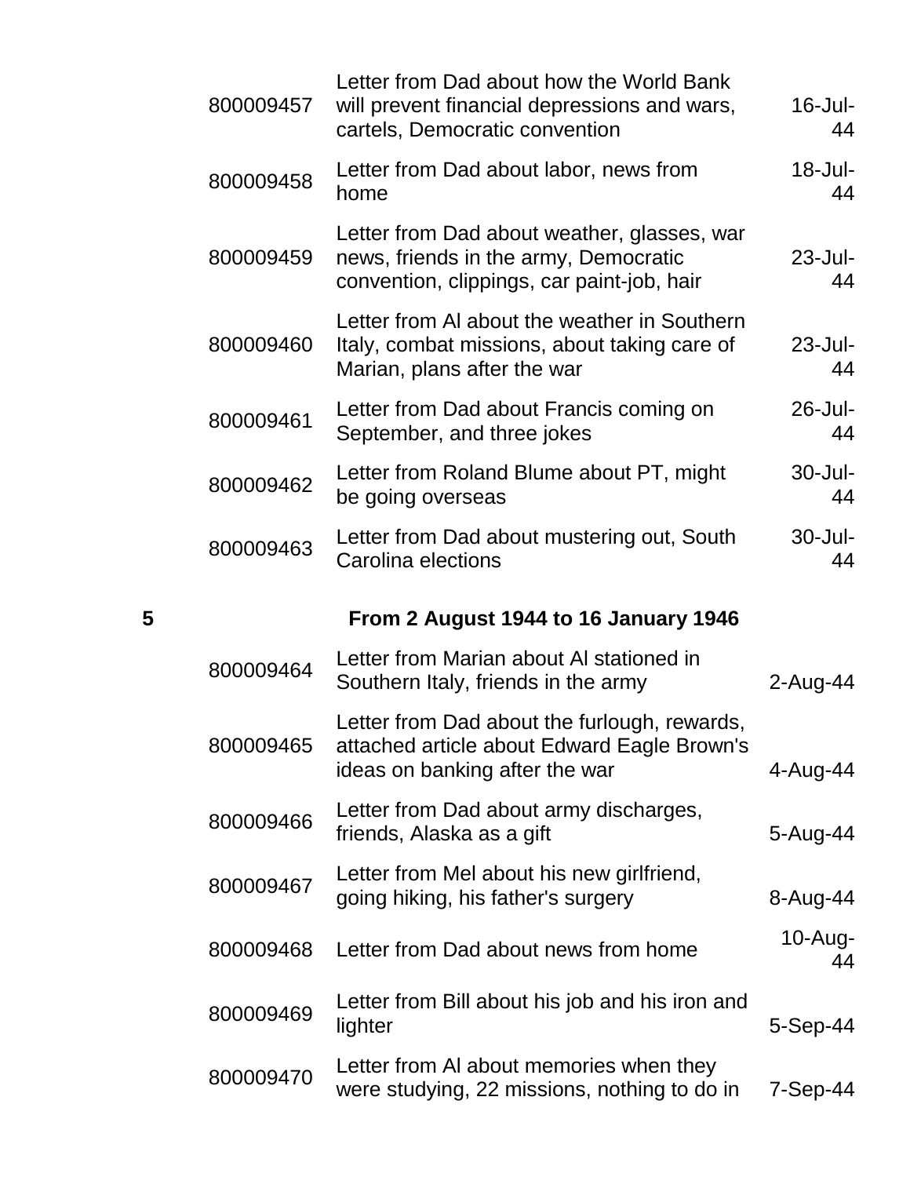| | | |
|---|---|---|
| 800009457 | Letter from Dad about how the World Bank will prevent financial depressions and wars, cartels, Democratic convention | 16-Jul-44 |
| 800009458 | Letter from Dad about labor, news from home | 18-Jul-44 |
| 800009459 | Letter from Dad about weather, glasses, war news, friends in the army, Democratic convention, clippings, car paint-job, hair | 23-Jul-44 |
| 800009460 | Letter from Al about the weather in Southern Italy, combat missions, about taking care of Marian, plans after the war | 23-Jul-44 |
| 800009461 | Letter from Dad about Francis coming on September, and three jokes | 26-Jul-44 |
| 800009462 | Letter from Roland Blume about PT, might be going overseas | 30-Jul-44 |
| 800009463 | Letter from Dad about mustering out, South Carolina elections | 30-Jul-44 |

**5 From 2 August 1944 to 16 January 1946**

| | | |
|---|---|---|
| 800009464 | Letter from Marian about Al stationed in Southern Italy, friends in the army | 2-Aug-44 |
| 800009465 | Letter from Dad about the furlough, rewards, attached article about Edward Eagle Brown's ideas on banking after the war | 4-Aug-44 |
| 800009466 | Letter from Dad about army discharges, friends, Alaska as a gift | 5-Aug-44 |
| 800009467 | Letter from Mel about his new girlfriend, going hiking, his father's surgery | 8-Aug-44 |
| 800009468 | Letter from Dad about news from home | 10-Aug-44 |
| 800009469 | Letter from Bill about his job and his iron and lighter | 5-Sep-44 |
| 800009470 | Letter from Al about memories when they were studying, 22 missions, nothing to do in | 7-Sep-44 |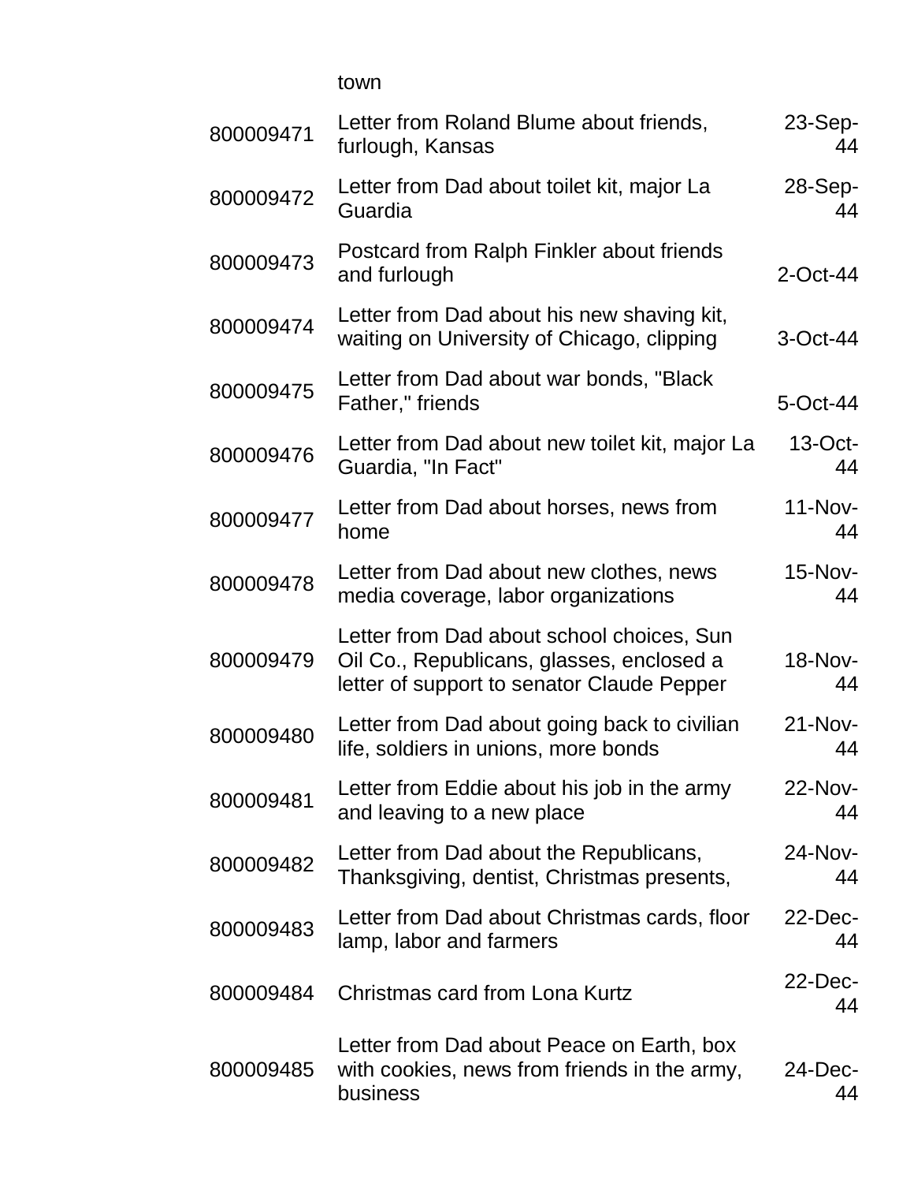| | town | |
|---|---|---|
| 800009471 | Letter from Roland Blume about friends, furlough, Kansas | 23-Sep-44 |
| 800009472 | Letter from Dad about toilet kit, major La Guardia | 28-Sep-44 |
| 800009473 | Postcard from Ralph Finkler about friends and furlough | 2-Oct-44 |
| 800009474 | Letter from Dad about his new shaving kit, waiting on University of Chicago, clipping | 3-Oct-44 |
| 800009475 | Letter from Dad about war bonds, "Black Father," friends | 5-Oct-44 |
| 800009476 | Letter from Dad about new toilet kit, major La Guardia, "In Fact" | 13-Oct-44 |
| 800009477 | Letter from Dad about horses, news from home | 11-Nov-44 |
| 800009478 | Letter from Dad about new clothes, news media coverage, labor organizations | 15-Nov-44 |
| 800009479 | Letter from Dad about school choices, Sun Oil Co., Republicans, glasses, enclosed a letter of support to senator Claude Pepper | 18-Nov-44 |
| 800009480 | Letter from Dad about going back to civilian life, soldiers in unions, more bonds | 21-Nov-44 |
| 800009481 | Letter from Eddie about his job in the army and leaving to a new place | 22-Nov-44 |
| 800009482 | Letter from Dad about the Republicans, Thanksgiving, dentist, Christmas presents, | 24-Nov-44 |
| 800009483 | Letter from Dad about Christmas cards, floor lamp, labor and farmers | 22-Dec-44 |
| 800009484 | Christmas card from Lona Kurtz | 22-Dec-44 |
| 800009485 | Letter from Dad about Peace on Earth, box with cookies, news from friends in the army, business | 24-Dec-44 |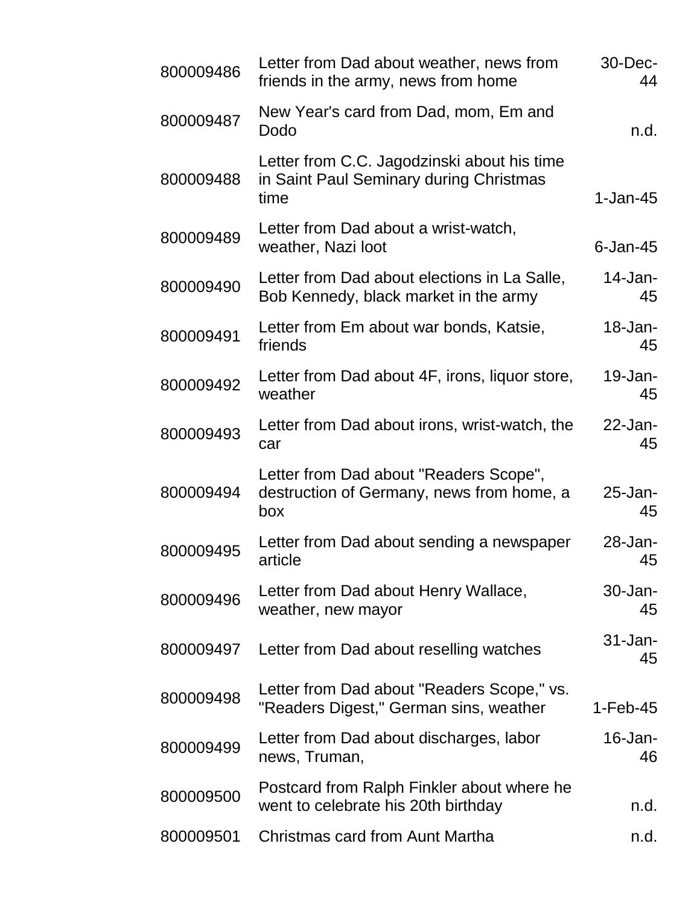| | | |
|---|---|---|
| 800009486 | Letter from Dad about weather, news from friends in the army, news from home | 30-Dec-44 |
| 800009487 | New Year's card from Dad, mom, Em and Dodo | n.d. |
| 800009488 | Letter from C.C. Jagodzinski about his time in Saint Paul Seminary during Christmas time | 1-Jan-45 |
| 800009489 | Letter from Dad about a wrist-watch, weather, Nazi loot | 6-Jan-45 |
| 800009490 | Letter from Dad about elections in La Salle, Bob Kennedy, black market in the army | 14-Jan-45 |
| 800009491 | Letter from Em about war bonds, Katsie, friends | 18-Jan-45 |
| 800009492 | Letter from Dad about 4F, irons, liquor store, weather | 19-Jan-45 |
| 800009493 | Letter from Dad about irons, wrist-watch, the car | 22-Jan-45 |
| 800009494 | Letter from Dad about "Readers Scope", destruction of Germany, news from home, a box | 25-Jan-45 |
| 800009495 | Letter from Dad about sending a newspaper article | 28-Jan-45 |
| 800009496 | Letter from Dad about Henry Wallace, weather, new mayor | 30-Jan-45 |
| 800009497 | Letter from Dad about reselling watches | 31-Jan-45 |
| 800009498 | Letter from Dad about "Readers Scope," vs. "Readers Digest," German sins, weather | 1-Feb-45 |
| 800009499 | Letter from Dad about discharges, labor news, Truman, | 16-Jan-46 |
| 800009500 | Postcard from Ralph Finkler about where he went to celebrate his 20th birthday | n.d. |
| 800009501 | Christmas card from Aunt Martha | n.d. |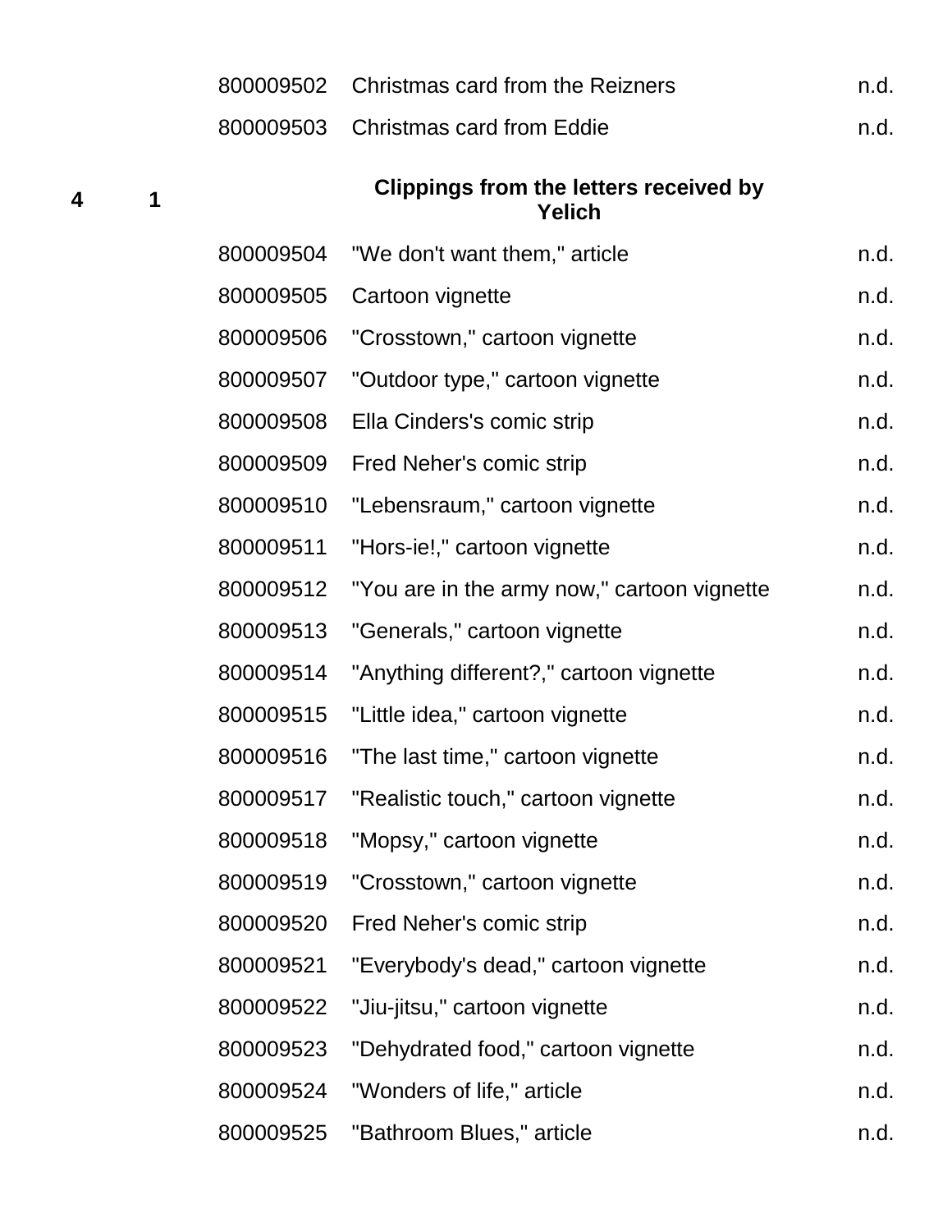| | | | | |
|---|---|---|---|---|
| | | 800009502 | Christmas card from the Reizners | n.d. |
| | | 800009503 | Christmas card from Eddie | n.d. |
| **4** | **1** | | **Clippings from the letters received by Yelich** | |
| | | 800009504 | "We don't want them," article | n.d. |
| | | 800009505 | Cartoon vignette | n.d. |
| | | 800009506 | "Crosstown," cartoon vignette | n.d. |
| | | 800009507 | "Outdoor type," cartoon vignette | n.d. |
| | | 800009508 | Ella Cinders's comic strip | n.d. |
| | | 800009509 | Fred Neher's comic strip | n.d. |
| | | 800009510 | "Lebensraum," cartoon vignette | n.d. |
| | | 800009511 | "Hors-ie!," cartoon vignette | n.d. |
| | | 800009512 | "You are in the army now," cartoon vignette | n.d. |
| | | 800009513 | "Generals," cartoon vignette | n.d. |
| | | 800009514 | "Anything different?," cartoon vignette | n.d. |
| | | 800009515 | "Little idea," cartoon vignette | n.d. |
| | | 800009516 | "The last time," cartoon vignette | n.d. |
| | | 800009517 | "Realistic touch," cartoon vignette | n.d. |
| | | 800009518 | "Mopsy," cartoon vignette | n.d. |
| | | 800009519 | "Crosstown," cartoon vignette | n.d. |
| | | 800009520 | Fred Neher's comic strip | n.d. |
| | | 800009521 | "Everybody's dead," cartoon vignette | n.d. |
| | | 800009522 | "Jiu-jitsu," cartoon vignette | n.d. |
| | | 800009523 | "Dehydrated food," cartoon vignette | n.d. |
| | | 800009524 | "Wonders of life," article | n.d. |
| | | 800009525 | "Bathroom Blues," article | n.d. |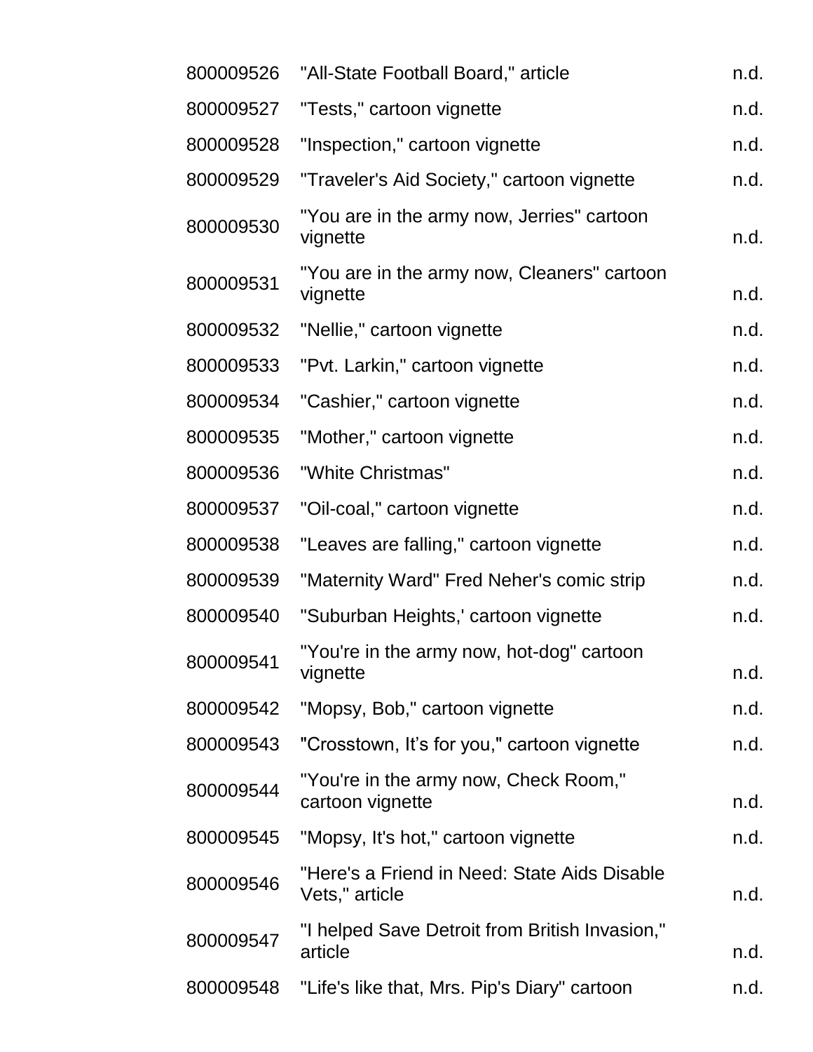| | | |
|---|---|---|
| 800009526 | "All-State Football Board," article | n.d. |
| 800009527 | "Tests," cartoon vignette | n.d. |
| 800009528 | "Inspection," cartoon vignette | n.d. |
| 800009529 | "Traveler's Aid Society," cartoon vignette | n.d. |
| 800009530 | "You are in the army now, Jerries" cartoon vignette | n.d. |
| 800009531 | "You are in the army now, Cleaners" cartoon vignette | n.d. |
| 800009532 | "Nellie," cartoon vignette | n.d. |
| 800009533 | "Pvt. Larkin," cartoon vignette | n.d. |
| 800009534 | "Cashier," cartoon vignette | n.d. |
| 800009535 | "Mother," cartoon vignette | n.d. |
| 800009536 | "White Christmas" | n.d. |
| 800009537 | "Oil-coal," cartoon vignette | n.d. |
| 800009538 | "Leaves are falling," cartoon vignette | n.d. |
| 800009539 | "Maternity Ward" Fred Neher's comic strip | n.d. |
| 800009540 | "Suburban Heights,' cartoon vignette | n.d. |
| 800009541 | "You're in the army now, hot-dog" cartoon vignette | n.d. |
| 800009542 | "Mopsy, Bob," cartoon vignette | n.d. |
| 800009543 | "Crosstown, It's for you," cartoon vignette | n.d. |
| 800009544 | "You're in the army now, Check Room," cartoon vignette | n.d. |
| 800009545 | "Mopsy, It's hot," cartoon vignette | n.d. |
| 800009546 | "Here's a Friend in Need: State Aids Disable Vets," article | n.d. |
| 800009547 | "I helped Save Detroit from British Invasion," article | n.d. |
| 800009548 | "Life's like that, Mrs. Pip's Diary" cartoon | n.d. |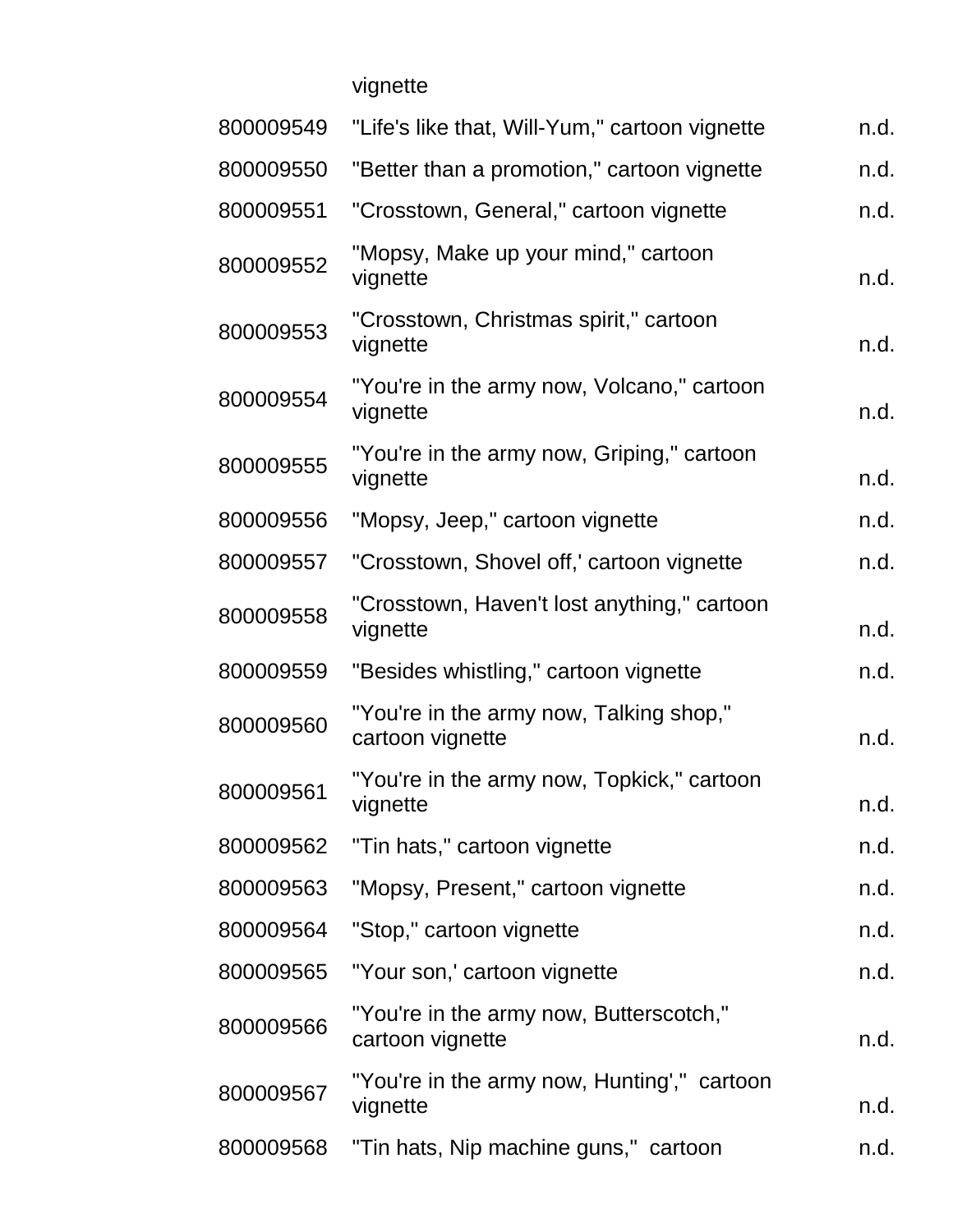| | vignette | |
|---|---|---|
| 800009549 | "Life's like that, Will-Yum," cartoon vignette | n.d. |
| 800009550 | "Better than a promotion," cartoon vignette | n.d. |
| 800009551 | "Crosstown, General," cartoon vignette | n.d. |
| 800009552 | "Mopsy, Make up your mind," cartoon vignette | n.d. |
| 800009553 | "Crosstown, Christmas spirit," cartoon vignette | n.d. |
| 800009554 | "You're in the army now, Volcano," cartoon vignette | n.d. |
| 800009555 | "You're in the army now, Griping," cartoon vignette | n.d. |
| 800009556 | "Mopsy, Jeep," cartoon vignette | n.d. |
| 800009557 | "Crosstown, Shovel off,' cartoon vignette | n.d. |
| 800009558 | "Crosstown, Haven't lost anything," cartoon vignette | n.d. |
| 800009559 | "Besides whistling," cartoon vignette | n.d. |
| 800009560 | "You're in the army now, Talking shop," cartoon vignette | n.d. |
| 800009561 | "You're in the army now, Topkick," cartoon vignette | n.d. |
| 800009562 | "Tin hats," cartoon vignette | n.d. |
| 800009563 | "Mopsy, Present," cartoon vignette | n.d. |
| 800009564 | "Stop," cartoon vignette | n.d. |
| 800009565 | "Your son,' cartoon vignette | n.d. |
| 800009566 | "You're in the army now, Butterscotch," cartoon vignette | n.d. |
| 800009567 | "You're in the army now, Hunting'," cartoon vignette | n.d. |
| 800009568 | "Tin hats, Nip machine guns," cartoon | n.d. |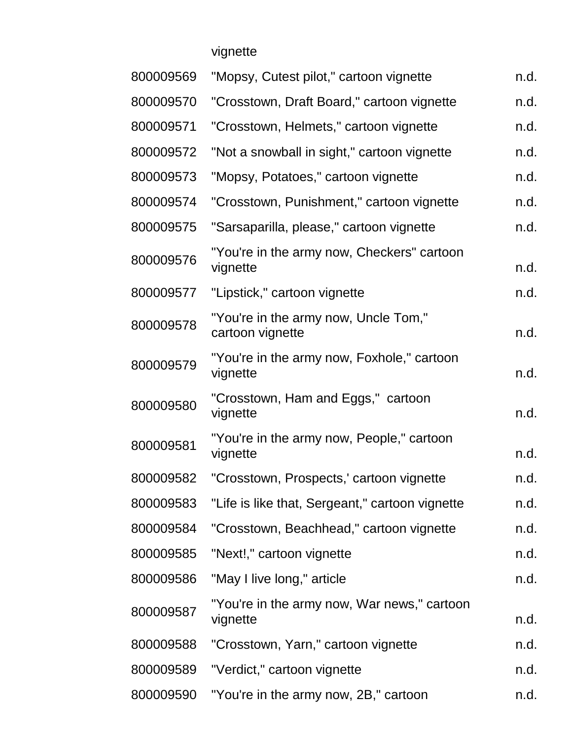| | vignette | |
|---|---|---|
| 800009569 | "Mopsy, Cutest pilot," cartoon vignette | n.d. |
| 800009570 | "Crosstown, Draft Board," cartoon vignette | n.d. |
| 800009571 | "Crosstown, Helmets," cartoon vignette | n.d. |
| 800009572 | "Not a snowball in sight," cartoon vignette | n.d. |
| 800009573 | "Mopsy, Potatoes," cartoon vignette | n.d. |
| 800009574 | "Crosstown, Punishment," cartoon vignette | n.d. |
| 800009575 | "Sarsaparilla, please," cartoon vignette | n.d. |
| 800009576 | "You're in the army now, Checkers" cartoon vignette | n.d. |
| 800009577 | "Lipstick," cartoon vignette | n.d. |
| 800009578 | "You're in the army now, Uncle Tom," cartoon vignette | n.d. |
| 800009579 | "You're in the army now, Foxhole," cartoon vignette | n.d. |
| 800009580 | "Crosstown, Ham and Eggs," cartoon vignette | n.d. |
| 800009581 | "You're in the army now, People," cartoon vignette | n.d. |
| 800009582 | "Crosstown, Prospects,' cartoon vignette | n.d. |
| 800009583 | "Life is like that, Sergeant," cartoon vignette | n.d. |
| 800009584 | "Crosstown, Beachhead," cartoon vignette | n.d. |
| 800009585 | "Next!," cartoon vignette | n.d. |
| 800009586 | "May I live long," article | n.d. |
| 800009587 | "You're in the army now, War news," cartoon vignette | n.d. |
| 800009588 | "Crosstown, Yarn," cartoon vignette | n.d. |
| 800009589 | "Verdict," cartoon vignette | n.d. |
| 800009590 | "You're in the army now, 2B," cartoon | n.d. |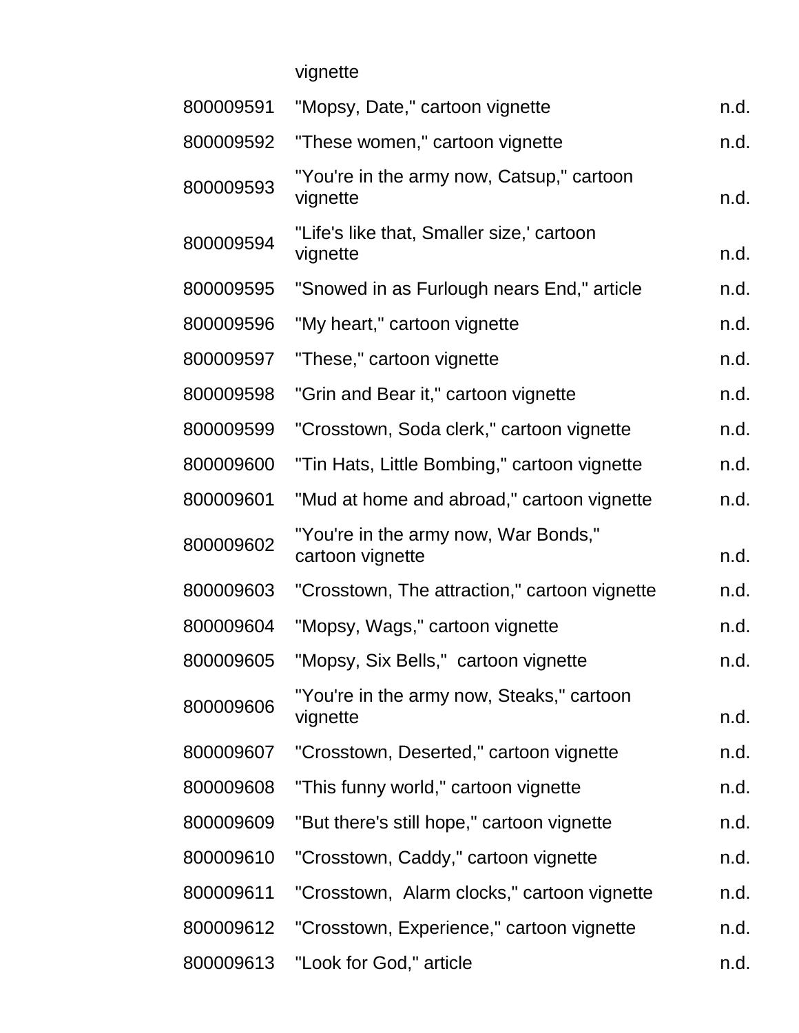| | vignette | |
|---|---|---|
| 800009591 | "Mopsy, Date," cartoon vignette | n.d. |
| 800009592 | "These women," cartoon vignette | n.d. |
| 800009593 | "You're in the army now, Catsup," cartoon vignette | n.d. |
| 800009594 | "Life's like that, Smaller size,' cartoon vignette | n.d. |
| 800009595 | "Snowed in as Furlough nears End," article | n.d. |
| 800009596 | "My heart," cartoon vignette | n.d. |
| 800009597 | "These," cartoon vignette | n.d. |
| 800009598 | "Grin and Bear it," cartoon vignette | n.d. |
| 800009599 | "Crosstown, Soda clerk," cartoon vignette | n.d. |
| 800009600 | "Tin Hats, Little Bombing," cartoon vignette | n.d. |
| 800009601 | "Mud at home and abroad," cartoon vignette | n.d. |
| 800009602 | "You're in the army now, War Bonds," cartoon vignette | n.d. |
| 800009603 | "Crosstown, The attraction," cartoon vignette | n.d. |
| 800009604 | "Mopsy, Wags," cartoon vignette | n.d. |
| 800009605 | "Mopsy, Six Bells," cartoon vignette | n.d. |
| 800009606 | "You're in the army now, Steaks," cartoon vignette | n.d. |
| 800009607 | "Crosstown, Deserted," cartoon vignette | n.d. |
| 800009608 | "This funny world," cartoon vignette | n.d. |
| 800009609 | "But there's still hope," cartoon vignette | n.d. |
| 800009610 | "Crosstown, Caddy," cartoon vignette | n.d. |
| 800009611 | "Crosstown, Alarm clocks," cartoon vignette | n.d. |
| 800009612 | "Crosstown, Experience," cartoon vignette | n.d. |
| 800009613 | "Look for God," article | n.d. |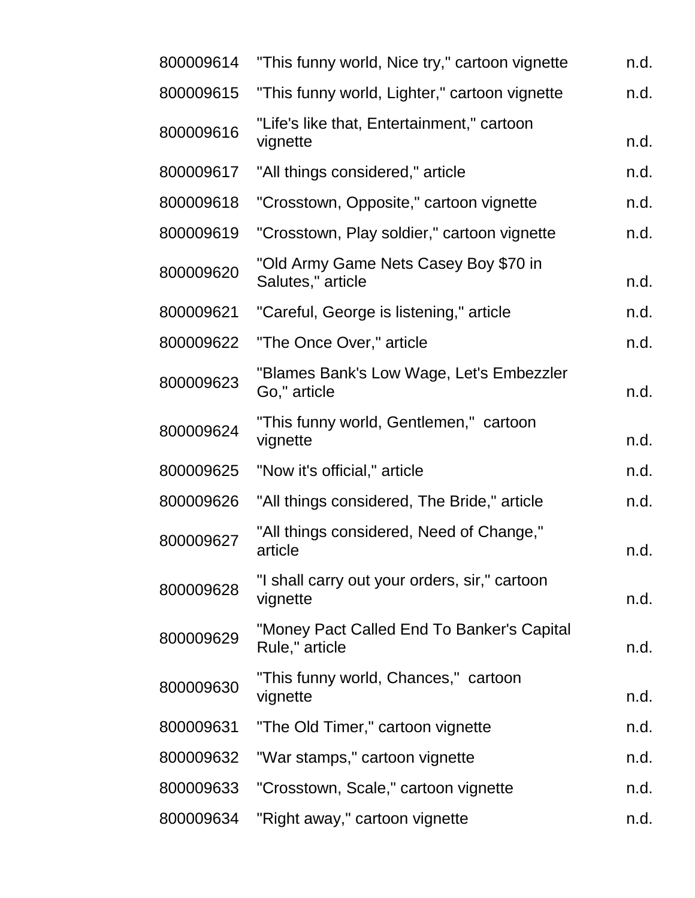| | | |
|---|---|---|
| 800009614 | "This funny world, Nice try," cartoon vignette | n.d. |
| 800009615 | "This funny world, Lighter," cartoon vignette | n.d. |
| 800009616 | "Life's like that, Entertainment," cartoon vignette | n.d. |
| 800009617 | "All things considered," article | n.d. |
| 800009618 | "Crosstown, Opposite," cartoon vignette | n.d. |
| 800009619 | "Crosstown, Play soldier," cartoon vignette | n.d. |
| 800009620 | "Old Army Game Nets Casey Boy $70 in Salutes," article | n.d. |
| 800009621 | "Careful, George is listening," article | n.d. |
| 800009622 | "The Once Over," article | n.d. |
| 800009623 | "Blames Bank's Low Wage, Let's Embezzler Go," article | n.d. |
| 800009624 | "This funny world, Gentlemen," cartoon vignette | n.d. |
| 800009625 | "Now it's official," article | n.d. |
| 800009626 | "All things considered, The Bride," article | n.d. |
| 800009627 | "All things considered, Need of Change," article | n.d. |
| 800009628 | "I shall carry out your orders, sir," cartoon vignette | n.d. |
| 800009629 | "Money Pact Called End To Banker's Capital Rule," article | n.d. |
| 800009630 | "This funny world, Chances," cartoon vignette | n.d. |
| 800009631 | "The Old Timer," cartoon vignette | n.d. |
| 800009632 | "War stamps," cartoon vignette | n.d. |
| 800009633 | "Crosstown, Scale," cartoon vignette | n.d. |
| 800009634 | "Right away," cartoon vignette | n.d. |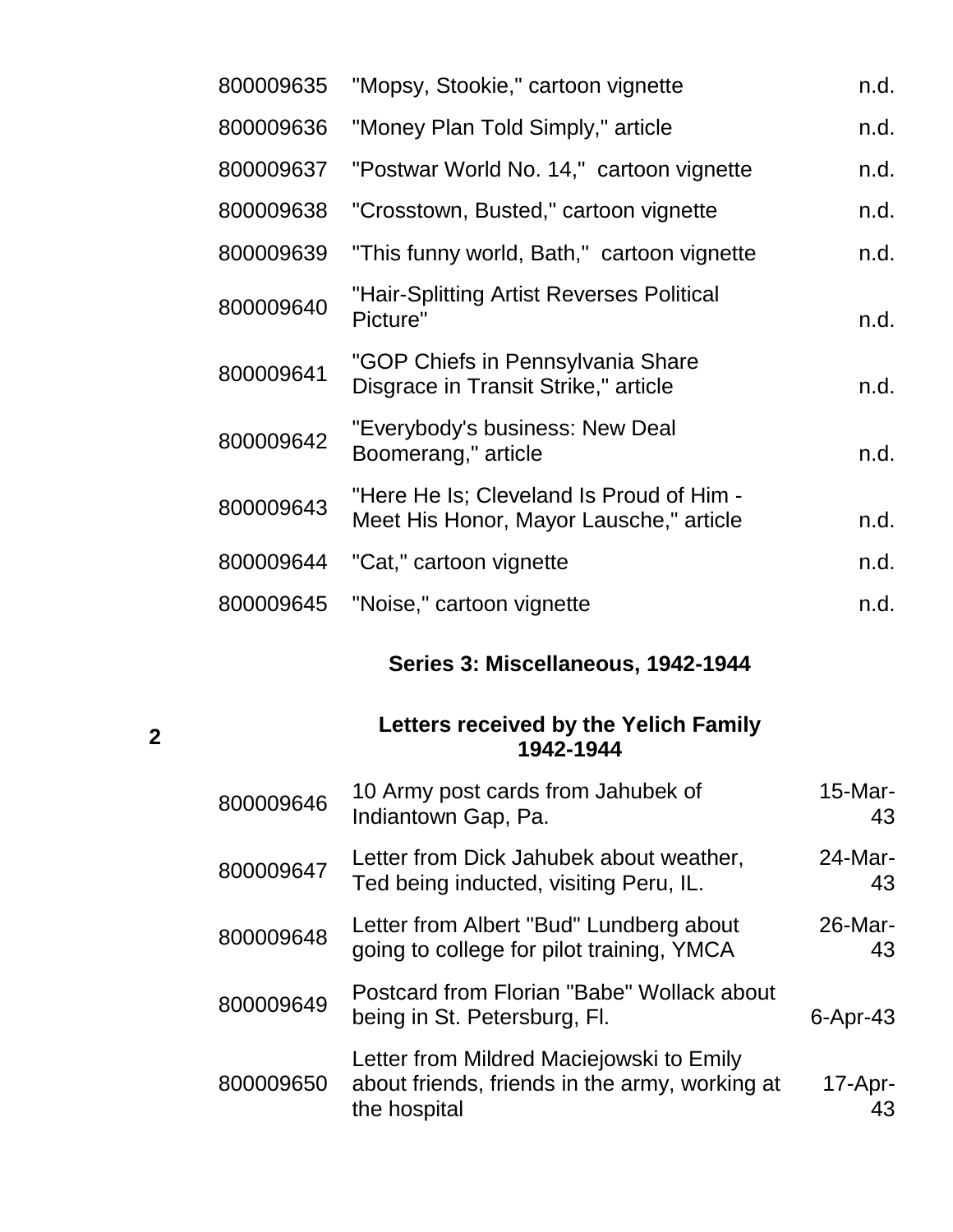| | | |
|---|---|---|
| 800009635 | "Mopsy, Stookie," cartoon vignette | n.d. |
| 800009636 | "Money Plan Told Simply," article | n.d. |
| 800009637 | "Postwar World No. 14," cartoon vignette | n.d. |
| 800009638 | "Crosstown, Busted," cartoon vignette | n.d. |
| 800009639 | "This funny world, Bath," cartoon vignette | n.d. |
| 800009640 | "Hair-Splitting Artist Reverses Political Picture" | n.d. |
| 800009641 | "GOP Chiefs in Pennsylvania Share Disgrace in Transit Strike," article | n.d. |
| 800009642 | "Everybody's business: New Deal Boomerang," article | n.d. |
| 800009643 | "Here He Is; Cleveland Is Proud of Him - Meet His Honor, Mayor Lausche," article | n.d. |
| 800009644 | "Cat," cartoon vignette | n.d. |
| 800009645 | "Noise," cartoon vignette | n.d. |

## Series 3: Miscellaneous, 1942-1944

**2**

### Letters received by the Yelich Family 1942-1944

| | | |
|---|---|---|
| 800009646 | 10 Army post cards from Jahubek of Indiantown Gap, Pa. | 15-Mar-43 |
| 800009647 | Letter from Dick Jahubek about weather, Ted being inducted, visiting Peru, IL. | 24-Mar-43 |
| 800009648 | Letter from Albert "Bud" Lundberg about going to college for pilot training, YMCA | 26-Mar-43 |
| 800009649 | Postcard from Florian "Babe" Wollack about being in St. Petersburg, Fl. | 6-Apr-43 |
| 800009650 | Letter from Mildred Maciejowski to Emily about friends, friends in the army, working at the hospital | 17-Apr-43 |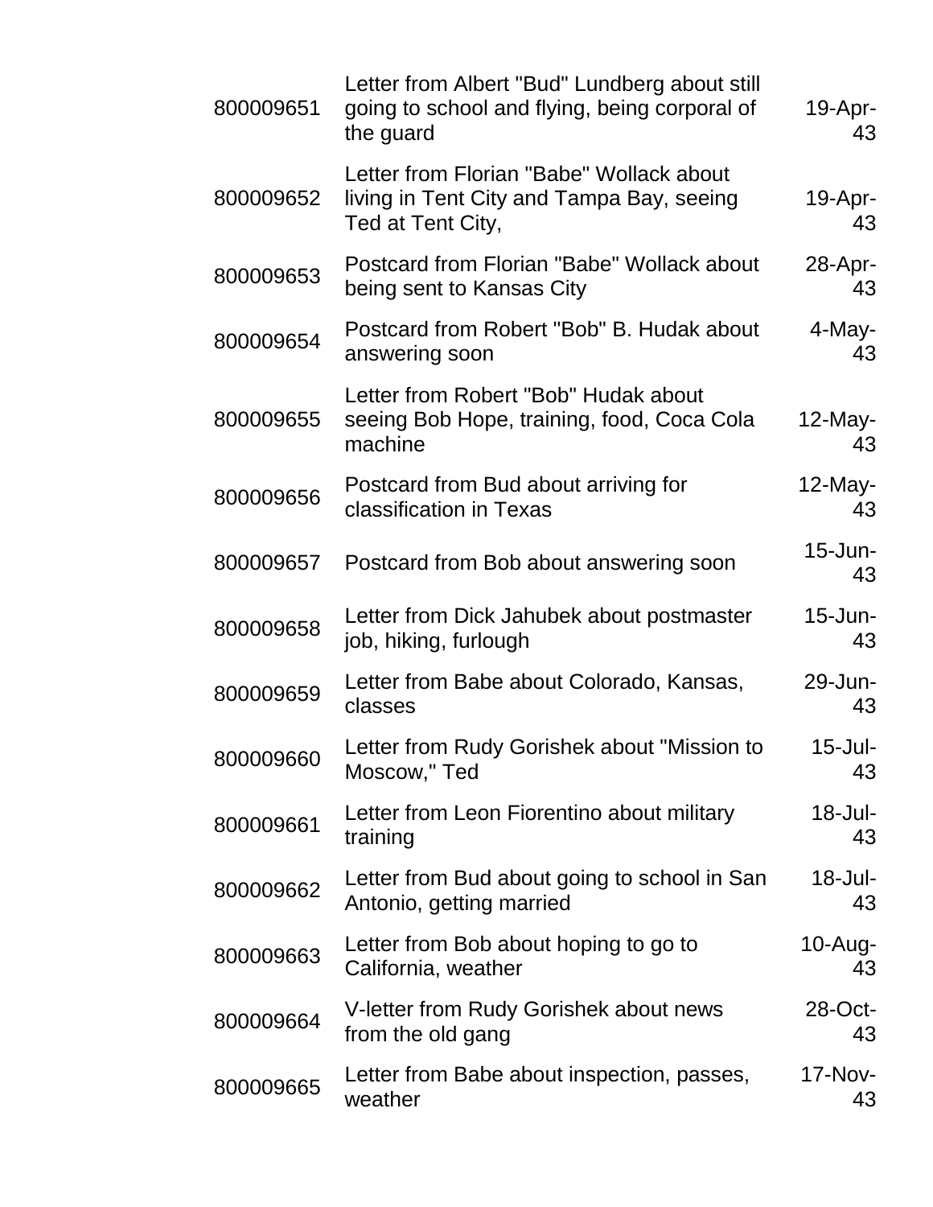| | | |
|---|---|---|
| 800009651 | Letter from Albert "Bud" Lundberg about still going to school and flying, being corporal of the guard | 19-Apr-43 |
| 800009652 | Letter from Florian "Babe" Wollack about living in Tent City and Tampa Bay, seeing Ted at Tent City, | 19-Apr-43 |
| 800009653 | Postcard from Florian "Babe" Wollack about being sent to Kansas City | 28-Apr-43 |
| 800009654 | Postcard from Robert "Bob" B. Hudak about answering soon | 4-May-43 |
| 800009655 | Letter from Robert "Bob" Hudak about seeing Bob Hope, training, food, Coca Cola machine | 12-May-43 |
| 800009656 | Postcard from Bud about arriving for classification in Texas | 12-May-43 |
| 800009657 | Postcard from Bob about answering soon | 15-Jun-43 |
| 800009658 | Letter from Dick Jahubek about postmaster job, hiking, furlough | 15-Jun-43 |
| 800009659 | Letter from Babe about Colorado, Kansas, classes | 29-Jun-43 |
| 800009660 | Letter from Rudy Gorishek about "Mission to Moscow," Ted | 15-Jul-43 |
| 800009661 | Letter from Leon Fiorentino about military training | 18-Jul-43 |
| 800009662 | Letter from Bud about going to school in San Antonio, getting married | 18-Jul-43 |
| 800009663 | Letter from Bob about hoping to go to California, weather | 10-Aug-43 |
| 800009664 | V-letter from Rudy Gorishek about news from the old gang | 28-Oct-43 |
| 800009665 | Letter from Babe about inspection, passes, weather | 17-Nov-43 |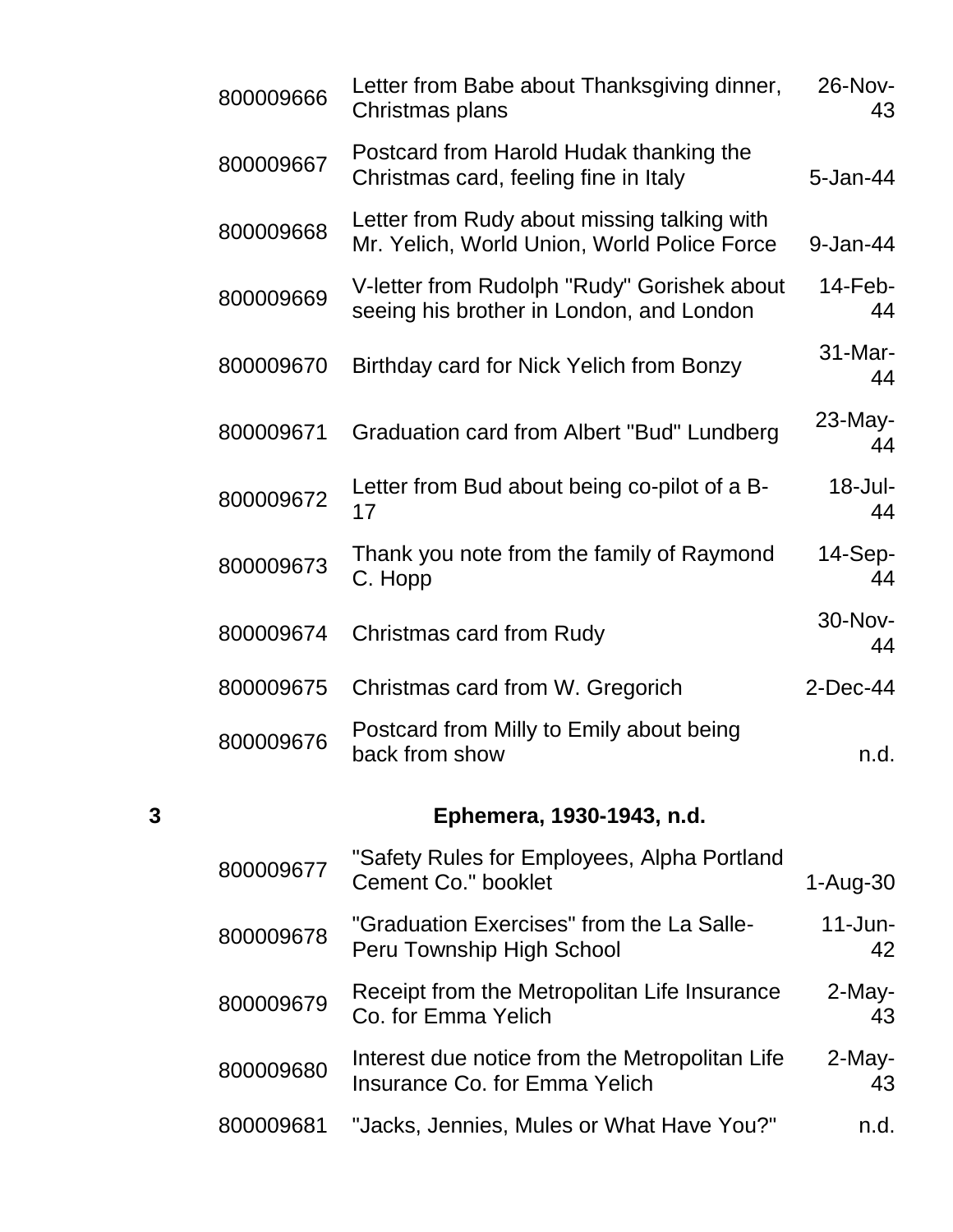| | | | |
|---|---|---|---|
| | 800009666 | Letter from Babe about Thanksgiving dinner, Christmas plans | 26-Nov-43 |
| | 800009667 | Postcard from Harold Hudak thanking the Christmas card, feeling fine in Italy | 5-Jan-44 |
| | 800009668 | Letter from Rudy about missing talking with Mr. Yelich, World Union, World Police Force | 9-Jan-44 |
| | 800009669 | V-letter from Rudolph "Rudy" Gorishek about seeing his brother in London, and London | 14-Feb-44 |
| | 800009670 | Birthday card for Nick Yelich from Bonzy | 31-Mar-44 |
| | 800009671 | Graduation card from Albert "Bud" Lundberg | 23-May-44 |
| | 800009672 | Letter from Bud about being co-pilot of a B-17 | 18-Jul-44 |
| | 800009673 | Thank you note from the family of Raymond C. Hopp | 14-Sep-44 |
| | 800009674 | Christmas card from Rudy | 30-Nov-44 |
| | 800009675 | Christmas card from W. Gregorich | 2-Dec-44 |
| | 800009676 | Postcard from Milly to Emily about being back from show | n.d. |
| **3** | | **Ephemera, 1930-1943, n.d.** | |
| | 800009677 | "Safety Rules for Employees, Alpha Portland Cement Co." booklet | 1-Aug-30 |
| | 800009678 | "Graduation Exercises" from the La Salle-Peru Township High School | 11-Jun-42 |
| | 800009679 | Receipt from the Metropolitan Life Insurance Co. for Emma Yelich | 2-May-43 |
| | 800009680 | Interest due notice from the Metropolitan Life Insurance Co. for Emma Yelich | 2-May-43 |
| | 800009681 | "Jacks, Jennies, Mules or What Have You?" | n.d. |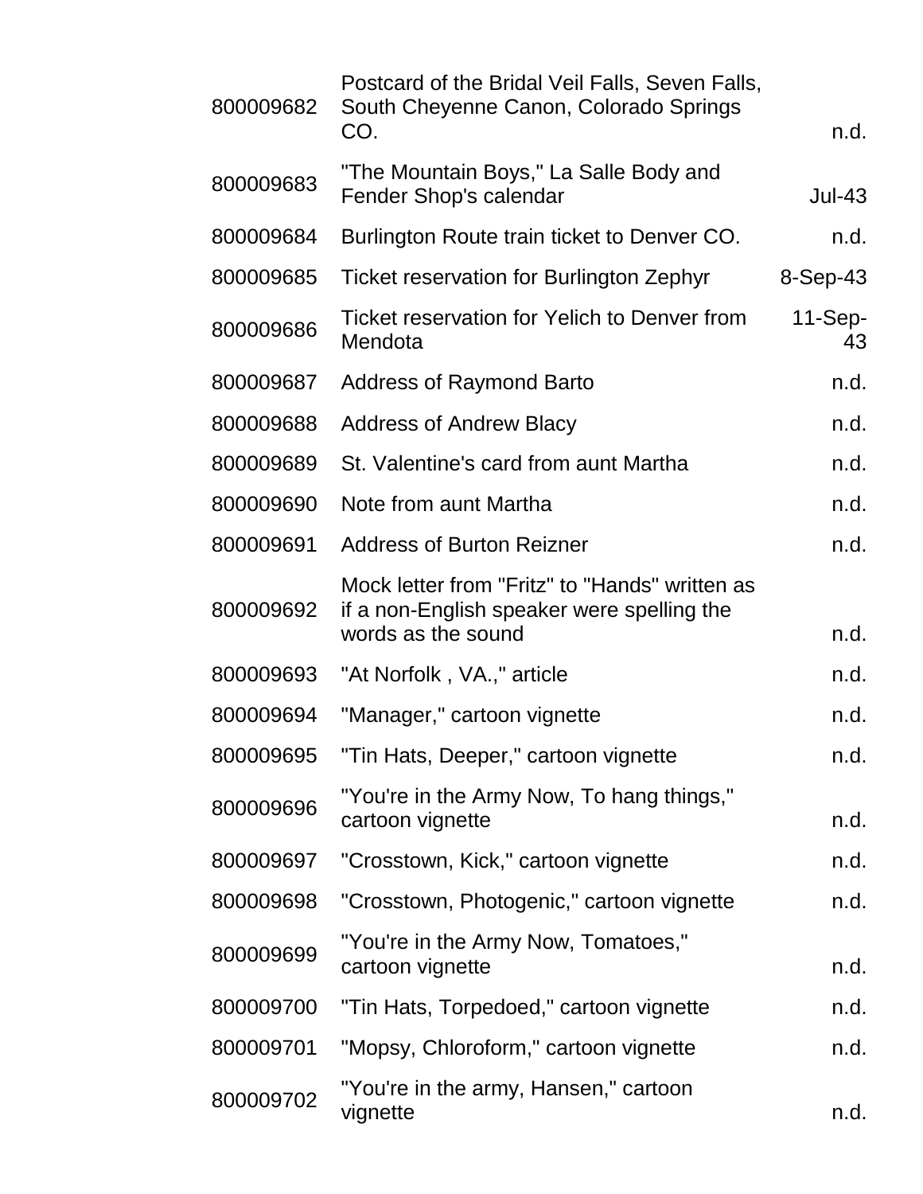| | | |
|---|---|---|
| 800009682 | Postcard of the Bridal Veil Falls, Seven Falls, South Cheyenne Canon, Colorado Springs CO. | n.d. |
| 800009683 | "The Mountain Boys," La Salle Body and Fender Shop's calendar | Jul-43 |
| 800009684 | Burlington Route train ticket to Denver CO. | n.d. |
| 800009685 | Ticket reservation for Burlington Zephyr | 8-Sep-43 |
| 800009686 | Ticket reservation for Yelich to Denver from Mendota | 11-Sep-43 |
| 800009687 | Address of Raymond Barto | n.d. |
| 800009688 | Address of Andrew Blacy | n.d. |
| 800009689 | St. Valentine's card from aunt Martha | n.d. |
| 800009690 | Note from aunt Martha | n.d. |
| 800009691 | Address of Burton Reizner | n.d. |
| 800009692 | Mock letter from "Fritz" to "Hands" written as if a non-English speaker were spelling the words as the sound | n.d. |
| 800009693 | "At Norfolk , VA.," article | n.d. |
| 800009694 | "Manager," cartoon vignette | n.d. |
| 800009695 | "Tin Hats, Deeper," cartoon vignette | n.d. |
| 800009696 | "You're in the Army Now, To hang things," cartoon vignette | n.d. |
| 800009697 | "Crosstown, Kick," cartoon vignette | n.d. |
| 800009698 | "Crosstown, Photogenic," cartoon vignette | n.d. |
| 800009699 | "You're in the Army Now, Tomatoes," cartoon vignette | n.d. |
| 800009700 | "Tin Hats, Torpedoed," cartoon vignette | n.d. |
| 800009701 | "Mopsy, Chloroform," cartoon vignette | n.d. |
| 800009702 | "You're in the army, Hansen," cartoon vignette | n.d. |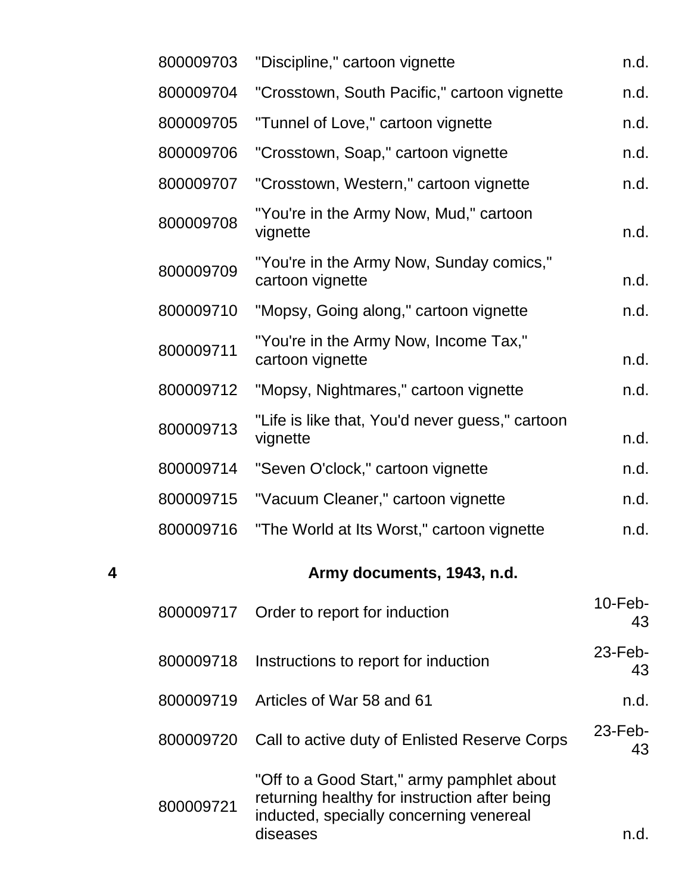| | | | |
|---|---|---|---|
| | 800009703 | "Discipline," cartoon vignette | n.d. |
| | 800009704 | "Crosstown, South Pacific," cartoon vignette | n.d. |
| | 800009705 | "Tunnel of Love," cartoon vignette | n.d. |
| | 800009706 | "Crosstown, Soap," cartoon vignette | n.d. |
| | 800009707 | "Crosstown, Western," cartoon vignette | n.d. |
| | 800009708 | "You're in the Army Now, Mud," cartoon vignette | n.d. |
| | 800009709 | "You're in the Army Now, Sunday comics," cartoon vignette | n.d. |
| | 800009710 | "Mopsy, Going along," cartoon vignette | n.d. |
| | 800009711 | "You're in the Army Now, Income Tax," cartoon vignette | n.d. |
| | 800009712 | "Mopsy, Nightmares," cartoon vignette | n.d. |
| | 800009713 | "Life is like that, You'd never guess," cartoon vignette | n.d. |
| | 800009714 | "Seven O'clock," cartoon vignette | n.d. |
| | 800009715 | "Vacuum Cleaner," cartoon vignette | n.d. |
| | 800009716 | "The World at Its Worst," cartoon vignette | n.d. |
| **4** | | **Army documents, 1943, n.d.** | |
| | 800009717 | Order to report for induction | 10-Feb-43 |
| | 800009718 | Instructions to report for induction | 23-Feb-43 |
| | 800009719 | Articles of War 58 and 61 | n.d. |
| | 800009720 | Call to active duty of Enlisted Reserve Corps | 23-Feb-43 |
| | 800009721 | "Off to a Good Start," army pamphlet about returning healthy for instruction after being inducted, specially concerning venereal diseases | n.d. |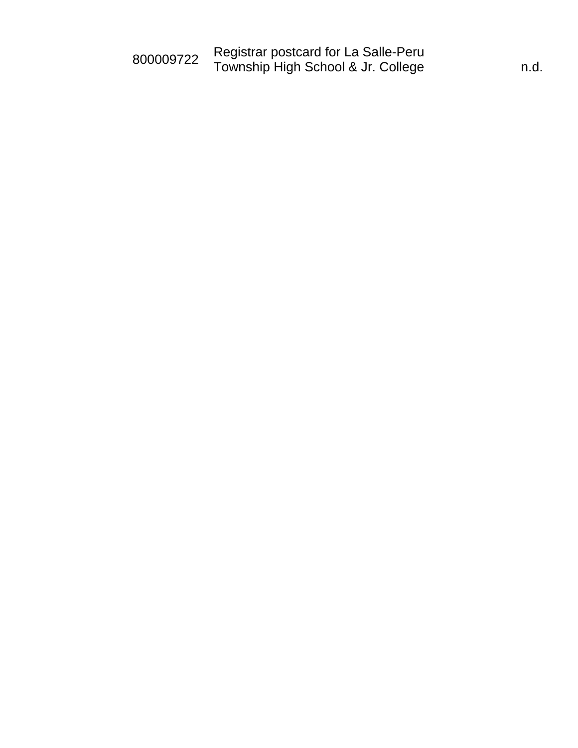| | | |
|---|---|---|
| 800009722 | Registrar postcard for La Salle-Peru Township High School & Jr. College | n.d. |